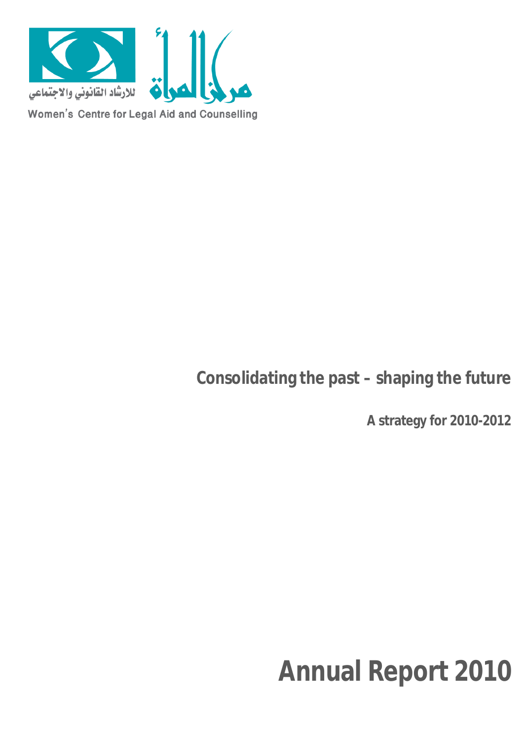مركز المرأة للارشاد القانوني والاجتماعي

Women's Centre for Legal Aid and Counselling

## Consolidating the past – shaping the future

**A strategy for 2010-2012**

# Annual Report 2010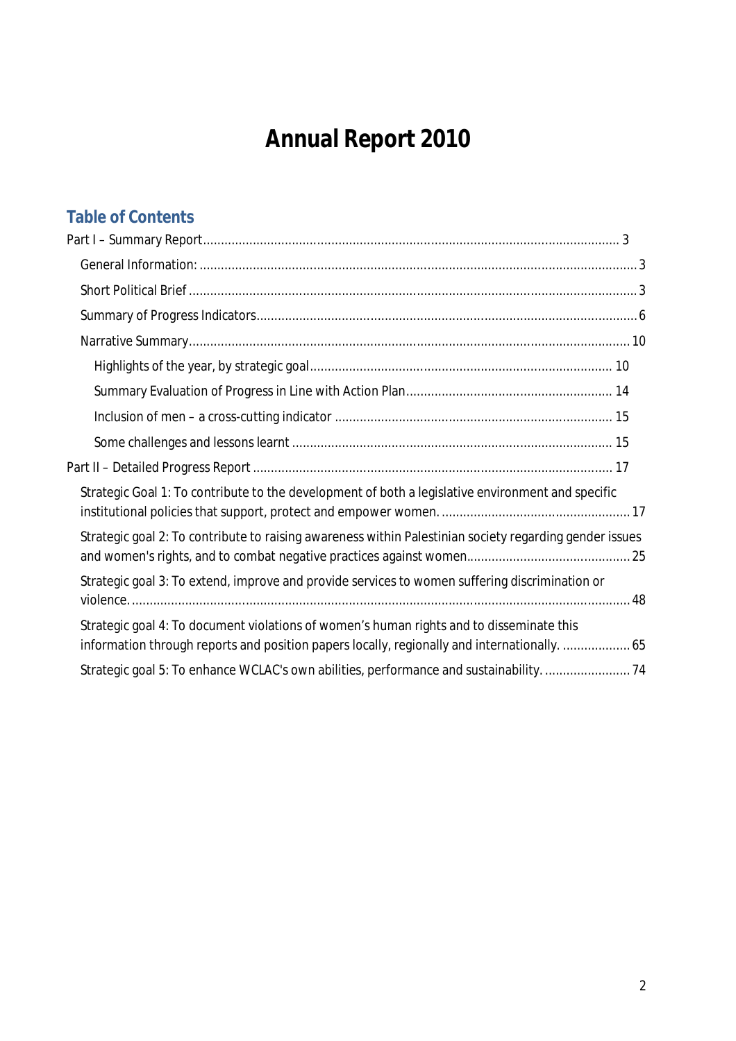# Annual Report 2010

## Table of Contents

Part I – Summary Report .................................................. 3

- General Information: .................................................. 3
- Short Political Brief .................................................. 3
- Summary of Progress Indicators .................................................. 6
- Narrative Summary .................................................. 10
  - Highlights of the year, by strategic goal .................................................. 10
  - Summary Evaluation of Progress in Line with Action Plan .................................................. 14
  - Inclusion of men – a cross-cutting indicator .................................................. 15
  - Some challenges and lessons learnt .................................................. 15

Part II – Detailed Progress Report .................................................. 17

- Strategic Goal 1: To contribute to the development of both a legislative environment and specific institutional policies that support, protect and empower women. .................................................. 17
- Strategic goal 2: To contribute to raising awareness within Palestinian society regarding gender issues and women's rights, and to combat negative practices against women .................................................. 25
- Strategic goal 3: To extend, improve and provide services to women suffering discrimination or violence. .................................................. 48
- Strategic goal 4: To document violations of women's human rights and to disseminate this information through reports and position papers locally, regionally and internationally. .................................................. 65
- Strategic goal 5: To enhance WCLAC's own abilities, performance and sustainability. .................................................. 74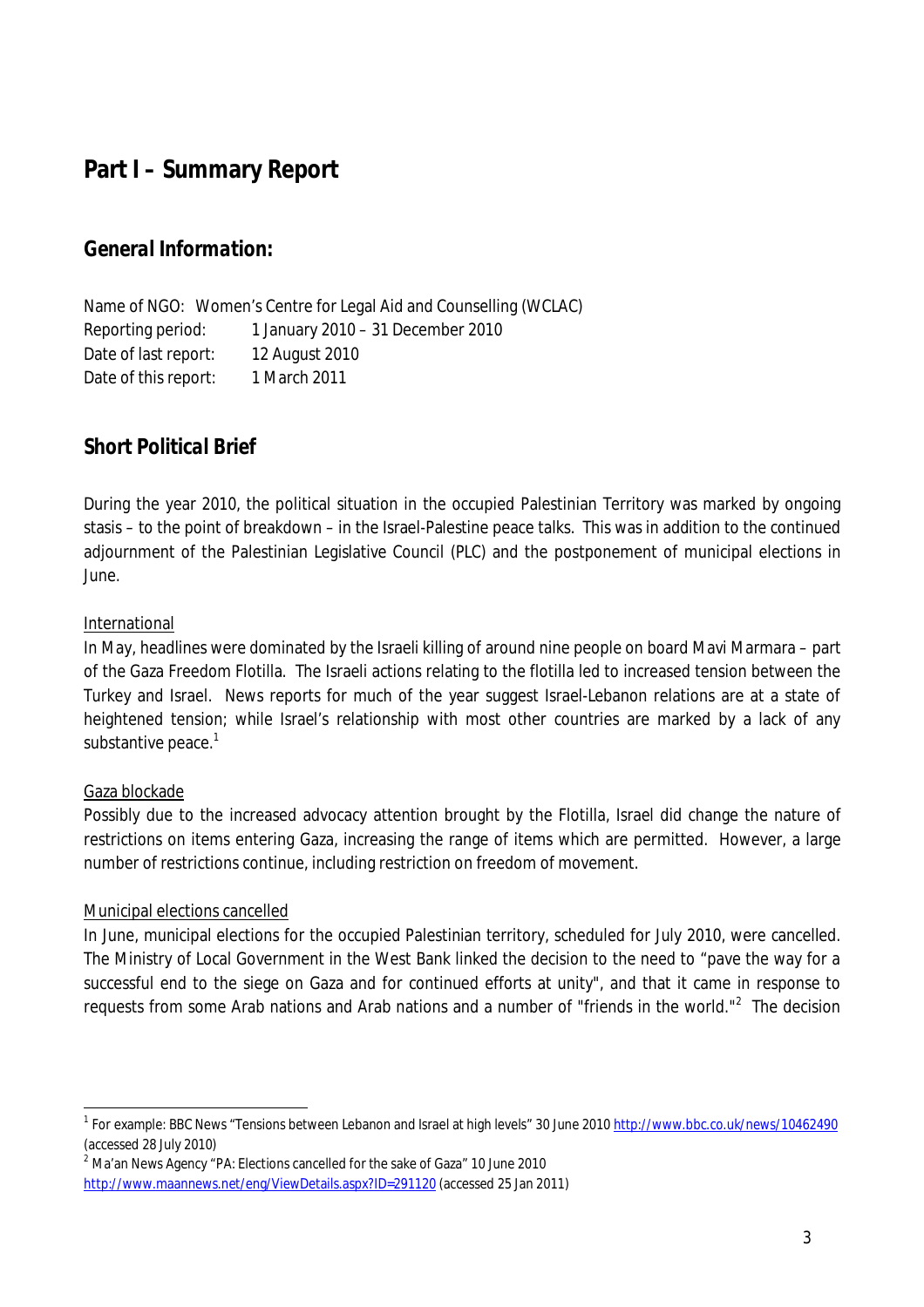# Part I – Summary Report

## General Information:

Name of NGO: Women's Centre for Legal Aid and Counselling (WCLAC)
Reporting period: 1 January 2010 – 31 December 2010
Date of last report: 12 August 2010
Date of this report: 1 March 2011

## Short Political Brief

During the year 2010, the political situation in the occupied Palestinian Territory was marked by ongoing stasis – to the point of breakdown – in the Israel-Palestine peace talks. This was in addition to the continued adjournment of the Palestinian Legislative Council (PLC) and the postponement of municipal elections in June.

International

In May, headlines were dominated by the Israeli killing of around nine people on board Mavi Marmara – part of the Gaza Freedom Flotilla. The Israeli actions relating to the flotilla led to increased tension between the Turkey and Israel. News reports for much of the year suggest Israel-Lebanon relations are at a state of heightened tension; while Israel's relationship with most other countries are marked by a lack of any substantive peace.[1]

Gaza blockade

Possibly due to the increased advocacy attention brought by the Flotilla, Israel did change the nature of restrictions on items entering Gaza, increasing the range of items which are permitted. However, a large number of restrictions continue, including restriction on freedom of movement.

Municipal elections cancelled

In June, municipal elections for the occupied Palestinian territory, scheduled for July 2010, were cancelled. The Ministry of Local Government in the West Bank linked the decision to the need to "pave the way for a successful end to the siege on Gaza and for continued efforts at unity", and that it came in response to requests from some Arab nations and Arab nations and a number of "friends in the world."[2] The decision

---

[1] For example: BBC News "Tensions between Lebanon and Israel at high levels" 30 June 2010 http://www.bbc.co.uk/news/10462490 (accessed 28 July 2010)

[2] Ma'an News Agency "PA: Elections cancelled for the sake of Gaza" 10 June 2010 http://www.maannews.net/eng/ViewDetails.aspx?ID=291120 (accessed 25 Jan 2011)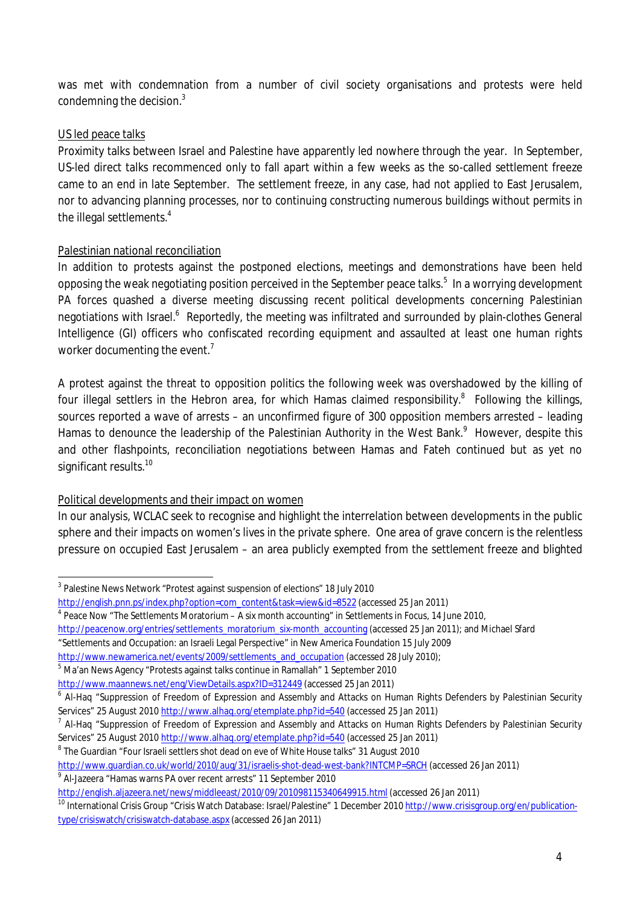was met with condemnation from a number of civil society organisations and protests were held condemning the decision.[3]

US led peace talks

Proximity talks between Israel and Palestine have apparently led nowhere through the year. In September, US-led direct talks recommenced only to fall apart within a few weeks as the so-called settlement freeze came to an end in late September. The settlement freeze, in any case, had not applied to East Jerusalem, nor to advancing planning processes, nor to continuing constructing numerous buildings without permits in the illegal settlements.[4]

Palestinian national reconciliation

In addition to protests against the postponed elections, meetings and demonstrations have been held opposing the weak negotiating position perceived in the September peace talks.[5] In a worrying development PA forces quashed a diverse meeting discussing recent political developments concerning Palestinian negotiations with Israel.[6] Reportedly, the meeting was infiltrated and surrounded by plain-clothes General Intelligence (GI) officers who confiscated recording equipment and assaulted at least one human rights worker documenting the event.[7]

A protest against the threat to opposition politics the following week was overshadowed by the killing of four illegal settlers in the Hebron area, for which Hamas claimed responsibility.[8] Following the killings, sources reported a wave of arrests – an unconfirmed figure of 300 opposition members arrested – leading Hamas to denounce the leadership of the Palestinian Authority in the West Bank.[9] However, despite this and other flashpoints, reconciliation negotiations between Hamas and Fateh continued but as yet no significant results.[10]

Political developments and their impact on women

In our analysis, WCLAC seek to recognise and highlight the interrelation between developments in the public sphere and their impacts on women's lives in the private sphere. One area of grave concern is the relentless pressure on occupied East Jerusalem – an area publicly exempted from the settlement freeze and blighted

---

[3] Palestine News Network "Protest against suspension of elections" 18 July 2010 http://english.pnn.ps/index.php?option=com_content&task=view&id=8522 (accessed 25 Jan 2011)

[4] Peace Now "The Settlements Moratorium – A six month accounting" in Settlements in Focus, 14 June 2010, http://peacenow.org/entries/settlements_moratorium_six-month_accounting (accessed 25 Jan 2011); and Michael Sfard "Settlements and Occupation: an Israeli Legal Perspective" in New America Foundation 15 July 2009 http://www.newamerica.net/events/2009/settlements_and_occupation (accessed 28 July 2010);

[5] Ma'an News Agency "Protests against talks continue in Ramallah" 1 September 2010 http://www.maannews.net/eng/ViewDetails.aspx?ID=312449 (accessed 25 Jan 2011)

[6] Al-Haq "Suppression of Freedom of Expression and Assembly and Attacks on Human Rights Defenders by Palestinian Security Services" 25 August 2010 http://www.alhaq.org/etemplate.php?id=540 (accessed 25 Jan 2011)

[7] Al-Haq "Suppression of Freedom of Expression and Assembly and Attacks on Human Rights Defenders by Palestinian Security Services" 25 August 2010 http://www.alhaq.org/etemplate.php?id=540 (accessed 25 Jan 2011)

[8] The Guardian "Four Israeli settlers shot dead on eve of White House talks" 31 August 2010 http://www.guardian.co.uk/world/2010/aug/31/israelis-shot-dead-west-bank?INTCMP=SRCH (accessed 26 Jan 2011)

[9] Al-Jazeera "Hamas warns PA over recent arrests" 11 September 2010 http://english.aljazeera.net/news/middleeast/2010/09/201098115340649915.html (accessed 26 Jan 2011)

[10] International Crisis Group "Crisis Watch Database: Israel/Palestine" 1 December 2010 http://www.crisisgroup.org/en/publication-type/crisiswatch/crisiswatch-database.aspx (accessed 26 Jan 2011)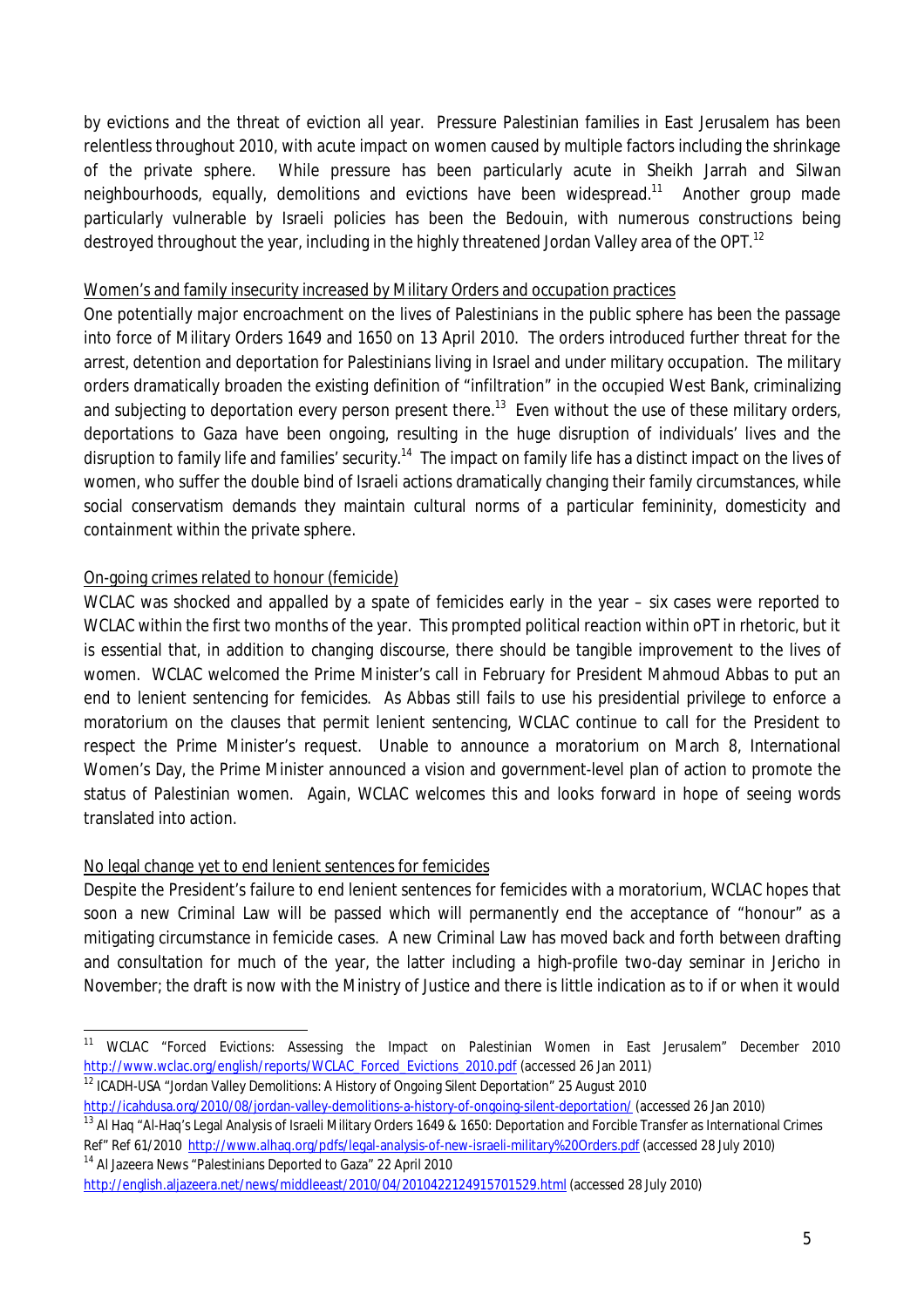by evictions and the threat of eviction all year. Pressure Palestinian families in East Jerusalem has been relentless throughout 2010, with acute impact on women caused by multiple factors including the shrinkage of the private sphere. While pressure has been particularly acute in Sheikh Jarrah and Silwan neighbourhoods, equally, demolitions and evictions have been widespread.[11] Another group made particularly vulnerable by Israeli policies has been the Bedouin, with numerous constructions being destroyed throughout the year, including in the highly threatened Jordan Valley area of the OPT.[12]

Women's and family insecurity increased by Military Orders and occupation practices

One potentially major encroachment on the lives of Palestinians in the public sphere has been the passage into force of Military Orders 1649 and 1650 on 13 April 2010. The orders introduced further threat for the arrest, detention and deportation for Palestinians living in Israel and under military occupation. The military orders dramatically broaden the existing definition of "infiltration" in the occupied West Bank, criminalizing and subjecting to deportation every person present there.[13] Even without the use of these military orders, deportations to Gaza have been ongoing, resulting in the huge disruption of individuals' lives and the disruption to family life and families' security.[14] The impact on family life has a distinct impact on the lives of women, who suffer the double bind of Israeli actions dramatically changing their family circumstances, while social conservatism demands they maintain cultural norms of a particular femininity, domesticity and containment within the private sphere.

On-going crimes related to honour (femicide)

WCLAC was shocked and appalled by a spate of femicides early in the year – six cases were reported to WCLAC within the first two months of the year. This prompted political reaction within oPT in rhetoric, but it is essential that, in addition to changing discourse, there should be tangible improvement to the lives of women. WCLAC welcomed the Prime Minister's call in February for President Mahmoud Abbas to put an end to lenient sentencing for femicides. As Abbas still fails to use his presidential privilege to enforce a moratorium on the clauses that permit lenient sentencing, WCLAC continue to call for the President to respect the Prime Minister's request. Unable to announce a moratorium on March 8, International Women's Day, the Prime Minister announced a vision and government-level plan of action to promote the status of Palestinian women. Again, WCLAC welcomes this and looks forward in hope of seeing words translated into action.

No legal change yet to end lenient sentences for femicides

Despite the President's failure to end lenient sentences for femicides with a moratorium, WCLAC hopes that soon a new Criminal Law will be passed which will permanently end the acceptance of "honour" as a mitigating circumstance in femicide cases. A new Criminal Law has moved back and forth between drafting and consultation for much of the year, the latter including a high-profile two-day seminar in Jericho in November; the draft is now with the Ministry of Justice and there is little indication as to if or when it would

---

[11] WCLAC "Forced Evictions: Assessing the Impact on Palestinian Women in East Jerusalem" December 2010 http://www.wclac.org/english/reports/WCLAC_Forced_Evictions_2010.pdf (accessed 26 Jan 2011)

[12] ICADH-USA "Jordan Valley Demolitions: A History of Ongoing Silent Deportation" 25 August 2010 http://icahdusa.org/2010/08/jordan-valley-demolitions-a-history-of-ongoing-silent-deportation/ (accessed 26 Jan 2010)

[13] Al Haq "Al-Haq's Legal Analysis of Israeli Military Orders 1649 & 1650: Deportation and Forcible Transfer as International Crimes Ref" Ref 61/2010 http://www.alhaq.org/pdfs/legal-analysis-of-new-israeli-military%20Orders.pdf (accessed 28 July 2010)

[14] Al Jazeera News "Palestinians Deported to Gaza" 22 April 2010 http://english.aljazeera.net/news/middleeast/2010/04/2010422124915701529.html (accessed 28 July 2010)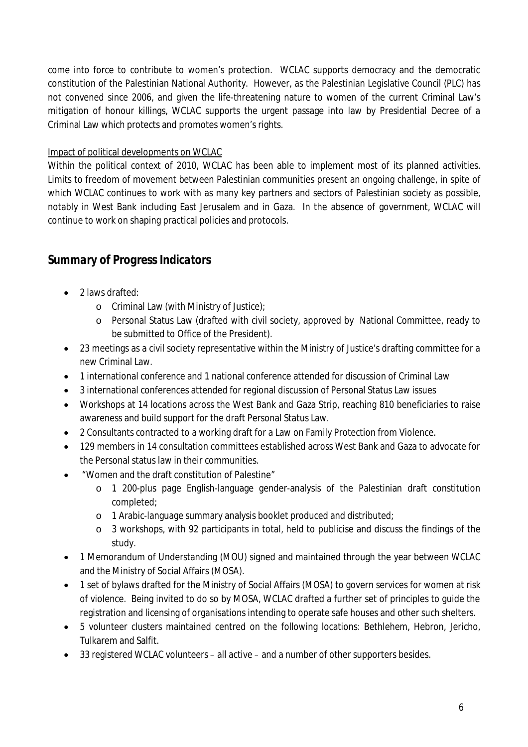come into force to contribute to women's protection. WCLAC supports democracy and the democratic constitution of the Palestinian National Authority. However, as the Palestinian Legislative Council (PLC) has not convened since 2006, and given the life-threatening nature to women of the current Criminal Law's mitigation of honour killings, WCLAC supports the urgent passage into law by Presidential Decree of a Criminal Law which protects and promotes women's rights.

Impact of political developments on WCLAC

Within the political context of 2010, WCLAC has been able to implement most of its planned activities. Limits to freedom of movement between Palestinian communities present an ongoing challenge, in spite of which WCLAC continues to work with as many key partners and sectors of Palestinian society as possible, notably in West Bank including East Jerusalem and in Gaza. In the absence of government, WCLAC will continue to work on shaping practical policies and protocols.

## *Summary of Progress Indicators*

- 2 laws drafted:
  - Criminal Law (with Ministry of Justice);
  - Personal Status Law (drafted with civil society, approved by National Committee, ready to be submitted to Office of the President).
- 23 meetings as a civil society representative within the Ministry of Justice's drafting committee for a new Criminal Law.
- 1 international conference and 1 national conference attended for discussion of Criminal Law
- 3 international conferences attended for regional discussion of Personal Status Law issues
- Workshops at 14 locations across the West Bank and Gaza Strip, reaching 810 beneficiaries to raise awareness and build support for the draft Personal Status Law.
- 2 Consultants contracted to a working draft for a Law on Family Protection from Violence.
- 129 members in 14 consultation committees established across West Bank and Gaza to advocate for the Personal status law in their communities.
- "Women and the draft constitution of Palestine"
  - 1 200-plus page English-language gender-analysis of the Palestinian draft constitution completed;
  - 1 Arabic-language summary analysis booklet produced and distributed;
  - 3 workshops, with 92 participants in total, held to publicise and discuss the findings of the study.
- 1 Memorandum of Understanding (MOU) signed and maintained through the year between WCLAC and the Ministry of Social Affairs (MOSA).
- 1 set of bylaws drafted for the Ministry of Social Affairs (MOSA) to govern services for women at risk of violence. Being invited to do so by MOSA, WCLAC drafted a further set of principles to guide the registration and licensing of organisations intending to operate safe houses and other such shelters.
- 5 volunteer clusters maintained centred on the following locations: Bethlehem, Hebron, Jericho, Tulkarem and Salfit.
- 33 registered WCLAC volunteers – all active – and a number of other supporters besides.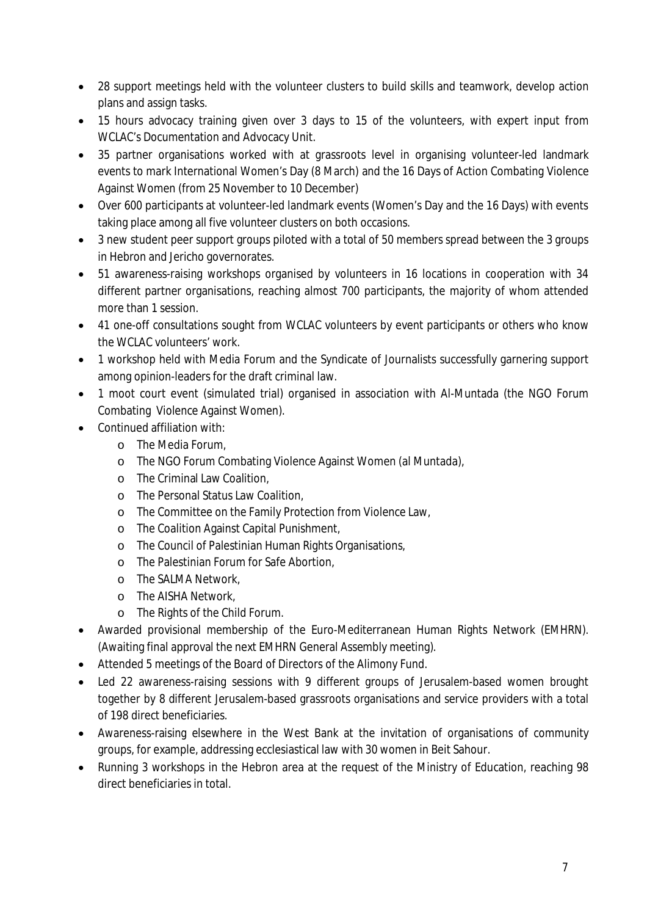- 28 support meetings held with the volunteer clusters to build skills and teamwork, develop action plans and assign tasks.
- 15 hours advocacy training given over 3 days to 15 of the volunteers, with expert input from WCLAC's Documentation and Advocacy Unit.
- 35 partner organisations worked with at grassroots level in organising volunteer-led landmark events to mark International Women's Day (8 March) and the 16 Days of Action Combating Violence Against Women (from 25 November to 10 December)
- Over 600 participants at volunteer-led landmark events (Women's Day and the 16 Days) with events taking place among all five volunteer clusters on both occasions.
- 3 new student peer support groups piloted with a total of 50 members spread between the 3 groups in Hebron and Jericho governorates.
- 51 awareness-raising workshops organised by volunteers in 16 locations in cooperation with 34 different partner organisations, reaching almost 700 participants, the majority of whom attended more than 1 session.
- 41 one-off consultations sought from WCLAC volunteers by event participants or others who know the WCLAC volunteers' work.
- 1 workshop held with Media Forum and the Syndicate of Journalists successfully garnering support among opinion-leaders for the draft criminal law.
- 1 moot court event (simulated trial) organised in association with Al-Muntada (the NGO Forum Combating Violence Against Women).
- Continued affiliation with:
  - The Media Forum,
  - The NGO Forum Combating Violence Against Women (al Muntada),
  - The Criminal Law Coalition,
  - The Personal Status Law Coalition,
  - The Committee on the Family Protection from Violence Law,
  - The Coalition Against Capital Punishment,
  - The Council of Palestinian Human Rights Organisations,
  - The Palestinian Forum for Safe Abortion,
  - The SALMA Network,
  - The AISHA Network,
  - The Rights of the Child Forum.
- Awarded provisional membership of the Euro-Mediterranean Human Rights Network (EMHRN). (Awaiting final approval the next EMHRN General Assembly meeting).
- Attended 5 meetings of the Board of Directors of the Alimony Fund.
- Led 22 awareness-raising sessions with 9 different groups of Jerusalem-based women brought together by 8 different Jerusalem-based grassroots organisations and service providers with a total of 198 direct beneficiaries.
- Awareness-raising elsewhere in the West Bank at the invitation of organisations of community groups, for example, addressing ecclesiastical law with 30 women in Beit Sahour.
- Running 3 workshops in the Hebron area at the request of the Ministry of Education, reaching 98 direct beneficiaries in total.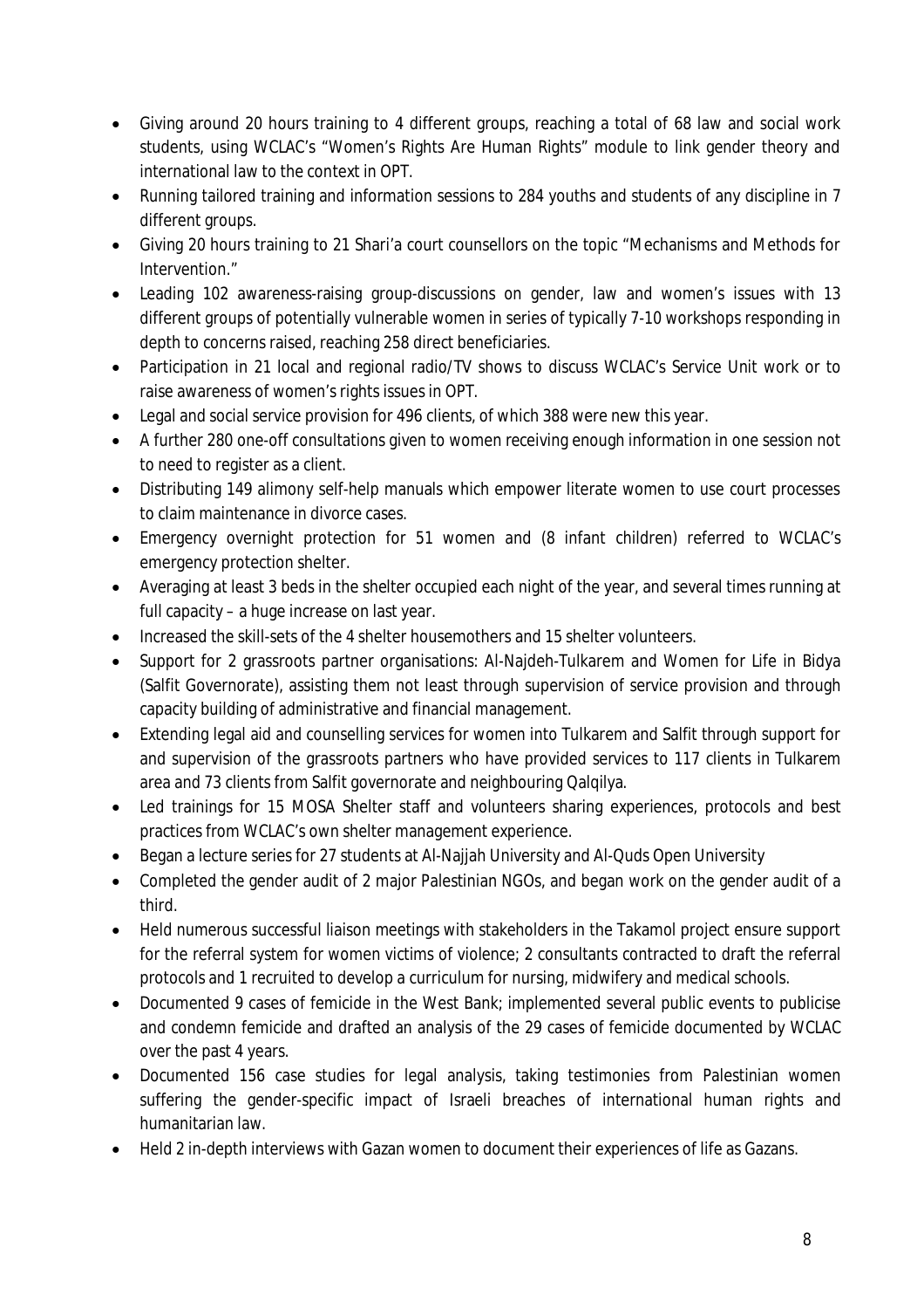- Giving around 20 hours training to 4 different groups, reaching a total of 68 law and social work students, using WCLAC's "Women's Rights Are Human Rights" module to link gender theory and international law to the context in OPT.
- Running tailored training and information sessions to 284 youths and students of any discipline in 7 different groups.
- Giving 20 hours training to 21 Shari'a court counsellors on the topic "Mechanisms and Methods for Intervention."
- Leading 102 awareness-raising group-discussions on gender, law and women's issues with 13 different groups of potentially vulnerable women in series of typically 7-10 workshops responding in depth to concerns raised, reaching 258 direct beneficiaries.
- Participation in 21 local and regional radio/TV shows to discuss WCLAC's Service Unit work or to raise awareness of women's rights issues in OPT.
- Legal and social service provision for 496 clients, of which 388 were new this year.
- A further 280 one-off consultations given to women receiving enough information in one session not to need to register as a client.
- Distributing 149 alimony self-help manuals which empower literate women to use court processes to claim maintenance in divorce cases.
- Emergency overnight protection for 51 women and (8 infant children) referred to WCLAC's emergency protection shelter.
- Averaging at least 3 beds in the shelter occupied each night of the year, and several times running at full capacity – a huge increase on last year.
- Increased the skill-sets of the 4 shelter housemothers and 15 shelter volunteers.
- Support for 2 grassroots partner organisations: Al-Najdeh-Tulkarem and Women for Life in Bidya (Salfit Governorate), assisting them not least through supervision of service provision and through capacity building of administrative and financial management.
- Extending legal aid and counselling services for women into Tulkarem and Salfit through support for and supervision of the grassroots partners who have provided services to 117 clients in Tulkarem area and 73 clients from Salfit governorate and neighbouring Qalqilya.
- Led trainings for 15 MOSA Shelter staff and volunteers sharing experiences, protocols and best practices from WCLAC's own shelter management experience.
- Began a lecture series for 27 students at Al-Najjah University and Al-Quds Open University
- Completed the gender audit of 2 major Palestinian NGOs, and began work on the gender audit of a third.
- Held numerous successful liaison meetings with stakeholders in the Takamol project ensure support for the referral system for women victims of violence; 2 consultants contracted to draft the referral protocols and 1 recruited to develop a curriculum for nursing, midwifery and medical schools.
- Documented 9 cases of femicide in the West Bank; implemented several public events to publicise and condemn femicide and drafted an analysis of the 29 cases of femicide documented by WCLAC over the past 4 years.
- Documented 156 case studies for legal analysis, taking testimonies from Palestinian women suffering the gender-specific impact of Israeli breaches of international human rights and humanitarian law.
- Held 2 in-depth interviews with Gazan women to document their experiences of life as Gazans.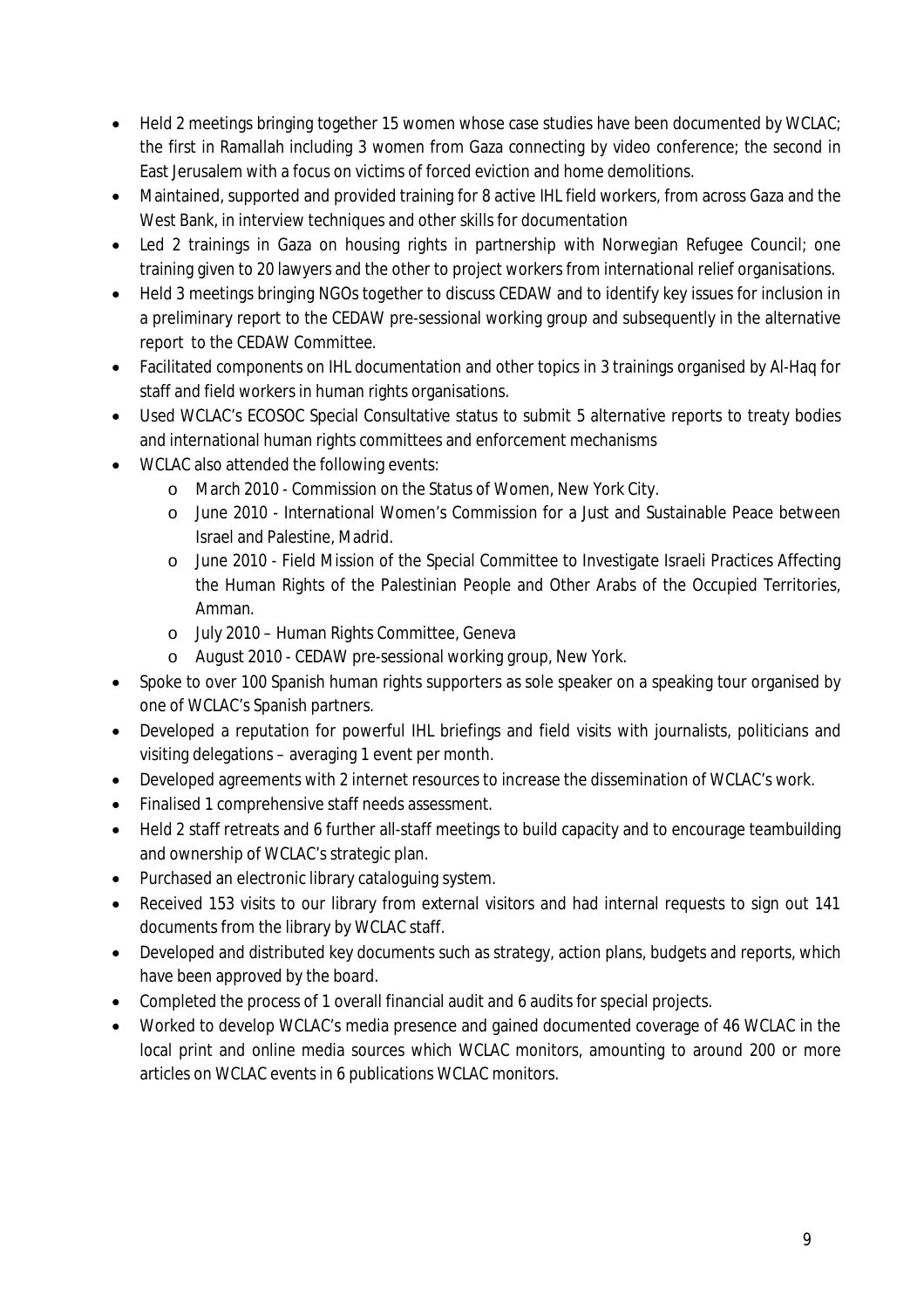- Held 2 meetings bringing together 15 women whose case studies have been documented by WCLAC; the first in Ramallah including 3 women from Gaza connecting by video conference; the second in East Jerusalem with a focus on victims of forced eviction and home demolitions.
- Maintained, supported and provided training for 8 active IHL field workers, from across Gaza and the West Bank, in interview techniques and other skills for documentation
- Led 2 trainings in Gaza on housing rights in partnership with Norwegian Refugee Council; one training given to 20 lawyers and the other to project workers from international relief organisations.
- Held 3 meetings bringing NGOs together to discuss CEDAW and to identify key issues for inclusion in a preliminary report to the CEDAW pre-sessional working group and subsequently in the alternative report to the CEDAW Committee.
- Facilitated components on IHL documentation and other topics in 3 trainings organised by Al-Haq for staff and field workers in human rights organisations.
- Used WCLAC's ECOSOC Special Consultative status to submit 5 alternative reports to treaty bodies and international human rights committees and enforcement mechanisms
- WCLAC also attended the following events:
  - March 2010 - Commission on the Status of Women, New York City.
  - June 2010 - International Women's Commission for a Just and Sustainable Peace between Israel and Palestine, Madrid.
  - June 2010 - Field Mission of the Special Committee to Investigate Israeli Practices Affecting the Human Rights of the Palestinian People and Other Arabs of the Occupied Territories, Amman.
  - July 2010 – Human Rights Committee, Geneva
  - August 2010 - CEDAW pre-sessional working group, New York.
- Spoke to over 100 Spanish human rights supporters as sole speaker on a speaking tour organised by one of WCLAC's Spanish partners.
- Developed a reputation for powerful IHL briefings and field visits with journalists, politicians and visiting delegations – averaging 1 event per month.
- Developed agreements with 2 internet resources to increase the dissemination of WCLAC's work.
- Finalised 1 comprehensive staff needs assessment.
- Held 2 staff retreats and 6 further all-staff meetings to build capacity and to encourage teambuilding and ownership of WCLAC's strategic plan.
- Purchased an electronic library cataloguing system.
- Received 153 visits to our library from external visitors and had internal requests to sign out 141 documents from the library by WCLAC staff.
- Developed and distributed key documents such as strategy, action plans, budgets and reports, which have been approved by the board.
- Completed the process of 1 overall financial audit and 6 audits for special projects.
- Worked to develop WCLAC's media presence and gained documented coverage of 46 WCLAC in the local print and online media sources which WCLAC monitors, amounting to around 200 or more articles on WCLAC events in 6 publications WCLAC monitors.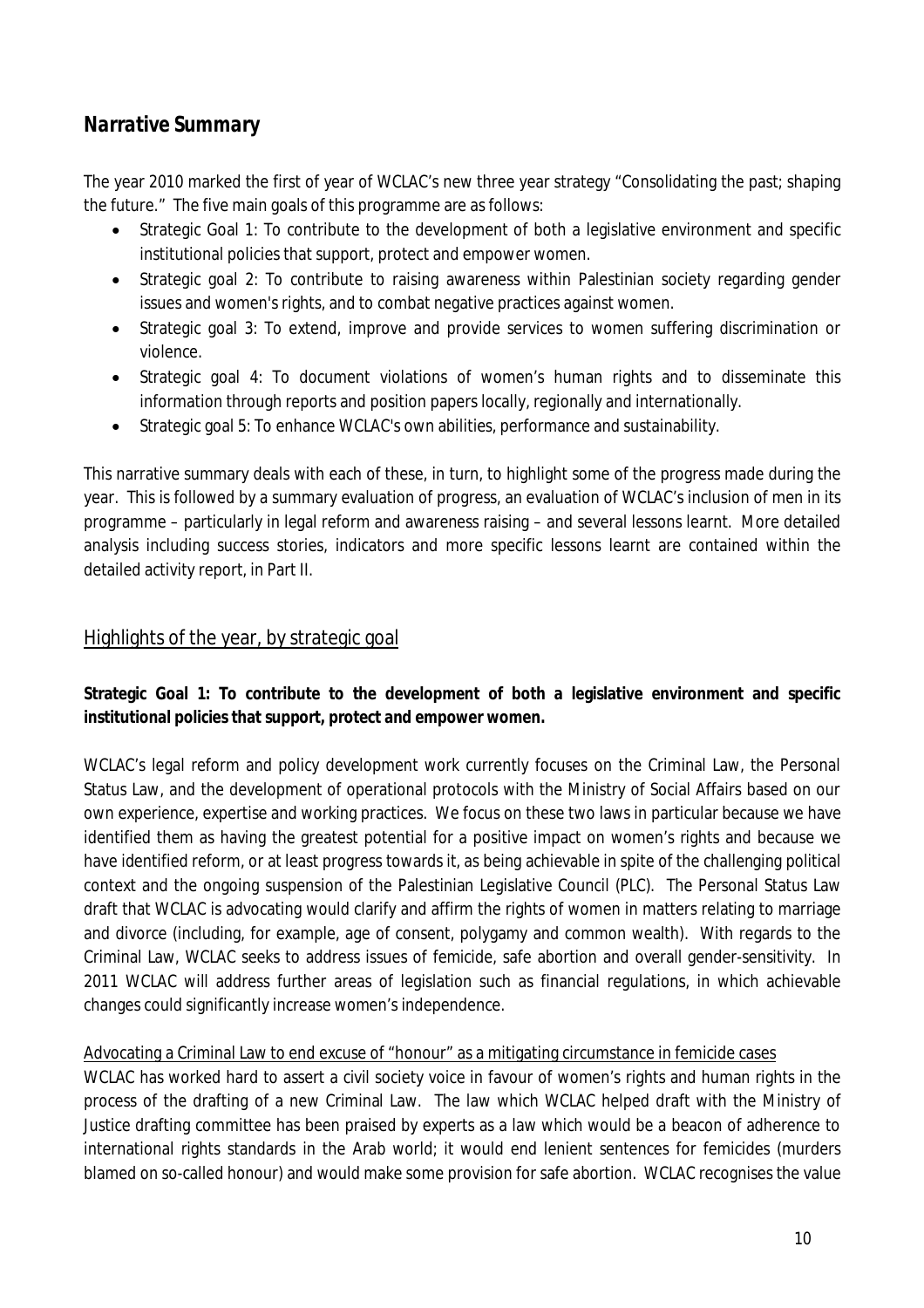## *Narrative Summary*

The year 2010 marked the first of year of WCLAC's new three year strategy "Consolidating the past; shaping the future." The five main goals of this programme are as follows:

- Strategic Goal 1: To contribute to the development of both a legislative environment and specific institutional policies that support, protect and empower women.
- Strategic goal 2: To contribute to raising awareness within Palestinian society regarding gender issues and women's rights, and to combat negative practices against women.
- Strategic goal 3: To extend, improve and provide services to women suffering discrimination or violence.
- Strategic goal 4: To document violations of women's human rights and to disseminate this information through reports and position papers locally, regionally and internationally.
- Strategic goal 5: To enhance WCLAC's own abilities, performance and sustainability.

This narrative summary deals with each of these, in turn, to highlight some of the progress made during the year. This is followed by a summary evaluation of progress, an evaluation of WCLAC's inclusion of men in its programme – particularly in legal reform and awareness raising – and several lessons learnt. More detailed analysis including success stories, indicators and more specific lessons learnt are contained within the detailed activity report, in Part II.

### Highlights of the year, by strategic goal

**Strategic Goal 1: To contribute to the development of both a legislative environment and specific institutional policies that support, protect and empower women.**

WCLAC's legal reform and policy development work currently focuses on the Criminal Law, the Personal Status Law, and the development of operational protocols with the Ministry of Social Affairs based on our own experience, expertise and working practices. We focus on these two laws in particular because we have identified them as having the greatest potential for a positive impact on women's rights and because we have identified reform, or at least progress towards it, as being achievable in spite of the challenging political context and the ongoing suspension of the Palestinian Legislative Council (PLC). The Personal Status Law draft that WCLAC is advocating would clarify and affirm the rights of women in matters relating to marriage and divorce (including, for example, age of consent, polygamy and common wealth). With regards to the Criminal Law, WCLAC seeks to address issues of femicide, safe abortion and overall gender-sensitivity. In 2011 WCLAC will address further areas of legislation such as financial regulations, in which achievable changes could significantly increase women's independence.

Advocating a Criminal Law to end excuse of "honour" as a mitigating circumstance in femicide cases

WCLAC has worked hard to assert a civil society voice in favour of women's rights and human rights in the process of the drafting of a new Criminal Law. The law which WCLAC helped draft with the Ministry of Justice drafting committee has been praised by experts as a law which would be a beacon of adherence to international rights standards in the Arab world; it would end lenient sentences for femicides (murders blamed on so-called honour) and would make some provision for safe abortion. WCLAC recognises the value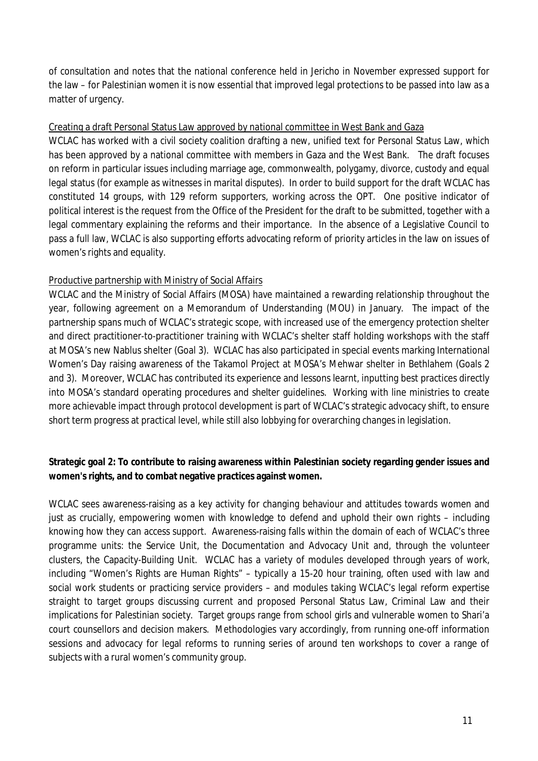of consultation and notes that the national conference held in Jericho in November expressed support for the law – for Palestinian women it is now essential that improved legal protections to be passed into law as a matter of urgency.

Creating a draft Personal Status Law approved by national committee in West Bank and Gaza

WCLAC has worked with a civil society coalition drafting a new, unified text for Personal Status Law, which has been approved by a national committee with members in Gaza and the West Bank. The draft focuses on reform in particular issues including marriage age, commonwealth, polygamy, divorce, custody and equal legal status (for example as witnesses in marital disputes). In order to build support for the draft WCLAC has constituted 14 groups, with 129 reform supporters, working across the OPT. One positive indicator of political interest is the request from the Office of the President for the draft to be submitted, together with a legal commentary explaining the reforms and their importance. In the absence of a Legislative Council to pass a full law, WCLAC is also supporting efforts advocating reform of priority articles in the law on issues of women's rights and equality.

Productive partnership with Ministry of Social Affairs

WCLAC and the Ministry of Social Affairs (MOSA) have maintained a rewarding relationship throughout the year, following agreement on a Memorandum of Understanding (MOU) in January. The impact of the partnership spans much of WCLAC's strategic scope, with increased use of the emergency protection shelter and direct practitioner-to-practitioner training with WCLAC's shelter staff holding workshops with the staff at MOSA's new Nablus shelter (Goal 3). WCLAC has also participated in special events marking International Women's Day raising awareness of the Takamol Project at MOSA's Mehwar shelter in Bethlahem (Goals 2 and 3). Moreover, WCLAC has contributed its experience and lessons learnt, inputting best practices directly into MOSA's standard operating procedures and shelter guidelines. Working with line ministries to create more achievable impact through protocol development is part of WCLAC's strategic advocacy shift, to ensure short term progress at practical level, while still also lobbying for overarching changes in legislation.

**Strategic goal 2: To contribute to raising awareness within Palestinian society regarding gender issues and women's rights, and to combat negative practices against women.**

WCLAC sees awareness-raising as a key activity for changing behaviour and attitudes towards women and just as crucially, empowering women with knowledge to defend and uphold their own rights – including knowing how they can access support. Awareness-raising falls within the domain of each of WCLAC's three programme units: the Service Unit, the Documentation and Advocacy Unit and, through the volunteer clusters, the Capacity-Building Unit. WCLAC has a variety of modules developed through years of work, including "Women's Rights are Human Rights" – typically a 15-20 hour training, often used with law and social work students or practicing service providers – and modules taking WCLAC's legal reform expertise straight to target groups discussing current and proposed Personal Status Law, Criminal Law and their implications for Palestinian society. Target groups range from school girls and vulnerable women to Shari'a court counsellors and decision makers. Methodologies vary accordingly, from running one-off information sessions and advocacy for legal reforms to running series of around ten workshops to cover a range of subjects with a rural women's community group.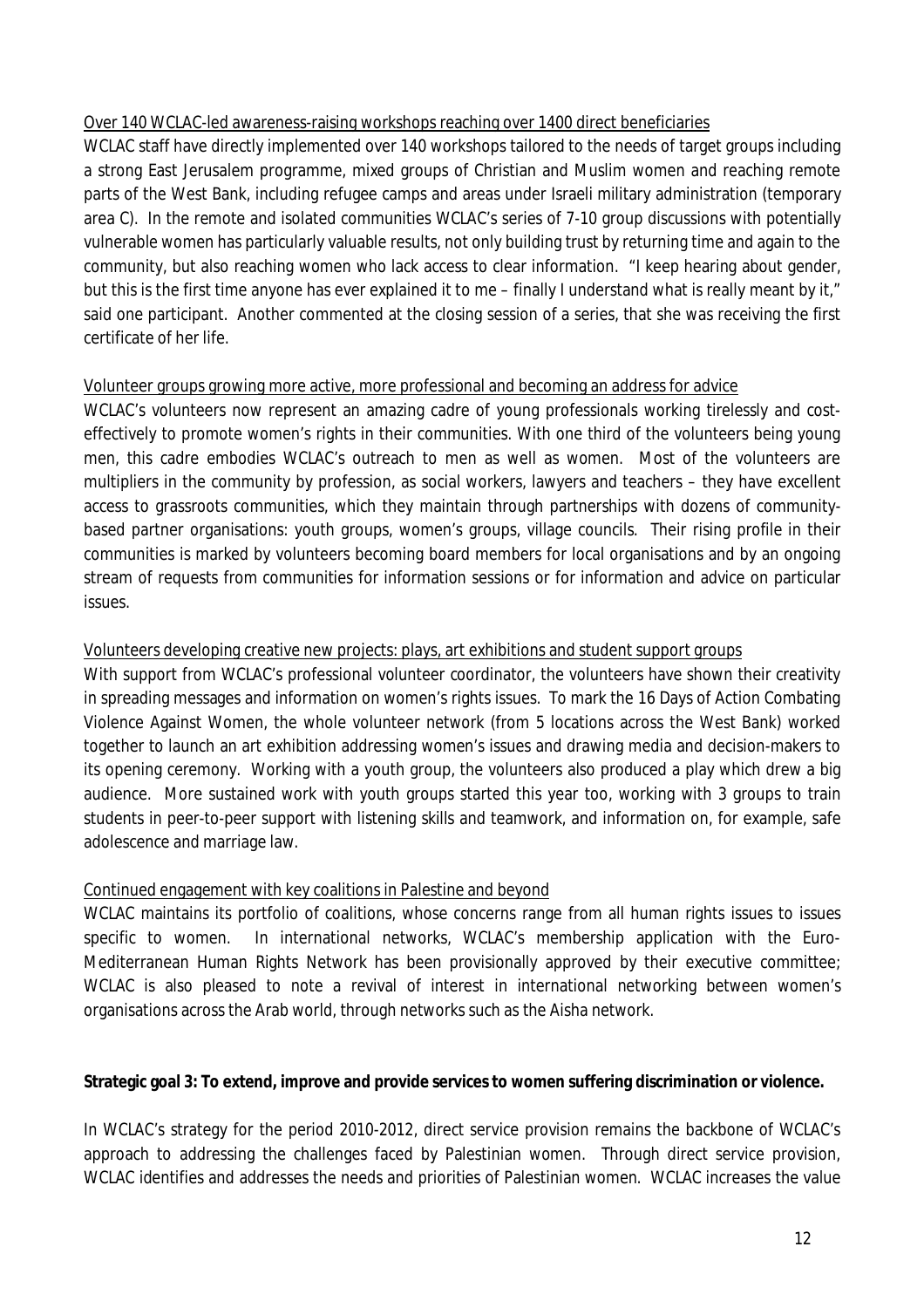<u>Over 140 WCLAC-led awareness-raising workshops reaching over 1400 direct beneficiaries</u>

WCLAC staff have directly implemented over 140 workshops tailored to the needs of target groups including a strong East Jerusalem programme, mixed groups of Christian and Muslim women and reaching remote parts of the West Bank, including refugee camps and areas under Israeli military administration (temporary area C). In the remote and isolated communities WCLAC's series of 7-10 group discussions with potentially vulnerable women has particularly valuable results, not only building trust by returning time and again to the community, but also reaching women who lack access to clear information. "I keep hearing about gender, but this is the first time anyone has ever explained it to me – finally I understand what is really meant by it," said one participant. Another commented at the closing session of a series, that she was receiving the first certificate of her life.

<u>Volunteer groups growing more active, more professional and becoming an address for advice</u>

WCLAC's volunteers now represent an amazing cadre of young professionals working tirelessly and cost-effectively to promote women's rights in their communities. With one third of the volunteers being young men, this cadre embodies WCLAC's outreach to men as well as women. Most of the volunteers are multipliers in the community by profession, as social workers, lawyers and teachers – they have excellent access to grassroots communities, which they maintain through partnerships with dozens of community-based partner organisations: youth groups, women's groups, village councils. Their rising profile in their communities is marked by volunteers becoming board members for local organisations and by an ongoing stream of requests from communities for information sessions or for information and advice on particular issues.

<u>Volunteers developing creative new projects: plays, art exhibitions and student support groups</u>

With support from WCLAC's professional volunteer coordinator, the volunteers have shown their creativity in spreading messages and information on women's rights issues. To mark the 16 Days of Action Combating Violence Against Women, the whole volunteer network (from 5 locations across the West Bank) worked together to launch an art exhibition addressing women's issues and drawing media and decision-makers to its opening ceremony. Working with a youth group, the volunteers also produced a play which drew a big audience. More sustained work with youth groups started this year too, working with 3 groups to train students in peer-to-peer support with listening skills and teamwork, and information on, for example, safe adolescence and marriage law.

<u>Continued engagement with key coalitions in Palestine and beyond</u>

WCLAC maintains its portfolio of coalitions, whose concerns range from all human rights issues to issues specific to women. In international networks, WCLAC's membership application with the Euro-Mediterranean Human Rights Network has been provisionally approved by their executive committee; WCLAC is also pleased to note a revival of interest in international networking between women's organisations across the Arab world, through networks such as the Aisha network.

**Strategic goal 3: To extend, improve and provide services to women suffering discrimination or violence.**

In WCLAC's strategy for the period 2010-2012, direct service provision remains the backbone of WCLAC's approach to addressing the challenges faced by Palestinian women. Through direct service provision, WCLAC identifies and addresses the needs and priorities of Palestinian women. WCLAC increases the value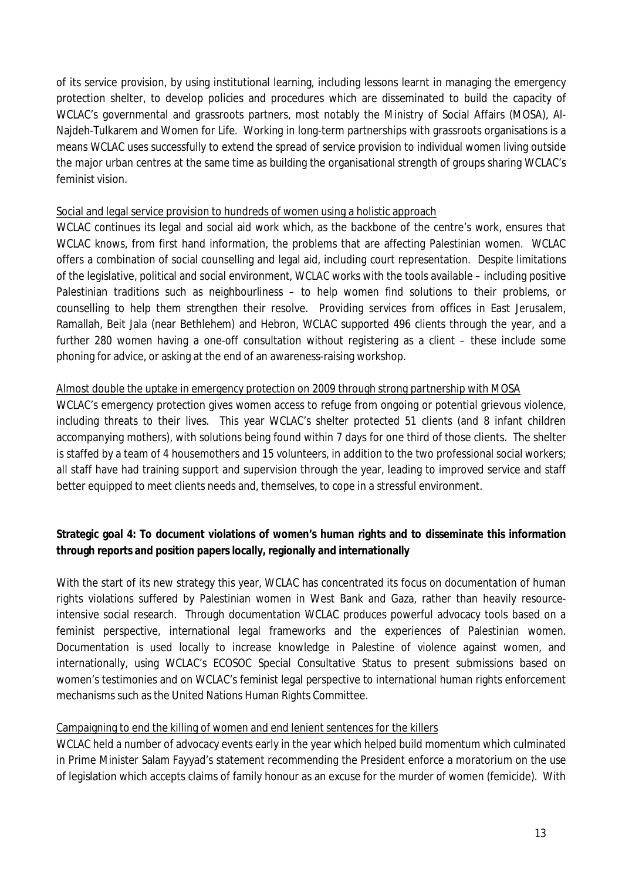of its service provision, by using institutional learning, including lessons learnt in managing the emergency protection shelter, to develop policies and procedures which are disseminated to build the capacity of WCLAC's governmental and grassroots partners, most notably the Ministry of Social Affairs (MOSA), Al-Najdeh-Tulkarem and Women for Life. Working in long-term partnerships with grassroots organisations is a means WCLAC uses successfully to extend the spread of service provision to individual women living outside the major urban centres at the same time as building the organisational strength of groups sharing WCLAC's feminist vision.

<u>Social and legal service provision to hundreds of women using a holistic approach</u>

WCLAC continues its legal and social aid work which, as the backbone of the centre's work, ensures that WCLAC knows, from first hand information, the problems that are affecting Palestinian women. WCLAC offers a combination of social counselling and legal aid, including court representation. Despite limitations of the legislative, political and social environment, WCLAC works with the tools available – including positive Palestinian traditions such as neighbourliness – to help women find solutions to their problems, or counselling to help them strengthen their resolve. Providing services from offices in East Jerusalem, Ramallah, Beit Jala (near Bethlehem) and Hebron, WCLAC supported 496 clients through the year, and a further 280 women having a one-off consultation without registering as a client – these include some phoning for advice, or asking at the end of an awareness-raising workshop.

<u>Almost double the uptake in emergency protection on 2009 through strong partnership with MOSA</u>

WCLAC's emergency protection gives women access to refuge from ongoing or potential grievous violence, including threats to their lives. This year WCLAC's shelter protected 51 clients (and 8 infant children accompanying mothers), with solutions being found within 7 days for one third of those clients. The shelter is staffed by a team of 4 housemothers and 15 volunteers, in addition to the two professional social workers; all staff have had training support and supervision through the year, leading to improved service and staff better equipped to meet clients needs and, themselves, to cope in a stressful environment.

**Strategic goal 4: To document violations of women's human rights and to disseminate this information through reports and position papers locally, regionally and internationally**

With the start of its new strategy this year, WCLAC has concentrated its focus on documentation of human rights violations suffered by Palestinian women in West Bank and Gaza, rather than heavily resource-intensive social research. Through documentation WCLAC produces powerful advocacy tools based on a feminist perspective, international legal frameworks and the experiences of Palestinian women. Documentation is used locally to increase knowledge in Palestine of violence against women, and internationally, using WCLAC's ECOSOC Special Consultative Status to present submissions based on women's testimonies and on WCLAC's feminist legal perspective to international human rights enforcement mechanisms such as the United Nations Human Rights Committee.

<u>Campaigning to end the killing of women and end lenient sentences for the killers</u>

WCLAC held a number of advocacy events early in the year which helped build momentum which culminated in Prime Minister Salam Fayyad's statement recommending the President enforce a moratorium on the use of legislation which accepts claims of family honour as an excuse for the murder of women (femicide). With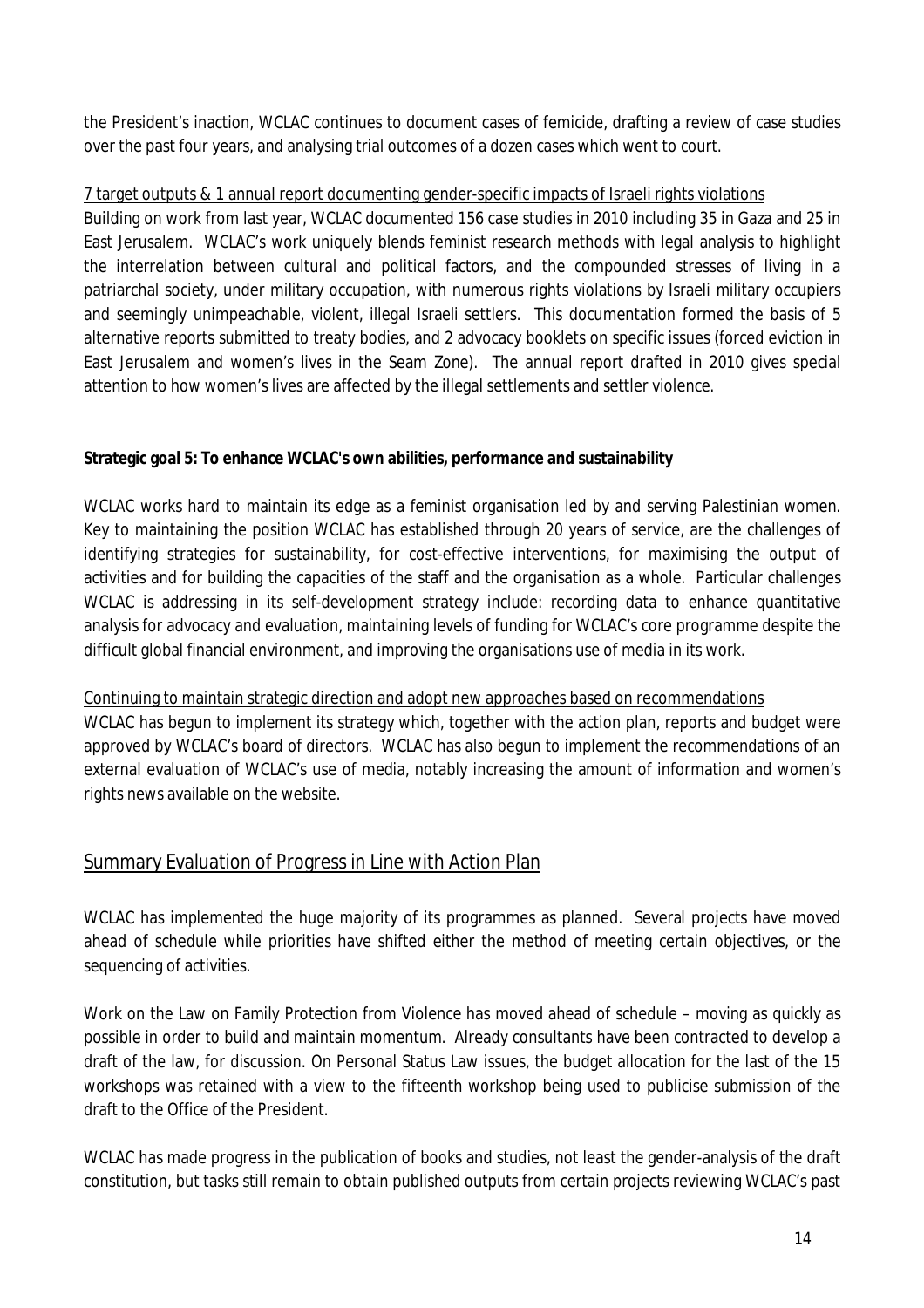the President's inaction, WCLAC continues to document cases of femicide, drafting a review of case studies over the past four years, and analysing trial outcomes of a dozen cases which went to court.

7 target outputs & 1 annual report documenting gender-specific impacts of Israeli rights violations

Building on work from last year, WCLAC documented 156 case studies in 2010 including 35 in Gaza and 25 in East Jerusalem. WCLAC's work uniquely blends feminist research methods with legal analysis to highlight the interrelation between cultural and political factors, and the compounded stresses of living in a patriarchal society, under military occupation, with numerous rights violations by Israeli military occupiers and seemingly unimpeachable, violent, illegal Israeli settlers. This documentation formed the basis of 5 alternative reports submitted to treaty bodies, and 2 advocacy booklets on specific issues (forced eviction in East Jerusalem and women's lives in the Seam Zone). The annual report drafted in 2010 gives special attention to how women's lives are affected by the illegal settlements and settler violence.

**Strategic goal 5: To enhance WCLAC's own abilities, performance and sustainability**

WCLAC works hard to maintain its edge as a feminist organisation led by and serving Palestinian women. Key to maintaining the position WCLAC has established through 20 years of service, are the challenges of identifying strategies for sustainability, for cost-effective interventions, for maximising the output of activities and for building the capacities of the staff and the organisation as a whole. Particular challenges WCLAC is addressing in its self-development strategy include: recording data to enhance quantitative analysis for advocacy and evaluation, maintaining levels of funding for WCLAC's core programme despite the difficult global financial environment, and improving the organisations use of media in its work.

Continuing to maintain strategic direction and adopt new approaches based on recommendations

WCLAC has begun to implement its strategy which, together with the action plan, reports and budget were approved by WCLAC's board of directors. WCLAC has also begun to implement the recommendations of an external evaluation of WCLAC's use of media, notably increasing the amount of information and women's rights news available on the website.

## Summary Evaluation of Progress in Line with Action Plan

WCLAC has implemented the huge majority of its programmes as planned. Several projects have moved ahead of schedule while priorities have shifted either the method of meeting certain objectives, or the sequencing of activities.

Work on the Law on Family Protection from Violence has moved ahead of schedule – moving as quickly as possible in order to build and maintain momentum. Already consultants have been contracted to develop a draft of the law, for discussion. On Personal Status Law issues, the budget allocation for the last of the 15 workshops was retained with a view to the fifteenth workshop being used to publicise submission of the draft to the Office of the President.

WCLAC has made progress in the publication of books and studies, not least the gender-analysis of the draft constitution, but tasks still remain to obtain published outputs from certain projects reviewing WCLAC's past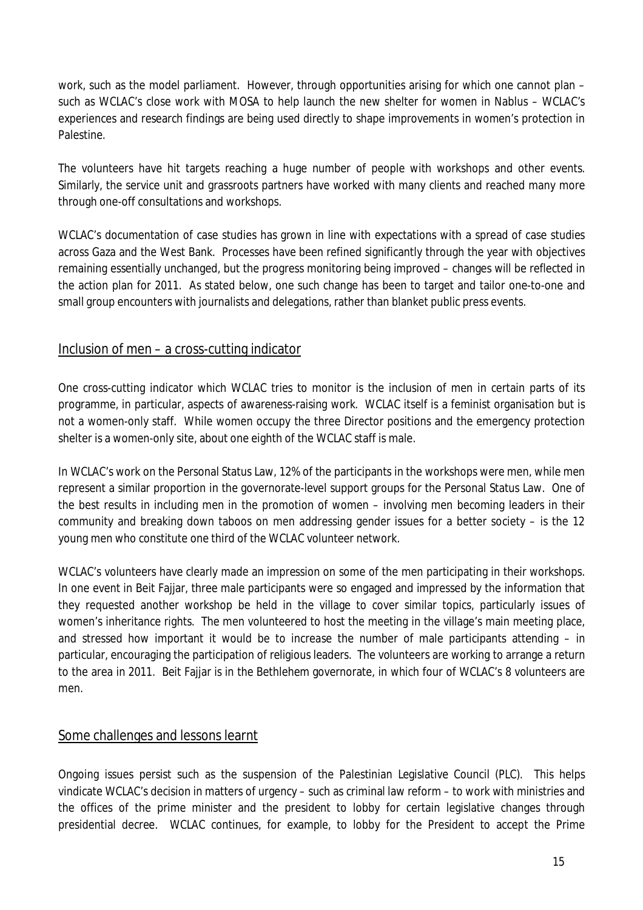work, such as the model parliament. However, through opportunities arising for which one cannot plan – such as WCLAC's close work with MOSA to help launch the new shelter for women in Nablus – WCLAC's experiences and research findings are being used directly to shape improvements in women's protection in Palestine.

The volunteers have hit targets reaching a huge number of people with workshops and other events. Similarly, the service unit and grassroots partners have worked with many clients and reached many more through one-off consultations and workshops.

WCLAC's documentation of case studies has grown in line with expectations with a spread of case studies across Gaza and the West Bank. Processes have been refined significantly through the year with objectives remaining essentially unchanged, but the progress monitoring being improved – changes will be reflected in the action plan for 2011. As stated below, one such change has been to target and tailor one-to-one and small group encounters with journalists and delegations, rather than blanket public press events.

## Inclusion of men – a cross-cutting indicator

One cross-cutting indicator which WCLAC tries to monitor is the inclusion of men in certain parts of its programme, in particular, aspects of awareness-raising work. WCLAC itself is a feminist organisation but is not a women-only staff. While women occupy the three Director positions and the emergency protection shelter is a women-only site, about one eighth of the WCLAC staff is male.

In WCLAC's work on the Personal Status Law, 12% of the participants in the workshops were men, while men represent a similar proportion in the governorate-level support groups for the Personal Status Law. One of the best results in including men in the promotion of women – involving men becoming leaders in their community and breaking down taboos on men addressing gender issues for a better society – is the 12 young men who constitute one third of the WCLAC volunteer network.

WCLAC's volunteers have clearly made an impression on some of the men participating in their workshops. In one event in Beit Fajjar, three male participants were so engaged and impressed by the information that they requested another workshop be held in the village to cover similar topics, particularly issues of women's inheritance rights. The men volunteered to host the meeting in the village's main meeting place, and stressed how important it would be to increase the number of male participants attending – in particular, encouraging the participation of religious leaders. The volunteers are working to arrange a return to the area in 2011. Beit Fajjar is in the Bethlehem governorate, in which four of WCLAC's 8 volunteers are men.

## Some challenges and lessons learnt

Ongoing issues persist such as the suspension of the Palestinian Legislative Council (PLC). This helps vindicate WCLAC's decision in matters of urgency – such as criminal law reform – to work with ministries and the offices of the prime minister and the president to lobby for certain legislative changes through presidential decree. WCLAC continues, for example, to lobby for the President to accept the Prime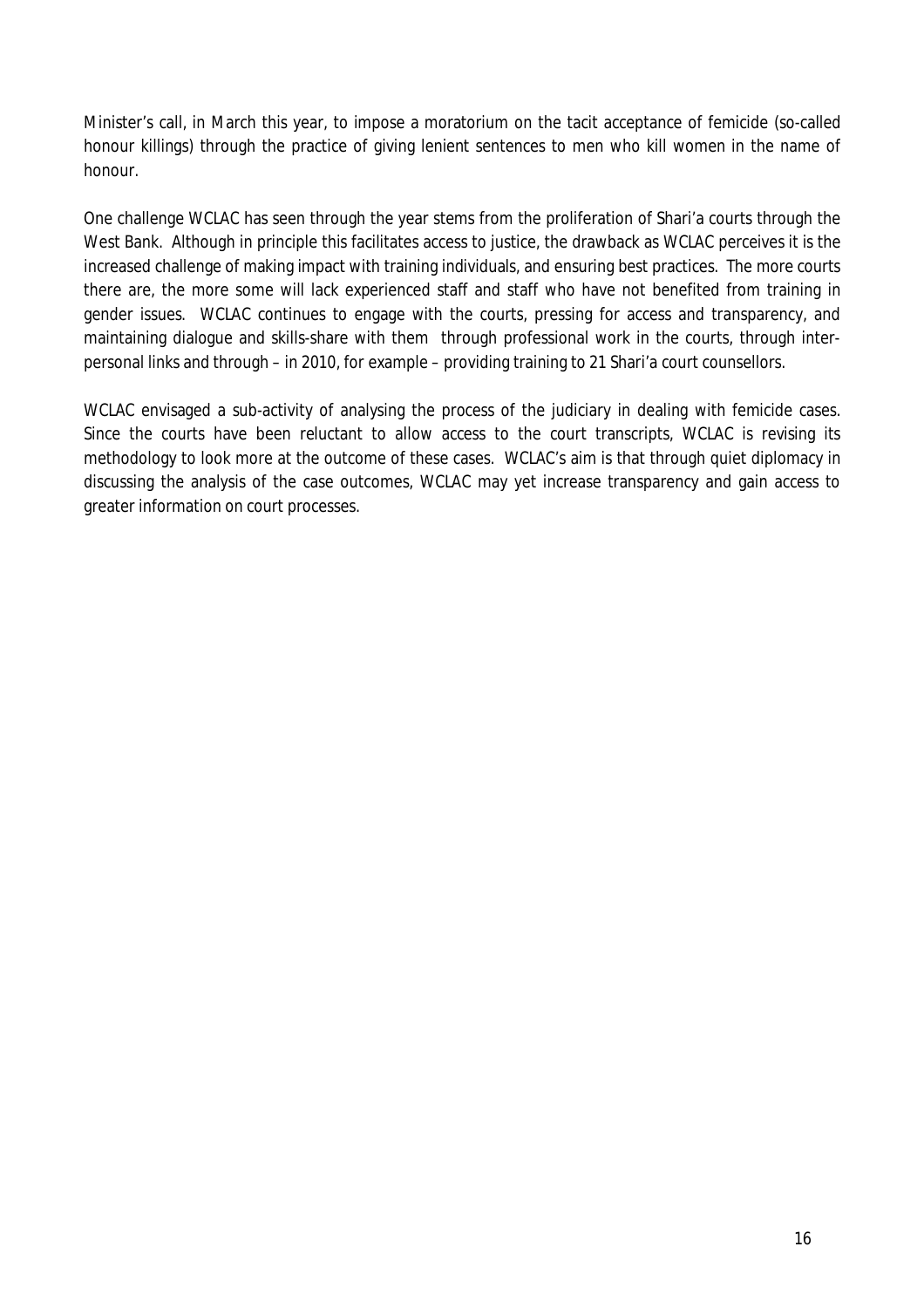Minister's call, in March this year, to impose a moratorium on the tacit acceptance of femicide (so-called honour killings) through the practice of giving lenient sentences to men who kill women in the name of honour.

One challenge WCLAC has seen through the year stems from the proliferation of Shari'a courts through the West Bank. Although in principle this facilitates access to justice, the drawback as WCLAC perceives it is the increased challenge of making impact with training individuals, and ensuring best practices. The more courts there are, the more some will lack experienced staff and staff who have not benefited from training in gender issues. WCLAC continues to engage with the courts, pressing for access and transparency, and maintaining dialogue and skills-share with them through professional work in the courts, through inter-personal links and through – in 2010, for example – providing training to 21 Shari'a court counsellors.

WCLAC envisaged a sub-activity of analysing the process of the judiciary in dealing with femicide cases. Since the courts have been reluctant to allow access to the court transcripts, WCLAC is revising its methodology to look more at the outcome of these cases. WCLAC's aim is that through quiet diplomacy in discussing the analysis of the case outcomes, WCLAC may yet increase transparency and gain access to greater information on court processes.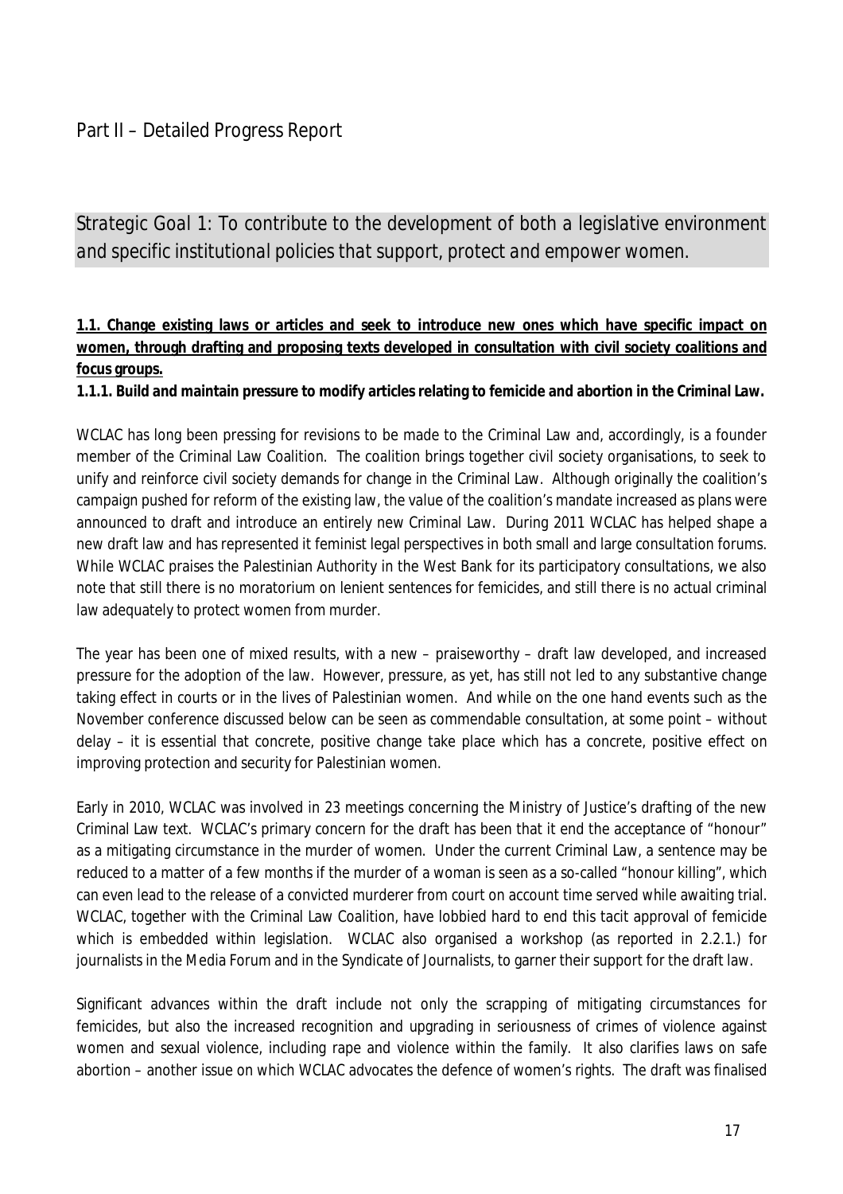## Part II – Detailed Progress Report

### *Strategic Goal 1: To contribute to the development of both a legislative environment and specific institutional policies that support, protect and empower women.*

**1.1. Change existing laws or articles and seek to introduce new ones which have specific impact on women, through drafting and proposing texts developed in consultation with civil society coalitions and focus groups.**

**1.1.1. Build and maintain pressure to modify articles relating to femicide and abortion in the Criminal Law.**

WCLAC has long been pressing for revisions to be made to the Criminal Law and, accordingly, is a founder member of the Criminal Law Coalition. The coalition brings together civil society organisations, to seek to unify and reinforce civil society demands for change in the Criminal Law. Although originally the coalition's campaign pushed for reform of the existing law, the value of the coalition's mandate increased as plans were announced to draft and introduce an entirely new Criminal Law. During 2011 WCLAC has helped shape a new draft law and has represented it feminist legal perspectives in both small and large consultation forums. While WCLAC praises the Palestinian Authority in the West Bank for its participatory consultations, we also note that still there is no moratorium on lenient sentences for femicides, and still there is no actual criminal law adequately to protect women from murder.

The year has been one of mixed results, with a new – praiseworthy – draft law developed, and increased pressure for the adoption of the law. However, pressure, as yet, has still not led to any substantive change taking effect in courts or in the lives of Palestinian women. And while on the one hand events such as the November conference discussed below can be seen as commendable consultation, at some point – without delay – it is essential that concrete, positive change take place which has a concrete, positive effect on improving protection and security for Palestinian women.

Early in 2010, WCLAC was involved in 23 meetings concerning the Ministry of Justice's drafting of the new Criminal Law text. WCLAC's primary concern for the draft has been that it end the acceptance of "honour" as a mitigating circumstance in the murder of women. Under the current Criminal Law, a sentence may be reduced to a matter of a few months if the murder of a woman is seen as a so-called "honour killing", which can even lead to the release of a convicted murderer from court on account time served while awaiting trial. WCLAC, together with the Criminal Law Coalition, have lobbied hard to end this tacit approval of femicide which is embedded within legislation. WCLAC also organised a workshop (as reported in 2.2.1.) for journalists in the Media Forum and in the Syndicate of Journalists, to garner their support for the draft law.

Significant advances within the draft include not only the scrapping of mitigating circumstances for femicides, but also the increased recognition and upgrading in seriousness of crimes of violence against women and sexual violence, including rape and violence within the family. It also clarifies laws on safe abortion – another issue on which WCLAC advocates the defence of women's rights. The draft was finalised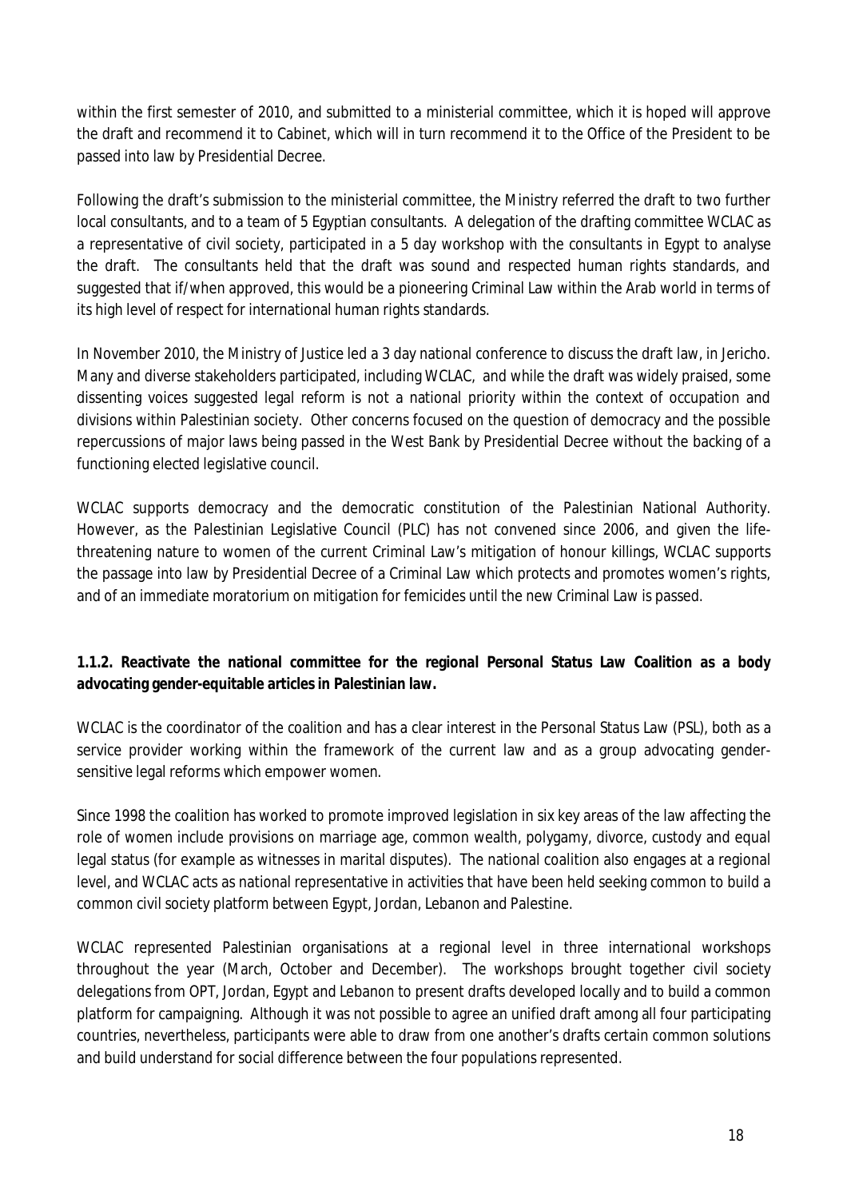within the first semester of 2010, and submitted to a ministerial committee, which it is hoped will approve the draft and recommend it to Cabinet, which will in turn recommend it to the Office of the President to be passed into law by Presidential Decree.

Following the draft's submission to the ministerial committee, the Ministry referred the draft to two further local consultants, and to a team of 5 Egyptian consultants. A delegation of the drafting committee WCLAC as a representative of civil society, participated in a 5 day workshop with the consultants in Egypt to analyse the draft. The consultants held that the draft was sound and respected human rights standards, and suggested that if/when approved, this would be a pioneering Criminal Law within the Arab world in terms of its high level of respect for international human rights standards.

In November 2010, the Ministry of Justice led a 3 day national conference to discuss the draft law, in Jericho. Many and diverse stakeholders participated, including WCLAC, and while the draft was widely praised, some dissenting voices suggested legal reform is not a national priority within the context of occupation and divisions within Palestinian society. Other concerns focused on the question of democracy and the possible repercussions of major laws being passed in the West Bank by Presidential Decree without the backing of a functioning elected legislative council.

WCLAC supports democracy and the democratic constitution of the Palestinian National Authority. However, as the Palestinian Legislative Council (PLC) has not convened since 2006, and given the life-threatening nature to women of the current Criminal Law's mitigation of honour killings, WCLAC supports the passage into law by Presidential Decree of a Criminal Law which protects and promotes women's rights, and of an immediate moratorium on mitigation for femicides until the new Criminal Law is passed.

**1.1.2. Reactivate the national committee for the regional Personal Status Law Coalition as a body advocating gender-equitable articles in Palestinian law.**

WCLAC is the coordinator of the coalition and has a clear interest in the Personal Status Law (PSL), both as a service provider working within the framework of the current law and as a group advocating gender-sensitive legal reforms which empower women.

Since 1998 the coalition has worked to promote improved legislation in six key areas of the law affecting the role of women include provisions on marriage age, common wealth, polygamy, divorce, custody and equal legal status (for example as witnesses in marital disputes). The national coalition also engages at a regional level, and WCLAC acts as national representative in activities that have been held seeking common to build a common civil society platform between Egypt, Jordan, Lebanon and Palestine.

WCLAC represented Palestinian organisations at a regional level in three international workshops throughout the year (March, October and December). The workshops brought together civil society delegations from OPT, Jordan, Egypt and Lebanon to present drafts developed locally and to build a common platform for campaigning. Although it was not possible to agree an unified draft among all four participating countries, nevertheless, participants were able to draw from one another's drafts certain common solutions and build understand for social difference between the four populations represented.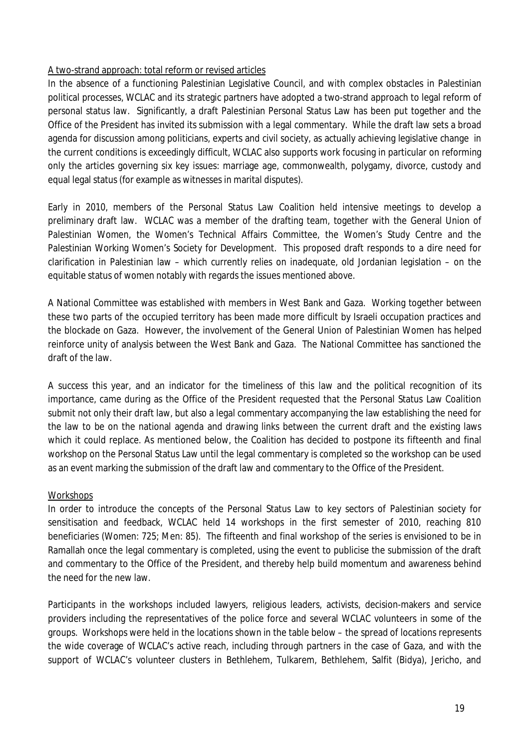A two-strand approach: total reform or revised articles

In the absence of a functioning Palestinian Legislative Council, and with complex obstacles in Palestinian political processes, WCLAC and its strategic partners have adopted a two-strand approach to legal reform of personal status law. Significantly, a draft Palestinian Personal Status Law has been put together and the Office of the President has invited its submission with a legal commentary. While the draft law sets a broad agenda for discussion among politicians, experts and civil society, as actually achieving legislative change in the current conditions is exceedingly difficult, WCLAC also supports work focusing in particular on reforming only the articles governing six key issues: marriage age, commonwealth, polygamy, divorce, custody and equal legal status (for example as witnesses in marital disputes).

Early in 2010, members of the Personal Status Law Coalition held intensive meetings to develop a preliminary draft law. WCLAC was a member of the drafting team, together with the General Union of Palestinian Women, the Women's Technical Affairs Committee, the Women's Study Centre and the Palestinian Working Women's Society for Development. This proposed draft responds to a dire need for clarification in Palestinian law – which currently relies on inadequate, old Jordanian legislation – on the equitable status of women notably with regards the issues mentioned above.

A National Committee was established with members in West Bank and Gaza. Working together between these two parts of the occupied territory has been made more difficult by Israeli occupation practices and the blockade on Gaza. However, the involvement of the General Union of Palestinian Women has helped reinforce unity of analysis between the West Bank and Gaza. The National Committee has sanctioned the draft of the law.

A success this year, and an indicator for the timeliness of this law and the political recognition of its importance, came during as the Office of the President requested that the Personal Status Law Coalition submit not only their draft law, but also a legal commentary accompanying the law establishing the need for the law to be on the national agenda and drawing links between the current draft and the existing laws which it could replace. As mentioned below, the Coalition has decided to postpone its fifteenth and final workshop on the Personal Status Law until the legal commentary is completed so the workshop can be used as an event marking the submission of the draft law and commentary to the Office of the President.

Workshops

In order to introduce the concepts of the Personal Status Law to key sectors of Palestinian society for sensitisation and feedback, WCLAC held 14 workshops in the first semester of 2010, reaching 810 beneficiaries (Women: 725; Men: 85). The fifteenth and final workshop of the series is envisioned to be in Ramallah once the legal commentary is completed, using the event to publicise the submission of the draft and commentary to the Office of the President, and thereby help build momentum and awareness behind the need for the new law.

Participants in the workshops included lawyers, religious leaders, activists, decision-makers and service providers including the representatives of the police force and several WCLAC volunteers in some of the groups. Workshops were held in the locations shown in the table below – the spread of locations represents the wide coverage of WCLAC's active reach, including through partners in the case of Gaza, and with the support of WCLAC's volunteer clusters in Bethlehem, Tulkarem, Bethlehem, Salfit (Bidya), Jericho, and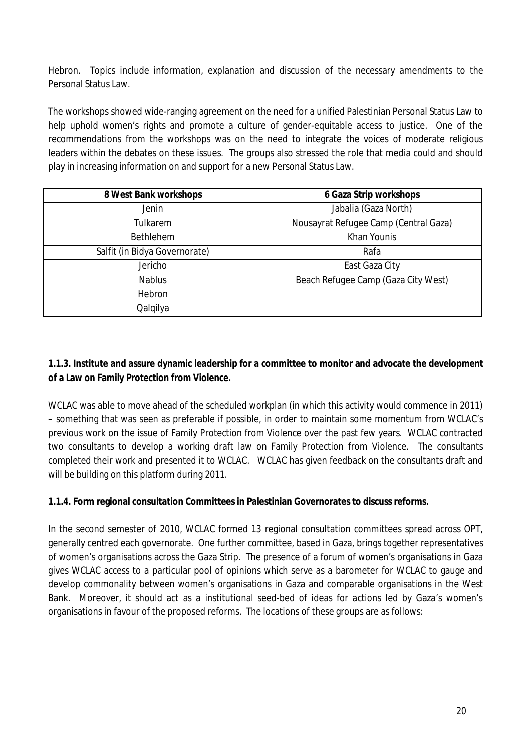Hebron. Topics include information, explanation and discussion of the necessary amendments to the Personal Status Law.

The workshops showed wide-ranging agreement on the need for a unified Palestinian Personal Status Law to help uphold women's rights and promote a culture of gender-equitable access to justice. One of the recommendations from the workshops was on the need to integrate the voices of moderate religious leaders within the debates on these issues. The groups also stressed the role that media could and should play in increasing information on and support for a new Personal Status Law.

| 8 West Bank workshops | 6 Gaza Strip workshops |
|---|---|
| Jenin | Jabalia (Gaza North) |
| Tulkarem | Nousayrat Refugee Camp (Central Gaza) |
| Bethlehem | Khan Younis |
| Salfit (in Bidya Governorate) | Rafa |
| Jericho | East Gaza City |
| Nablus | Beach Refugee Camp (Gaza City West) |
| Hebron | |
| Qalqilya | |

**1.1.3. Institute and assure dynamic leadership for a committee to monitor and advocate the development of a Law on Family Protection from Violence.**

WCLAC was able to move ahead of the scheduled workplan (in which this activity would commence in 2011) – something that was seen as preferable if possible, in order to maintain some momentum from WCLAC's previous work on the issue of Family Protection from Violence over the past few years. WCLAC contracted two consultants to develop a working draft law on Family Protection from Violence. The consultants completed their work and presented it to WCLAC. WCLAC has given feedback on the consultants draft and will be building on this platform during 2011.

**1.1.4. Form regional consultation Committees in Palestinian Governorates to discuss reforms.**

In the second semester of 2010, WCLAC formed 13 regional consultation committees spread across OPT, generally centred each governorate. One further committee, based in Gaza, brings together representatives of women's organisations across the Gaza Strip. The presence of a forum of women's organisations in Gaza gives WCLAC access to a particular pool of opinions which serve as a barometer for WCLAC to gauge and develop commonality between women's organisations in Gaza and comparable organisations in the West Bank. Moreover, it should act as a institutional seed-bed of ideas for actions led by Gaza's women's organisations in favour of the proposed reforms. The locations of these groups are as follows: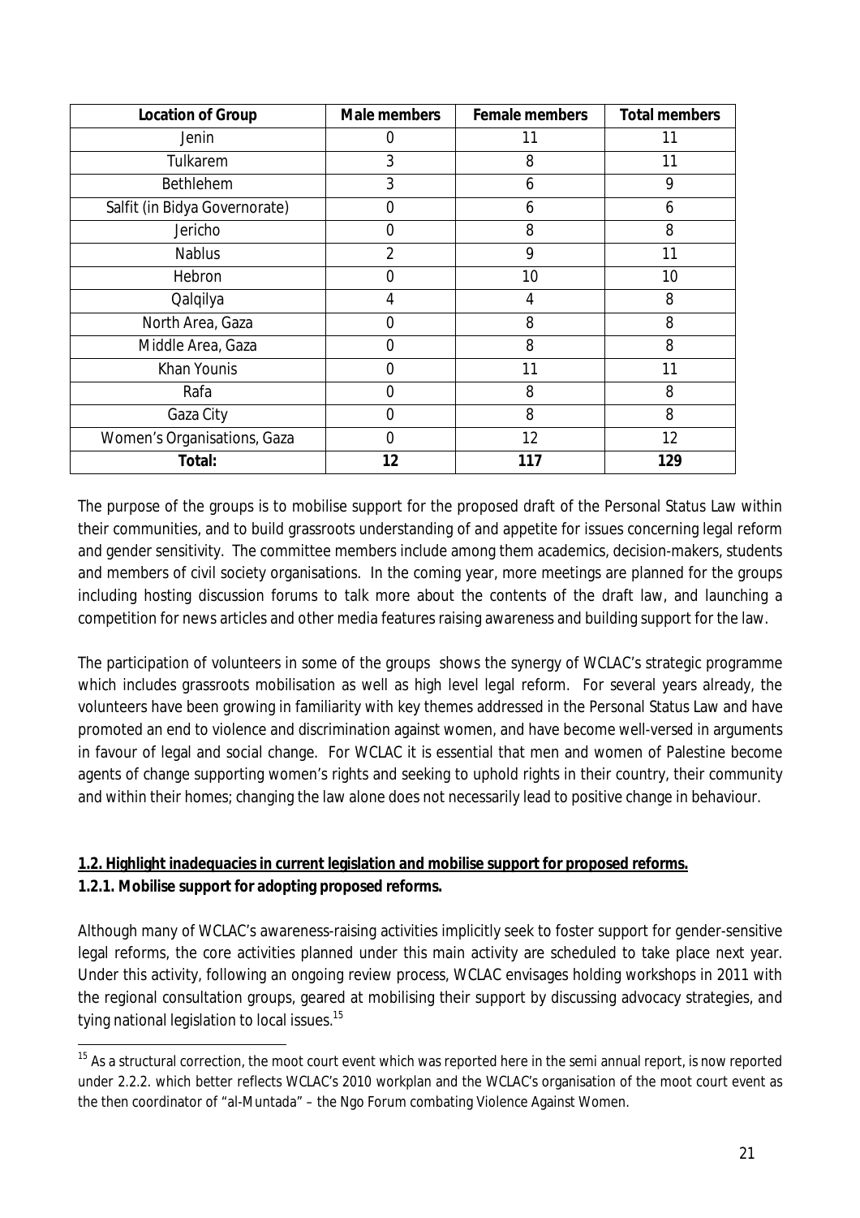| Location of Group | Male members | Female members | Total members |
|---|---|---|---|
| Jenin | 0 | 11 | 11 |
| Tulkarem | 3 | 8 | 11 |
| Bethlehem | 3 | 6 | 9 |
| Salfit (in Bidya Governorate) | 0 | 6 | 6 |
| Jericho | 0 | 8 | 8 |
| Nablus | 2 | 9 | 11 |
| Hebron | 0 | 10 | 10 |
| Qalqilya | 4 | 4 | 8 |
| North Area, Gaza | 0 | 8 | 8 |
| Middle Area, Gaza | 0 | 8 | 8 |
| Khan Younis | 0 | 11 | 11 |
| Rafa | 0 | 8 | 8 |
| Gaza City | 0 | 8 | 8 |
| Women's Organisations, Gaza | 0 | 12 | 12 |
| **Total:** | **12** | **117** | **129** |

The purpose of the groups is to mobilise support for the proposed draft of the Personal Status Law within their communities, and to build grassroots understanding of and appetite for issues concerning legal reform and gender sensitivity. The committee members include among them academics, decision-makers, students and members of civil society organisations. In the coming year, more meetings are planned for the groups including hosting discussion forums to talk more about the contents of the draft law, and launching a competition for news articles and other media features raising awareness and building support for the law.

The participation of volunteers in some of the groups shows the synergy of WCLAC's strategic programme which includes grassroots mobilisation as well as high level legal reform. For several years already, the volunteers have been growing in familiarity with key themes addressed in the Personal Status Law and have promoted an end to violence and discrimination against women, and have become well-versed in arguments in favour of legal and social change. For WCLAC it is essential that men and women of Palestine become agents of change supporting women's rights and seeking to uphold rights in their country, their community and within their homes; changing the law alone does not necessarily lead to positive change in behaviour.

**1.2. Highlight inadequacies in current legislation and mobilise support for proposed reforms.**

**1.2.1. Mobilise support for adopting proposed reforms.**

Although many of WCLAC's awareness-raising activities implicitly seek to foster support for gender-sensitive legal reforms, the core activities planned under this main activity are scheduled to take place next year. Under this activity, following an ongoing review process, WCLAC envisages holding workshops in 2011 with the regional consultation groups, geared at mobilising their support by discussing advocacy strategies, and tying national legislation to local issues.[15]

[15] As a structural correction, the moot court event which was reported here in the semi annual report, is now reported under 2.2.2. which better reflects WCLAC's 2010 workplan and the WCLAC's organisation of the moot court event as the then coordinator of "al-Muntada" – the Ngo Forum combating Violence Against Women.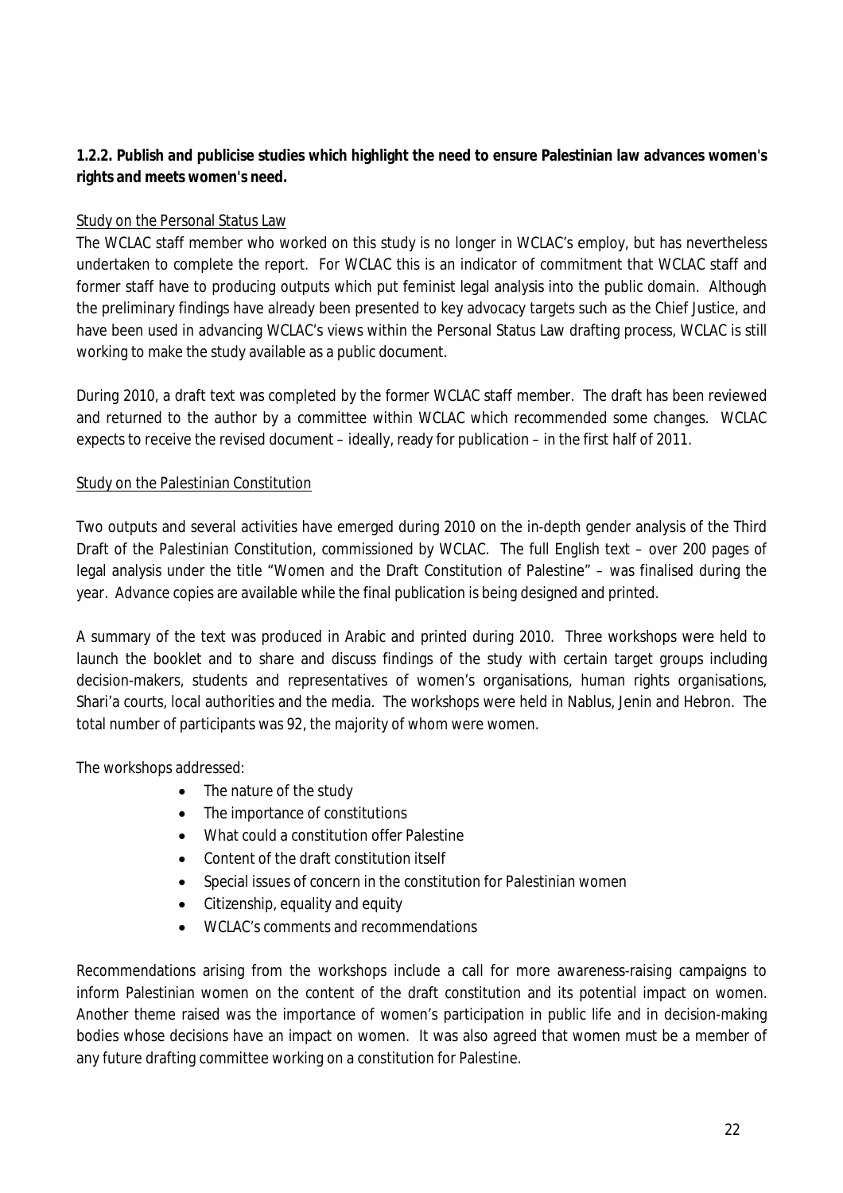**1.2.2. Publish and publicise studies which highlight the need to ensure Palestinian law advances women's rights and meets women's need.**

<u>Study on the Personal Status Law</u>

The WCLAC staff member who worked on this study is no longer in WCLAC's employ, but has nevertheless undertaken to complete the report. For WCLAC this is an indicator of commitment that WCLAC staff and former staff have to producing outputs which put feminist legal analysis into the public domain. Although the preliminary findings have already been presented to key advocacy targets such as the Chief Justice, and have been used in advancing WCLAC's views within the Personal Status Law drafting process, WCLAC is still working to make the study available as a public document.

During 2010, a draft text was completed by the former WCLAC staff member. The draft has been reviewed and returned to the author by a committee within WCLAC which recommended some changes. WCLAC expects to receive the revised document – ideally, ready for publication – in the first half of 2011.

<u>Study on the Palestinian Constitution</u>

Two outputs and several activities have emerged during 2010 on the in-depth gender analysis of the Third Draft of the Palestinian Constitution, commissioned by WCLAC. The full English text – over 200 pages of legal analysis under the title "Women and the Draft Constitution of Palestine" – was finalised during the year. Advance copies are available while the final publication is being designed and printed.

A summary of the text was produced in Arabic and printed during 2010. Three workshops were held to launch the booklet and to share and discuss findings of the study with certain target groups including decision-makers, students and representatives of women's organisations, human rights organisations, Shari'a courts, local authorities and the media. The workshops were held in Nablus, Jenin and Hebron. The total number of participants was 92, the majority of whom were women.

The workshops addressed:

- The nature of the study
- The importance of constitutions
- What could a constitution offer Palestine
- Content of the draft constitution itself
- Special issues of concern in the constitution for Palestinian women
- Citizenship, equality and equity
- WCLAC's comments and recommendations

Recommendations arising from the workshops include a call for more awareness-raising campaigns to inform Palestinian women on the content of the draft constitution and its potential impact on women. Another theme raised was the importance of women's participation in public life and in decision-making bodies whose decisions have an impact on women. It was also agreed that women must be a member of any future drafting committee working on a constitution for Palestine.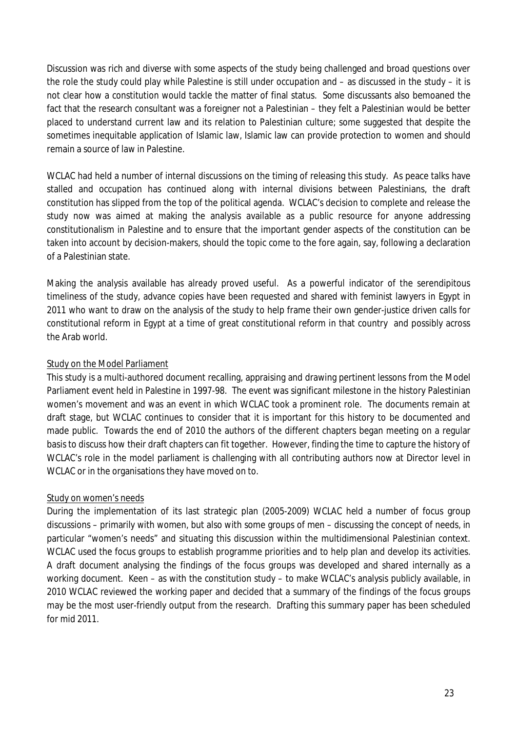Discussion was rich and diverse with some aspects of the study being challenged and broad questions over the role the study could play while Palestine is still under occupation and – as discussed in the study – it is not clear how a constitution would tackle the matter of final status. Some discussants also bemoaned the fact that the research consultant was a foreigner not a Palestinian – they felt a Palestinian would be better placed to understand current law and its relation to Palestinian culture; some suggested that despite the sometimes inequitable application of Islamic law, Islamic law can provide protection to women and should remain a source of law in Palestine.

WCLAC had held a number of internal discussions on the timing of releasing this study. As peace talks have stalled and occupation has continued along with internal divisions between Palestinians, the draft constitution has slipped from the top of the political agenda. WCLAC's decision to complete and release the study now was aimed at making the analysis available as a public resource for anyone addressing constitutionalism in Palestine and to ensure that the important gender aspects of the constitution can be taken into account by decision-makers, should the topic come to the fore again, say, following a declaration of a Palestinian state.

Making the analysis available has already proved useful. As a powerful indicator of the serendipitous timeliness of the study, advance copies have been requested and shared with feminist lawyers in Egypt in 2011 who want to draw on the analysis of the study to help frame their own gender-justice driven calls for constitutional reform in Egypt at a time of great constitutional reform in that country and possibly across the Arab world.

Study on the Model Parliament

This study is a multi-authored document recalling, appraising and drawing pertinent lessons from the Model Parliament event held in Palestine in 1997-98. The event was significant milestone in the history Palestinian women's movement and was an event in which WCLAC took a prominent role. The documents remain at draft stage, but WCLAC continues to consider that it is important for this history to be documented and made public. Towards the end of 2010 the authors of the different chapters began meeting on a regular basis to discuss how their draft chapters can fit together. However, finding the time to capture the history of WCLAC's role in the model parliament is challenging with all contributing authors now at Director level in WCLAC or in the organisations they have moved on to.

Study on women's needs

During the implementation of its last strategic plan (2005-2009) WCLAC held a number of focus group discussions – primarily with women, but also with some groups of men – discussing the concept of needs, in particular "women's needs" and situating this discussion within the multidimensional Palestinian context. WCLAC used the focus groups to establish programme priorities and to help plan and develop its activities. A draft document analysing the findings of the focus groups was developed and shared internally as a working document. Keen – as with the constitution study – to make WCLAC's analysis publicly available, in 2010 WCLAC reviewed the working paper and decided that a summary of the findings of the focus groups may be the most user-friendly output from the research. Drafting this summary paper has been scheduled for mid 2011.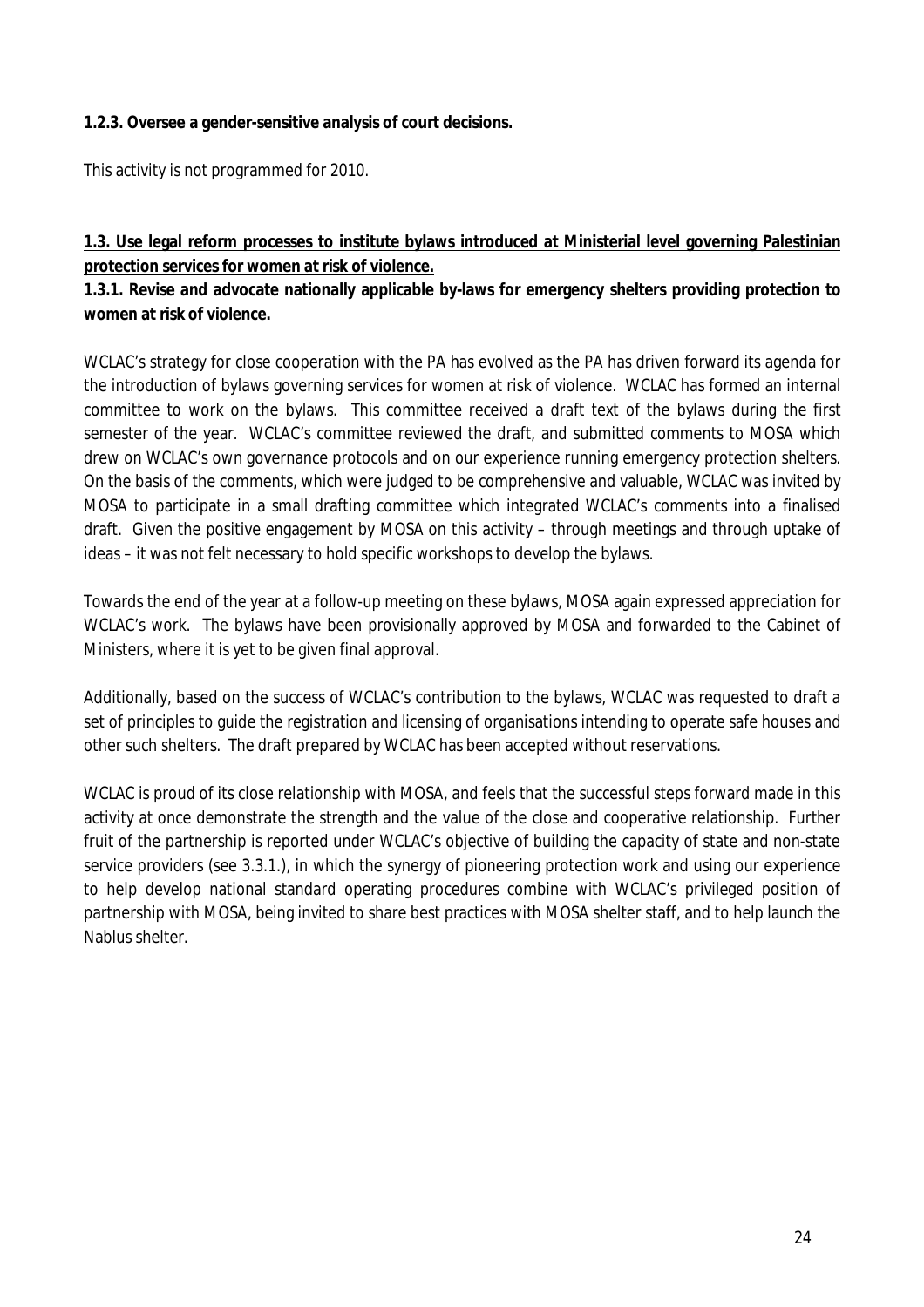**1.2.3. Oversee a gender-sensitive analysis of court decisions.**

This activity is not programmed for 2010.

**1.3. Use legal reform processes to institute bylaws introduced at Ministerial level governing Palestinian protection services for women at risk of violence.**

**1.3.1. Revise and advocate nationally applicable by-laws for emergency shelters providing protection to women at risk of violence.**

WCLAC's strategy for close cooperation with the PA has evolved as the PA has driven forward its agenda for the introduction of bylaws governing services for women at risk of violence. WCLAC has formed an internal committee to work on the bylaws. This committee received a draft text of the bylaws during the first semester of the year. WCLAC's committee reviewed the draft, and submitted comments to MOSA which drew on WCLAC's own governance protocols and on our experience running emergency protection shelters. On the basis of the comments, which were judged to be comprehensive and valuable, WCLAC was invited by MOSA to participate in a small drafting committee which integrated WCLAC's comments into a finalised draft. Given the positive engagement by MOSA on this activity – through meetings and through uptake of ideas – it was not felt necessary to hold specific workshops to develop the bylaws.

Towards the end of the year at a follow-up meeting on these bylaws, MOSA again expressed appreciation for WCLAC's work. The bylaws have been provisionally approved by MOSA and forwarded to the Cabinet of Ministers, where it is yet to be given final approval.

Additionally, based on the success of WCLAC's contribution to the bylaws, WCLAC was requested to draft a set of principles to guide the registration and licensing of organisations intending to operate safe houses and other such shelters. The draft prepared by WCLAC has been accepted without reservations.

WCLAC is proud of its close relationship with MOSA, and feels that the successful steps forward made in this activity at once demonstrate the strength and the value of the close and cooperative relationship. Further fruit of the partnership is reported under WCLAC's objective of building the capacity of state and non-state service providers (see 3.3.1.), in which the synergy of pioneering protection work and using our experience to help develop national standard operating procedures combine with WCLAC's privileged position of partnership with MOSA, being invited to share best practices with MOSA shelter staff, and to help launch the Nablus shelter.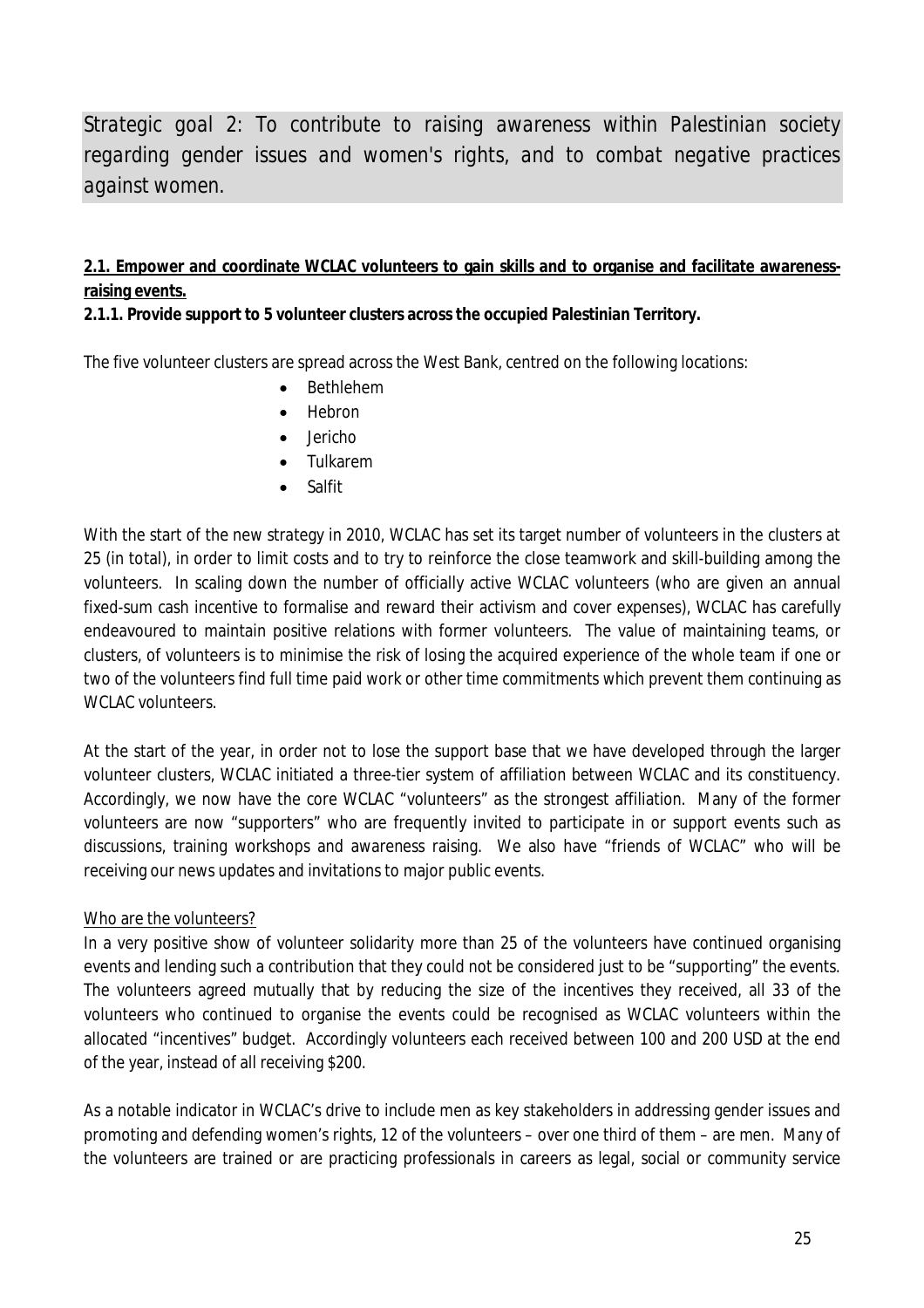## Strategic goal 2: To contribute to raising awareness within Palestinian society regarding gender issues and women's rights, and to combat negative practices against women.

**2.1. Empower and coordinate WCLAC volunteers to gain skills and to organise and facilitate awareness-raising events.**

**2.1.1. Provide support to 5 volunteer clusters across the occupied Palestinian Territory.**

The five volunteer clusters are spread across the West Bank, centred on the following locations:

- Bethlehem
- Hebron
- Jericho
- Tulkarem
- Salfit

With the start of the new strategy in 2010, WCLAC has set its target number of volunteers in the clusters at 25 (in total), in order to limit costs and to try to reinforce the close teamwork and skill-building among the volunteers. In scaling down the number of officially active WCLAC volunteers (who are given an annual fixed-sum cash incentive to formalise and reward their activism and cover expenses), WCLAC has carefully endeavoured to maintain positive relations with former volunteers. The value of maintaining teams, or clusters, of volunteers is to minimise the risk of losing the acquired experience of the whole team if one or two of the volunteers find full time paid work or other time commitments which prevent them continuing as WCLAC volunteers.

At the start of the year, in order not to lose the support base that we have developed through the larger volunteer clusters, WCLAC initiated a three-tier system of affiliation between WCLAC and its constituency. Accordingly, we now have the core WCLAC "volunteers" as the strongest affiliation. Many of the former volunteers are now "supporters" who are frequently invited to participate in or support events such as discussions, training workshops and awareness raising. We also have "friends of WCLAC" who will be receiving our news updates and invitations to major public events.

Who are the volunteers?

In a very positive show of volunteer solidarity more than 25 of the volunteers have continued organising events and lending such a contribution that they could not be considered just to be "supporting" the events. The volunteers agreed mutually that by reducing the size of the incentives they received, all 33 of the volunteers who continued to organise the events could be recognised as WCLAC volunteers within the allocated "incentives" budget. Accordingly volunteers each received between 100 and 200 USD at the end of the year, instead of all receiving $200.

As a notable indicator in WCLAC's drive to include men as key stakeholders in addressing gender issues and promoting and defending women's rights, 12 of the volunteers – over one third of them – are men. Many of the volunteers are trained or are practicing professionals in careers as legal, social or community service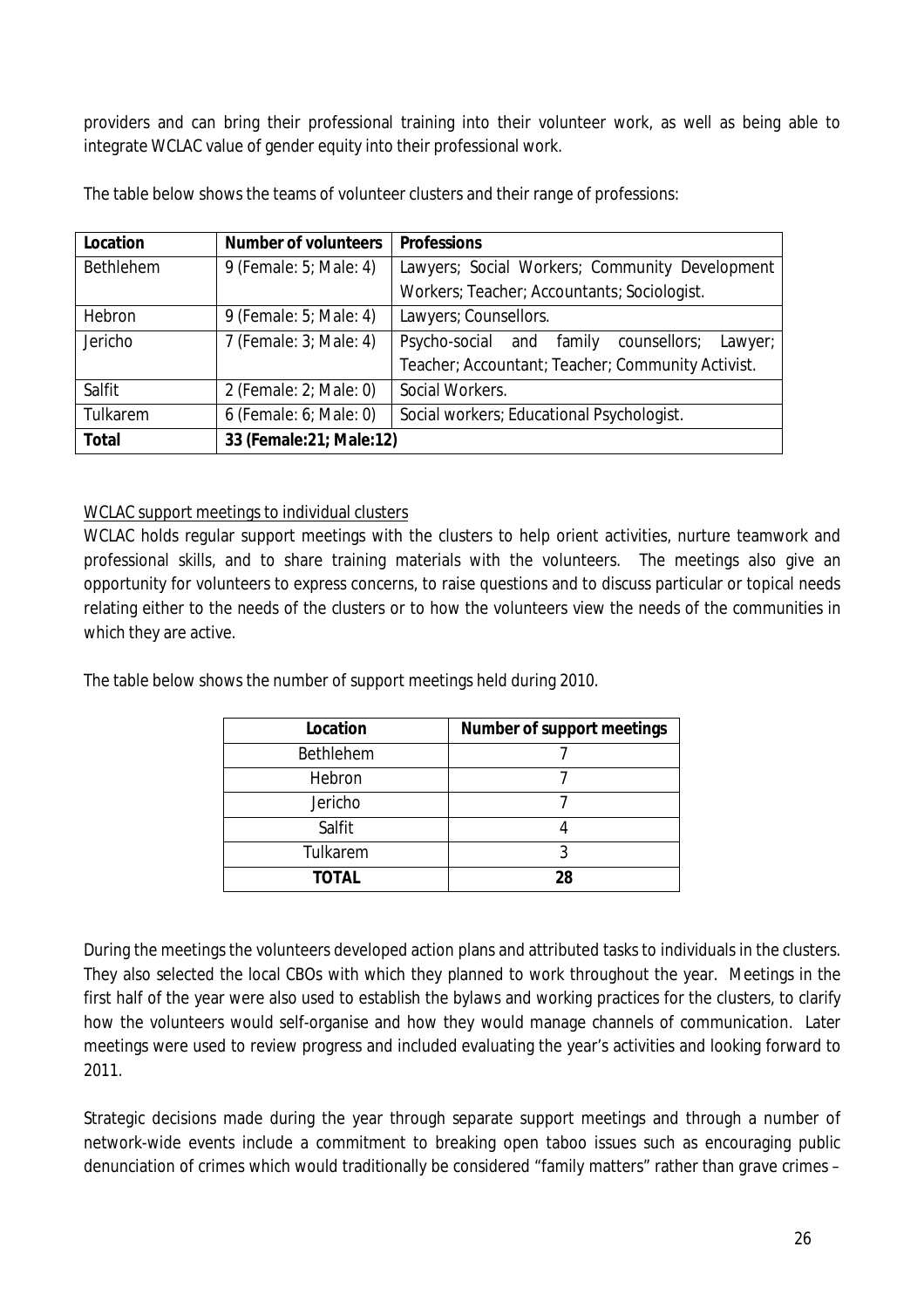providers and can bring their professional training into their volunteer work, as well as being able to integrate WCLAC value of gender equity into their professional work.

The table below shows the teams of volunteer clusters and their range of professions:

| Location | Number of volunteers | Professions |
|---|---|---|
| Bethlehem | 9 (Female: 5; Male: 4) | Lawyers; Social Workers; Community Development Workers; Teacher; Accountants; Sociologist. |
| Hebron | 9 (Female: 5; Male: 4) | Lawyers; Counsellors. |
| Jericho | 7 (Female: 3; Male: 4) | Psycho-social and family counsellors; Lawyer; Teacher; Accountant; Teacher; Community Activist. |
| Salfit | 2 (Female: 2; Male: 0) | Social Workers. |
| Tulkarem | 6 (Female: 6; Male: 0) | Social workers; Educational Psychologist. |
| **Total** | **33 (Female:21; Male:12)** | |

WCLAC support meetings to individual clusters

WCLAC holds regular support meetings with the clusters to help orient activities, nurture teamwork and professional skills, and to share training materials with the volunteers. The meetings also give an opportunity for volunteers to express concerns, to raise questions and to discuss particular or topical needs relating either to the needs of the clusters or to how the volunteers view the needs of the communities in which they are active.

The table below shows the number of support meetings held during 2010.

| Location | Number of support meetings |
|---|---|
| Bethlehem | 7 |
| Hebron | 7 |
| Jericho | 7 |
| Salfit | 4 |
| Tulkarem | 3 |
| **TOTAL** | **28** |

During the meetings the volunteers developed action plans and attributed tasks to individuals in the clusters. They also selected the local CBOs with which they planned to work throughout the year. Meetings in the first half of the year were also used to establish the bylaws and working practices for the clusters, to clarify how the volunteers would self-organise and how they would manage channels of communication. Later meetings were used to review progress and included evaluating the year's activities and looking forward to 2011.

Strategic decisions made during the year through separate support meetings and through a number of network-wide events include a commitment to breaking open taboo issues such as encouraging public denunciation of crimes which would traditionally be considered "family matters" rather than grave crimes –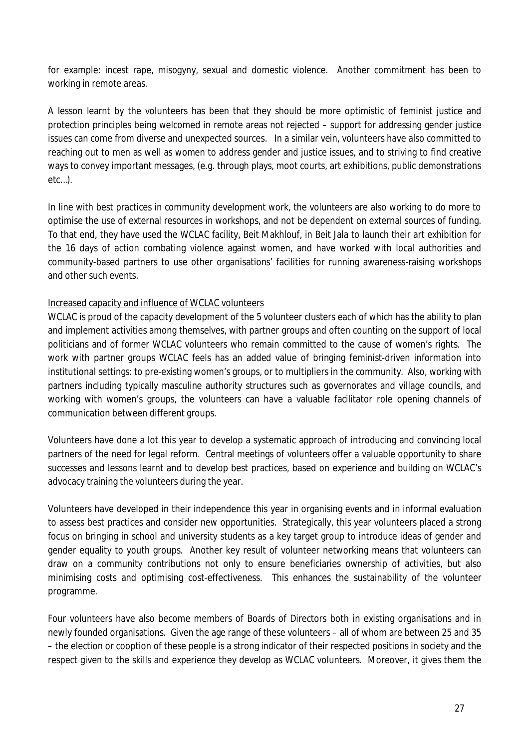for example: incest rape, misogyny, sexual and domestic violence. Another commitment has been to working in remote areas.

A lesson learnt by the volunteers has been that they should be more optimistic of feminist justice and protection principles being welcomed in remote areas not rejected – support for addressing gender justice issues can come from diverse and unexpected sources. In a similar vein, volunteers have also committed to reaching out to men as well as women to address gender and justice issues, and to striving to find creative ways to convey important messages, (e.g. through plays, moot courts, art exhibitions, public demonstrations etc…).

In line with best practices in community development work, the volunteers are also working to do more to optimise the use of external resources in workshops, and not be dependent on external sources of funding. To that end, they have used the WCLAC facility, Beit Makhlouf, in Beit Jala to launch their art exhibition for the 16 days of action combating violence against women, and have worked with local authorities and community-based partners to use other organisations' facilities for running awareness-raising workshops and other such events.

<u>Increased capacity and influence of WCLAC volunteers</u>

WCLAC is proud of the capacity development of the 5 volunteer clusters each of which has the ability to plan and implement activities among themselves, with partner groups and often counting on the support of local politicians and of former WCLAC volunteers who remain committed to the cause of women's rights. The work with partner groups WCLAC feels has an added value of bringing feminist-driven information into institutional settings: to pre-existing women's groups, or to multipliers in the community. Also, working with partners including typically masculine authority structures such as governorates and village councils, and working with women's groups, the volunteers can have a valuable facilitator role opening channels of communication between different groups.

Volunteers have done a lot this year to develop a systematic approach of introducing and convincing local partners of the need for legal reform. Central meetings of volunteers offer a valuable opportunity to share successes and lessons learnt and to develop best practices, based on experience and building on WCLAC's advocacy training the volunteers during the year.

Volunteers have developed in their independence this year in organising events and in informal evaluation to assess best practices and consider new opportunities. Strategically, this year volunteers placed a strong focus on bringing in school and university students as a key target group to introduce ideas of gender and gender equality to youth groups. Another key result of volunteer networking means that volunteers can draw on a community contributions not only to ensure beneficiaries ownership of activities, but also minimising costs and optimising cost-effectiveness. This enhances the sustainability of the volunteer programme.

Four volunteers have also become members of Boards of Directors both in existing organisations and in newly founded organisations. Given the age range of these volunteers – all of whom are between 25 and 35 – the election or cooption of these people is a strong indicator of their respected positions in society and the respect given to the skills and experience they develop as WCLAC volunteers. Moreover, it gives them the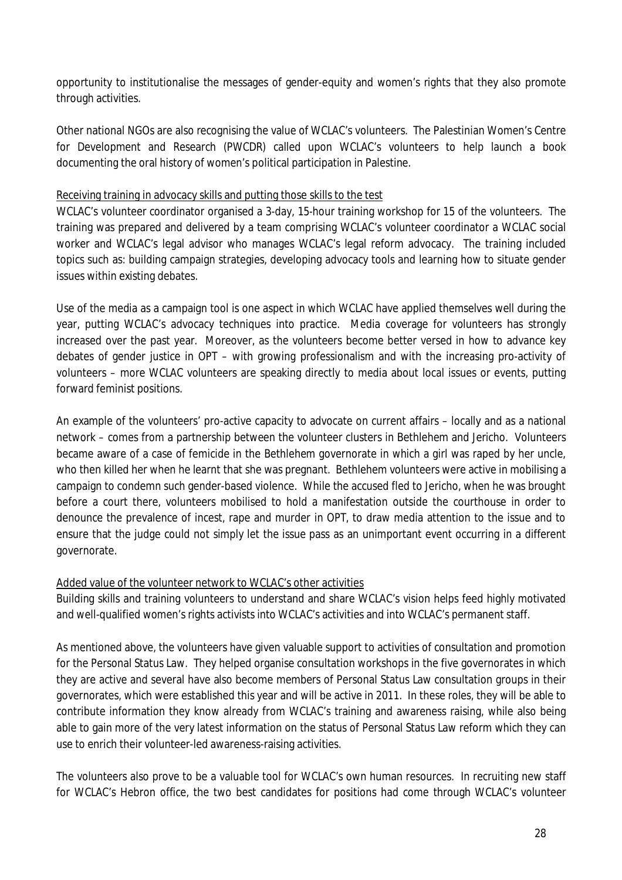opportunity to institutionalise the messages of gender-equity and women's rights that they also promote through activities.

Other national NGOs are also recognising the value of WCLAC's volunteers. The Palestinian Women's Centre for Development and Research (PWCDR) called upon WCLAC's volunteers to help launch a book documenting the oral history of women's political participation in Palestine.

<u>Receiving training in advocacy skills and putting those skills to the test</u>

WCLAC's volunteer coordinator organised a 3-day, 15-hour training workshop for 15 of the volunteers. The training was prepared and delivered by a team comprising WCLAC's volunteer coordinator a WCLAC social worker and WCLAC's legal advisor who manages WCLAC's legal reform advocacy. The training included topics such as: building campaign strategies, developing advocacy tools and learning how to situate gender issues within existing debates.

Use of the media as a campaign tool is one aspect in which WCLAC have applied themselves well during the year, putting WCLAC's advocacy techniques into practice. Media coverage for volunteers has strongly increased over the past year. Moreover, as the volunteers become better versed in how to advance key debates of gender justice in OPT – with growing professionalism and with the increasing pro-activity of volunteers – more WCLAC volunteers are speaking directly to media about local issues or events, putting forward feminist positions.

An example of the volunteers' pro-active capacity to advocate on current affairs – locally and as a national network – comes from a partnership between the volunteer clusters in Bethlehem and Jericho. Volunteers became aware of a case of femicide in the Bethlehem governorate in which a girl was raped by her uncle, who then killed her when he learnt that she was pregnant. Bethlehem volunteers were active in mobilising a campaign to condemn such gender-based violence. While the accused fled to Jericho, when he was brought before a court there, volunteers mobilised to hold a manifestation outside the courthouse in order to denounce the prevalence of incest, rape and murder in OPT, to draw media attention to the issue and to ensure that the judge could not simply let the issue pass as an unimportant event occurring in a different governorate.

<u>Added value of the volunteer network to WCLAC's other activities</u>

Building skills and training volunteers to understand and share WCLAC's vision helps feed highly motivated and well-qualified women's rights activists into WCLAC's activities and into WCLAC's permanent staff.

As mentioned above, the volunteers have given valuable support to activities of consultation and promotion for the Personal Status Law. They helped organise consultation workshops in the five governorates in which they are active and several have also become members of Personal Status Law consultation groups in their governorates, which were established this year and will be active in 2011. In these roles, they will be able to contribute information they know already from WCLAC's training and awareness raising, while also being able to gain more of the very latest information on the status of Personal Status Law reform which they can use to enrich their volunteer-led awareness-raising activities.

The volunteers also prove to be a valuable tool for WCLAC's own human resources. In recruiting new staff for WCLAC's Hebron office, the two best candidates for positions had come through WCLAC's volunteer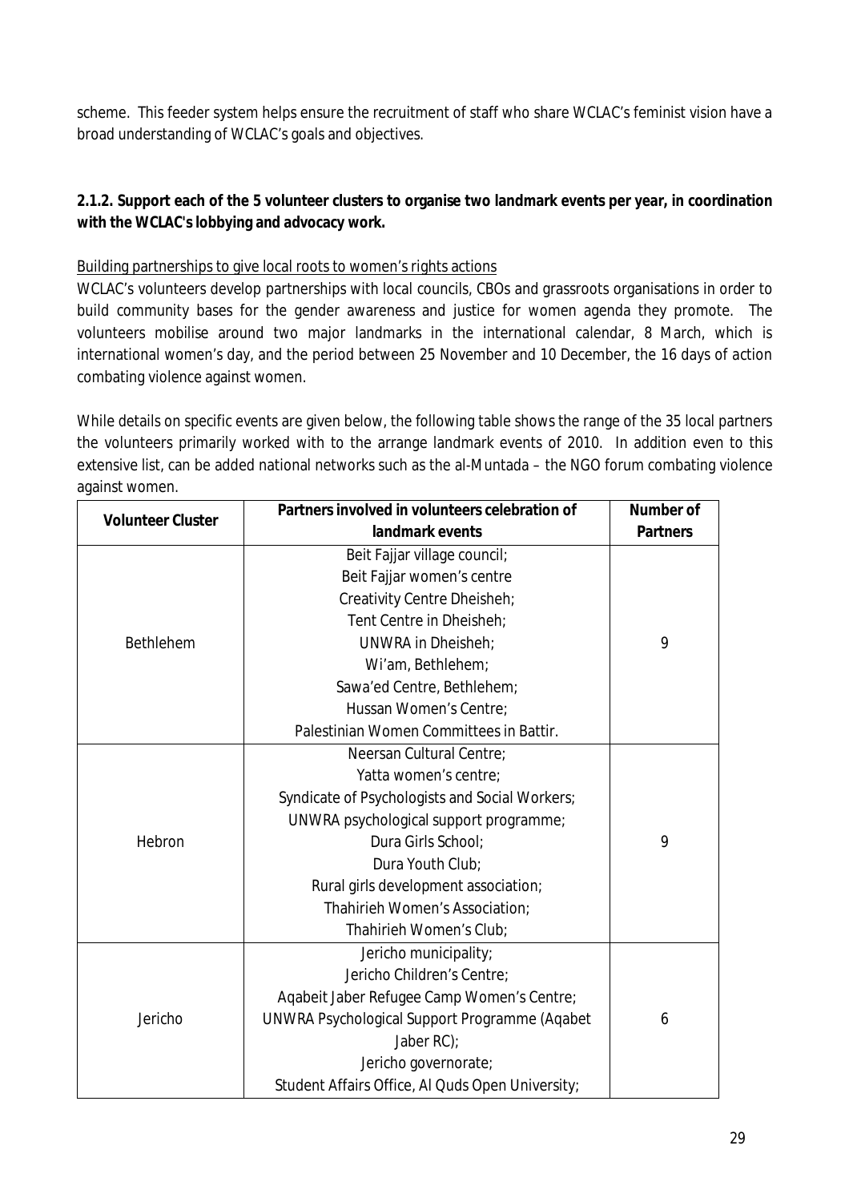scheme. This feeder system helps ensure the recruitment of staff who share WCLAC's feminist vision have a broad understanding of WCLAC's goals and objectives.

**2.1.2. Support each of the 5 volunteer clusters to organise two landmark events per year, in coordination with the WCLAC's lobbying and advocacy work.**

Building partnerships to give local roots to women's rights actions

WCLAC's volunteers develop partnerships with local councils, CBOs and grassroots organisations in order to build community bases for the gender awareness and justice for women agenda they promote. The volunteers mobilise around two major landmarks in the international calendar, 8 March, which is international women's day, and the period between 25 November and 10 December, the 16 days of action combating violence against women.

While details on specific events are given below, the following table shows the range of the 35 local partners the volunteers primarily worked with to the arrange landmark events of 2010. In addition even to this extensive list, can be added national networks such as the al-Muntada – the NGO forum combating violence against women.

| Volunteer Cluster | Partners involved in volunteers celebration of landmark events | Number of Partners |
|---|---|---|
| Bethlehem | Beit Fajjar village council;<br>Beit Fajjar women's centre<br>Creativity Centre Dheisheh;<br>Tent Centre in Dheisheh;<br>UNWRA in Dheisheh;<br>Wi'am, Bethlehem;<br>Sawa'ed Centre, Bethlehem;<br>Hussan Women's Centre;<br>Palestinian Women Committees in Battir. | 9 |
| Hebron | Neersan Cultural Centre;<br>Yatta women's centre;<br>Syndicate of Psychologists and Social Workers;<br>UNWRA psychological support programme;<br>Dura Girls School;<br>Dura Youth Club;<br>Rural girls development association;<br>Thahirieh Women's Association;<br>Thahirieh Women's Club; | 9 |
| Jericho | Jericho municipality;<br>Jericho Children's Centre;<br>Aqabeit Jaber Refugee Camp Women's Centre;<br>UNWRA Psychological Support Programme (Aqabet Jaber RC);<br>Jericho governorate;<br>Student Affairs Office, Al Quds Open University; | 6 |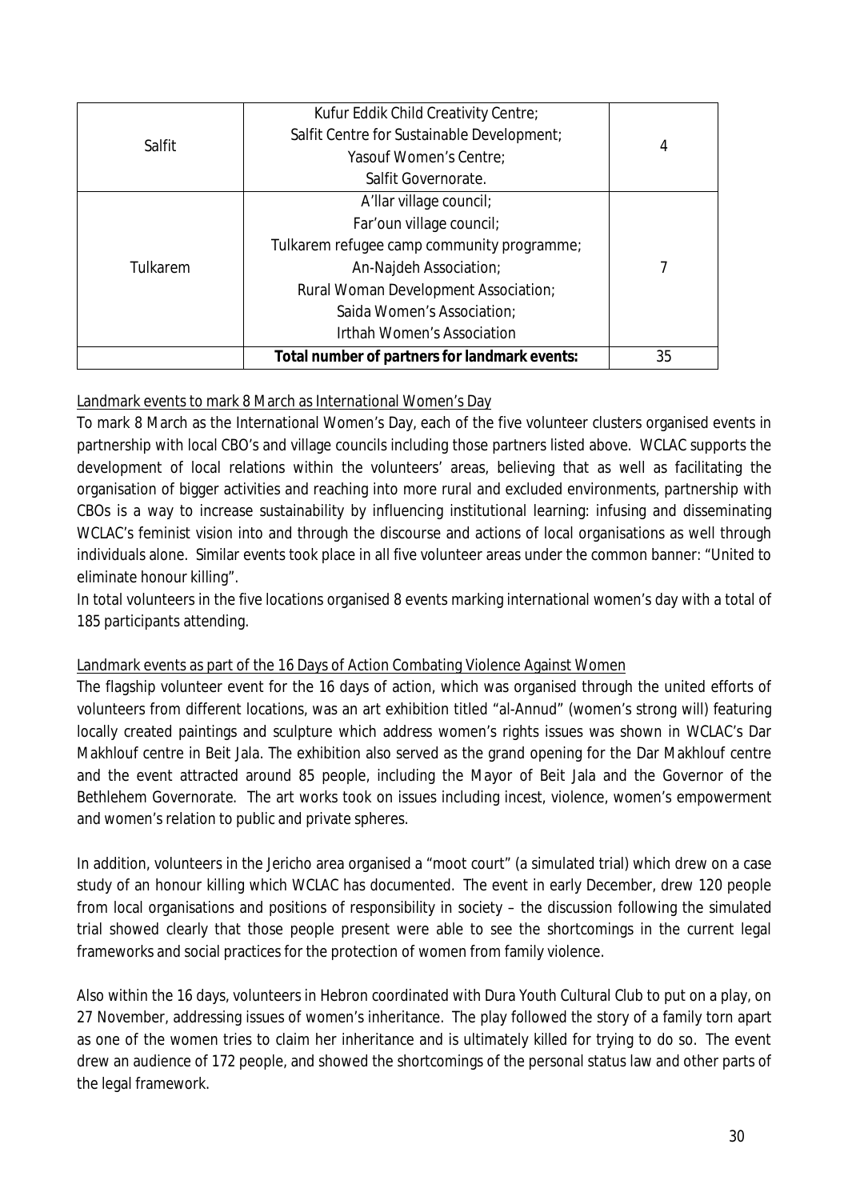| | | |
|---|---|---|
| Salfit | Kufur Eddik Child Creativity Centre;<br>Salfit Centre for Sustainable Development;<br>Yasouf Women's Centre;<br>Salfit Governorate. | 4 |
| Tulkarem | A'llar village council;<br>Far'oun village council;<br>Tulkarem refugee camp community programme;<br>An-Najdeh Association;<br>Rural Woman Development Association;<br>Saida Women's Association;<br>Irthah Women's Association | 7 |
| | **Total number of partners for landmark events:** | 35 |

Landmark events to mark 8 March as International Women's Day

To mark 8 March as the International Women's Day, each of the five volunteer clusters organised events in partnership with local CBO's and village councils including those partners listed above. WCLAC supports the development of local relations within the volunteers' areas, believing that as well as facilitating the organisation of bigger activities and reaching into more rural and excluded environments, partnership with CBOs is a way to increase sustainability by influencing institutional learning: infusing and disseminating WCLAC's feminist vision into and through the discourse and actions of local organisations as well through individuals alone. Similar events took place in all five volunteer areas under the common banner: "United to eliminate honour killing".

In total volunteers in the five locations organised 8 events marking international women's day with a total of 185 participants attending.

Landmark events as part of the 16 Days of Action Combating Violence Against Women

The flagship volunteer event for the 16 days of action, which was organised through the united efforts of volunteers from different locations, was an art exhibition titled "al-Annud" (women's strong will) featuring locally created paintings and sculpture which address women's rights issues was shown in WCLAC's Dar Makhlouf centre in Beit Jala. The exhibition also served as the grand opening for the Dar Makhlouf centre and the event attracted around 85 people, including the Mayor of Beit Jala and the Governor of the Bethlehem Governorate. The art works took on issues including incest, violence, women's empowerment and women's relation to public and private spheres.

In addition, volunteers in the Jericho area organised a "moot court" (a simulated trial) which drew on a case study of an honour killing which WCLAC has documented. The event in early December, drew 120 people from local organisations and positions of responsibility in society – the discussion following the simulated trial showed clearly that those people present were able to see the shortcomings in the current legal frameworks and social practices for the protection of women from family violence.

Also within the 16 days, volunteers in Hebron coordinated with Dura Youth Cultural Club to put on a play, on 27 November, addressing issues of women's inheritance. The play followed the story of a family torn apart as one of the women tries to claim her inheritance and is ultimately killed for trying to do so. The event drew an audience of 172 people, and showed the shortcomings of the personal status law and other parts of the legal framework.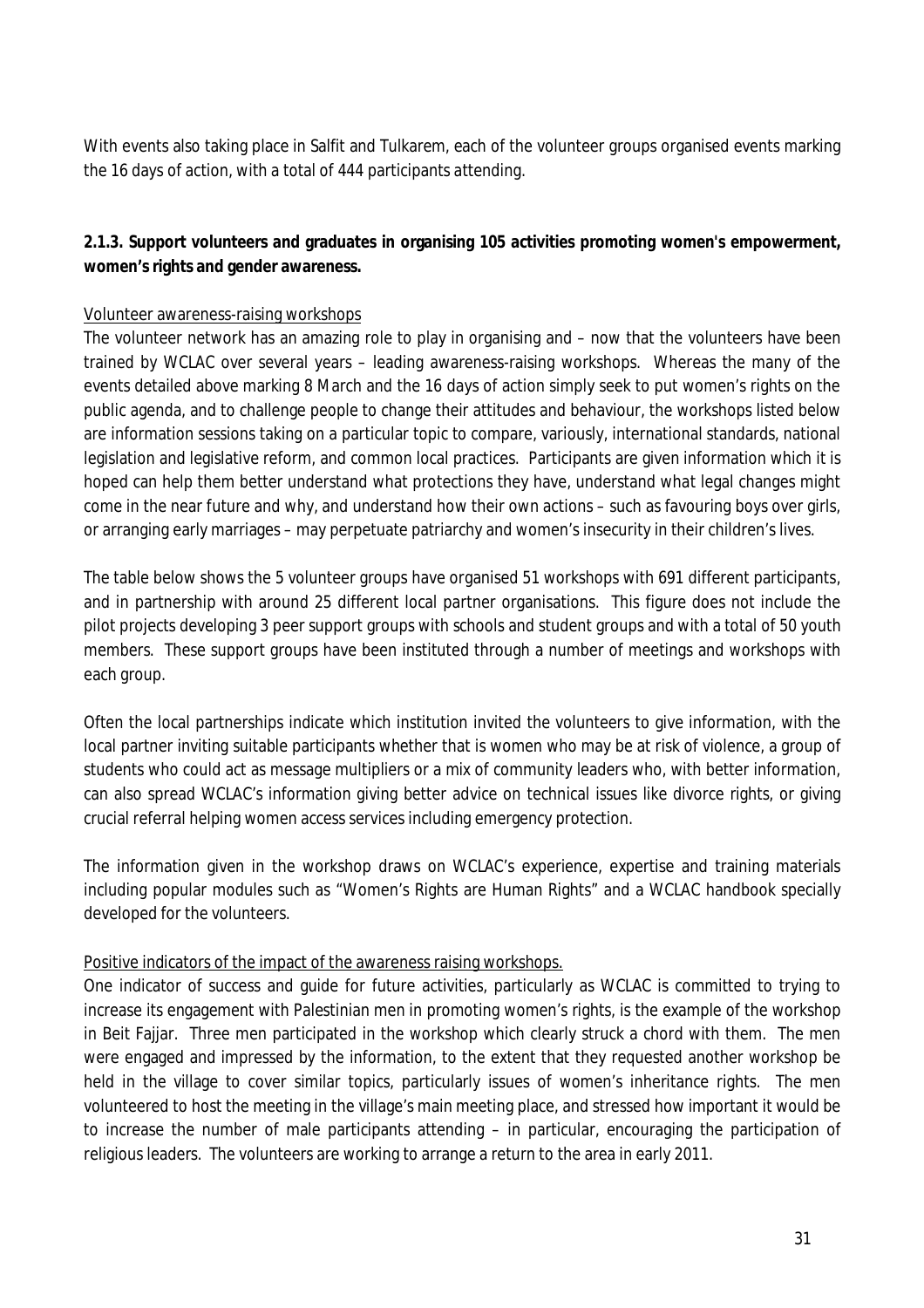With events also taking place in Salfit and Tulkarem, each of the volunteer groups organised events marking the 16 days of action, with a total of 444 participants attending.

**2.1.3. Support volunteers and graduates in organising 105 activities promoting women's empowerment, women's rights and gender awareness.**

Volunteer awareness-raising workshops

The volunteer network has an amazing role to play in organising and – now that the volunteers have been trained by WCLAC over several years – leading awareness-raising workshops. Whereas the many of the events detailed above marking 8 March and the 16 days of action simply seek to put women's rights on the public agenda, and to challenge people to change their attitudes and behaviour, the workshops listed below are information sessions taking on a particular topic to compare, variously, international standards, national legislation and legislative reform, and common local practices. Participants are given information which it is hoped can help them better understand what protections they have, understand what legal changes might come in the near future and why, and understand how their own actions – such as favouring boys over girls, or arranging early marriages – may perpetuate patriarchy and women's insecurity in their children's lives.

The table below shows the 5 volunteer groups have organised 51 workshops with 691 different participants, and in partnership with around 25 different local partner organisations. This figure does not include the pilot projects developing 3 peer support groups with schools and student groups and with a total of 50 youth members. These support groups have been instituted through a number of meetings and workshops with each group.

Often the local partnerships indicate which institution invited the volunteers to give information, with the local partner inviting suitable participants whether that is women who may be at risk of violence, a group of students who could act as message multipliers or a mix of community leaders who, with better information, can also spread WCLAC's information giving better advice on technical issues like divorce rights, or giving crucial referral helping women access services including emergency protection.

The information given in the workshop draws on WCLAC's experience, expertise and training materials including popular modules such as "Women's Rights are Human Rights" and a WCLAC handbook specially developed for the volunteers.

Positive indicators of the impact of the awareness raising workshops.

One indicator of success and guide for future activities, particularly as WCLAC is committed to trying to increase its engagement with Palestinian men in promoting women's rights, is the example of the workshop in Beit Fajjar. Three men participated in the workshop which clearly struck a chord with them. The men were engaged and impressed by the information, to the extent that they requested another workshop be held in the village to cover similar topics, particularly issues of women's inheritance rights. The men volunteered to host the meeting in the village's main meeting place, and stressed how important it would be to increase the number of male participants attending – in particular, encouraging the participation of religious leaders. The volunteers are working to arrange a return to the area in early 2011.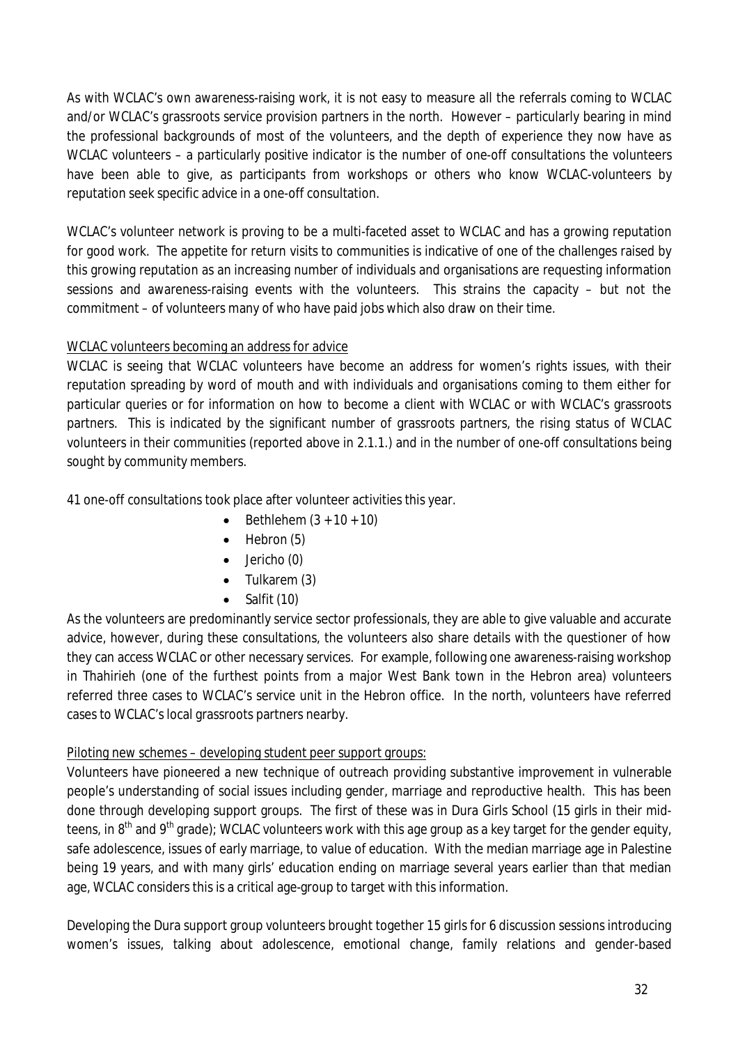As with WCLAC's own awareness-raising work, it is not easy to measure all the referrals coming to WCLAC and/or WCLAC's grassroots service provision partners in the north. However – particularly bearing in mind the professional backgrounds of most of the volunteers, and the depth of experience they now have as WCLAC volunteers – a particularly positive indicator is the number of one-off consultations the volunteers have been able to give, as participants from workshops or others who know WCLAC-volunteers by reputation seek specific advice in a one-off consultation.

WCLAC's volunteer network is proving to be a multi-faceted asset to WCLAC and has a growing reputation for good work. The appetite for return visits to communities is indicative of one of the challenges raised by this growing reputation as an increasing number of individuals and organisations are requesting information sessions and awareness-raising events with the volunteers. This strains the capacity – but not the commitment – of volunteers many of who have paid jobs which also draw on their time.

<u>WCLAC volunteers becoming an address for advice</u>

WCLAC is seeing that WCLAC volunteers have become an address for women's rights issues, with their reputation spreading by word of mouth and with individuals and organisations coming to them either for particular queries or for information on how to become a client with WCLAC or with WCLAC's grassroots partners. This is indicated by the significant number of grassroots partners, the rising status of WCLAC volunteers in their communities (reported above in 2.1.1.) and in the number of one-off consultations being sought by community members.

41 one-off consultations took place after volunteer activities this year.

- Bethlehem (3 + 10 + 10)
- Hebron (5)
- Jericho (0)
- Tulkarem (3)
- Salfit (10)

As the volunteers are predominantly service sector professionals, they are able to give valuable and accurate advice, however, during these consultations, the volunteers also share details with the questioner of how they can access WCLAC or other necessary services. For example, following one awareness-raising workshop in Thahirieh (one of the furthest points from a major West Bank town in the Hebron area) volunteers referred three cases to WCLAC's service unit in the Hebron office. In the north, volunteers have referred cases to WCLAC's local grassroots partners nearby.

<u>Piloting new schemes – developing student peer support groups:</u>

Volunteers have pioneered a new technique of outreach providing substantive improvement in vulnerable people's understanding of social issues including gender, marriage and reproductive health. This has been done through developing support groups. The first of these was in Dura Girls School (15 girls in their mid-teens, in 8th and 9th grade); WCLAC volunteers work with this age group as a key target for the gender equity, safe adolescence, issues of early marriage, to value of education. With the median marriage age in Palestine being 19 years, and with many girls' education ending on marriage several years earlier than that median age, WCLAC considers this is a critical age-group to target with this information.

Developing the Dura support group volunteers brought together 15 girls for 6 discussion sessions introducing women's issues, talking about adolescence, emotional change, family relations and gender-based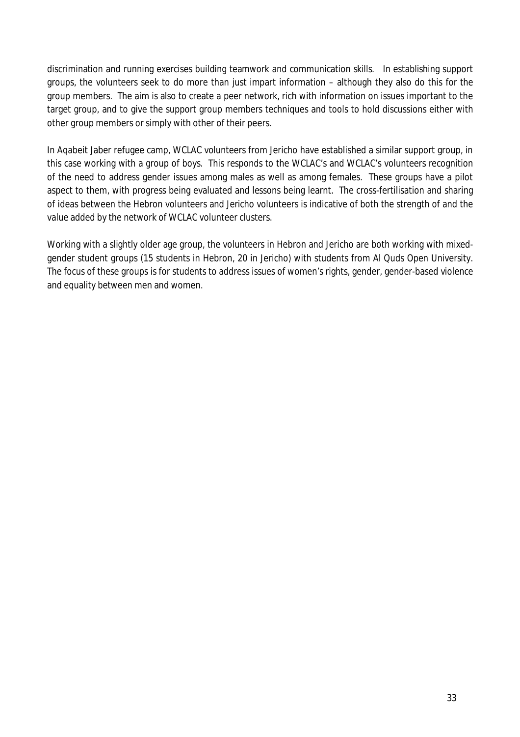discrimination and running exercises building teamwork and communication skills. In establishing support groups, the volunteers seek to do more than just impart information – although they also do this for the group members. The aim is also to create a peer network, rich with information on issues important to the target group, and to give the support group members techniques and tools to hold discussions either with other group members or simply with other of their peers.

In Aqabeit Jaber refugee camp, WCLAC volunteers from Jericho have established a similar support group, in this case working with a group of boys. This responds to the WCLAC's and WCLAC's volunteers recognition of the need to address gender issues among males as well as among females. These groups have a pilot aspect to them, with progress being evaluated and lessons being learnt. The cross-fertilisation and sharing of ideas between the Hebron volunteers and Jericho volunteers is indicative of both the strength of and the value added by the network of WCLAC volunteer clusters.

Working with a slightly older age group, the volunteers in Hebron and Jericho are both working with mixed-gender student groups (15 students in Hebron, 20 in Jericho) with students from Al Quds Open University. The focus of these groups is for students to address issues of women's rights, gender, gender-based violence and equality between men and women.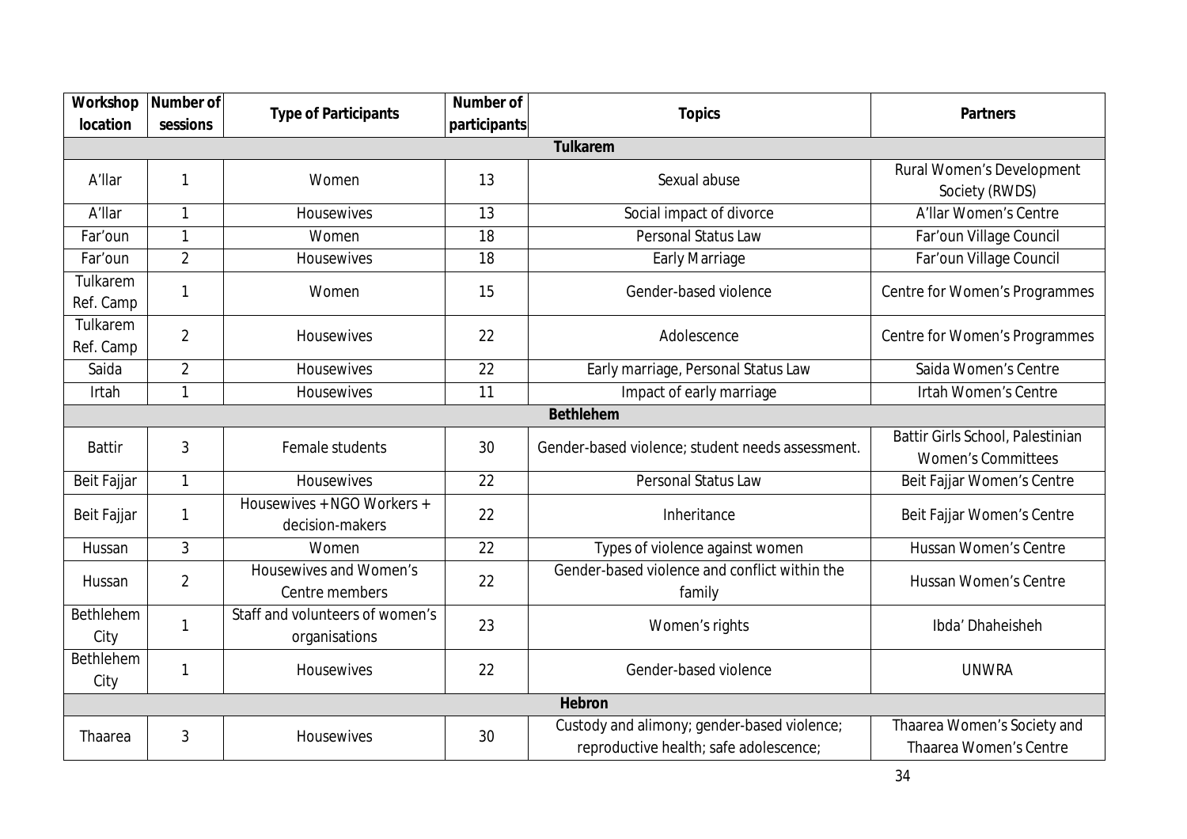| Workshop location | Number of sessions | Type of Participants | Number of participants | Topics | Partners |
|---|---|---|---|---|---|
| **Tulkarem** | | | | | |
| A'llar | 1 | Women | 13 | Sexual abuse | Rural Women's Development Society (RWDS) |
| A'llar | 1 | Housewives | 13 | Social impact of divorce | A'llar Women's Centre |
| Far'oun | 1 | Women | 18 | Personal Status Law | Far'oun Village Council |
| Far'oun | 2 | Housewives | 18 | Early Marriage | Far'oun Village Council |
| Tulkarem Ref. Camp | 1 | Women | 15 | Gender-based violence | Centre for Women's Programmes |
| Tulkarem Ref. Camp | 2 | Housewives | 22 | Adolescence | Centre for Women's Programmes |
| Saida | 2 | Housewives | 22 | Early marriage, Personal Status Law | Saida Women's Centre |
| Irtah | 1 | Housewives | 11 | Impact of early marriage | Irtah Women's Centre |
| **Bethlehem** | | | | | |
| Battir | 3 | Female students | 30 | Gender-based violence; student needs assessment. | Battir Girls School, Palestinian Women's Committees |
| Beit Fajjar | 1 | Housewives | 22 | Personal Status Law | Beit Fajjar Women's Centre |
| Beit Fajjar | 1 | Housewives + NGO Workers + decision-makers | 22 | Inheritance | Beit Fajjar Women's Centre |
| Hussan | 3 | Women | 22 | Types of violence against women | Hussan Women's Centre |
| Hussan | 2 | Housewives and Women's Centre members | 22 | Gender-based violence and conflict within the family | Hussan Women's Centre |
| Bethlehem City | 1 | Staff and volunteers of women's organisations | 23 | Women's rights | Ibda' Dhaheisheh |
| Bethlehem City | 1 | Housewives | 22 | Gender-based violence | UNWRA |
| **Hebron** | | | | | |
| Thaarea | 3 | Housewives | 30 | Custody and alimony; gender-based violence; reproductive health; safe adolescence; | Thaarea Women's Society and Thaarea Women's Centre |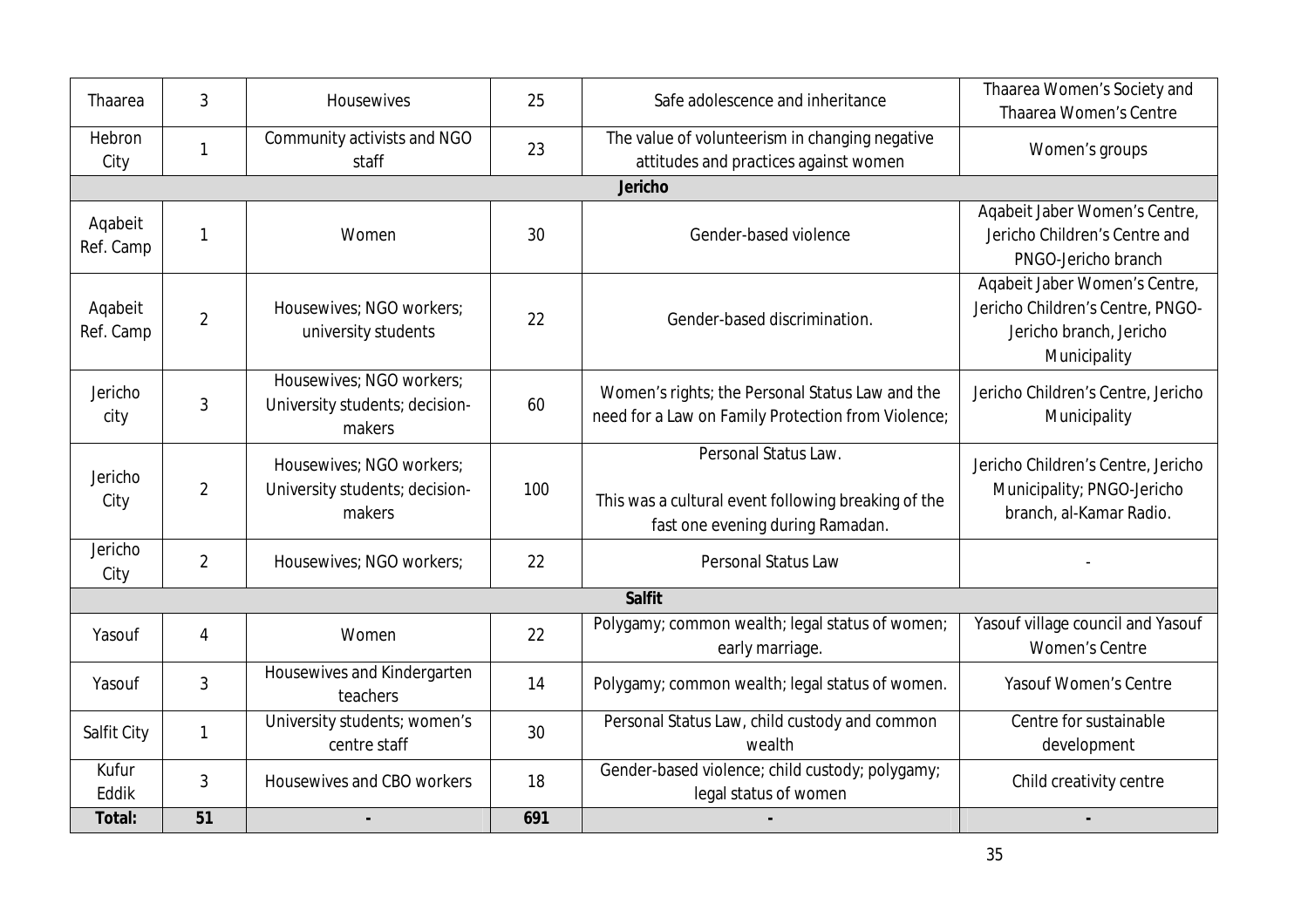| Thaarea | 3 | Housewives | 25 | Safe adolescence and inheritance | Thaarea Women's Society and Thaarea Women's Centre |
|---|---|---|---|---|---|
| Hebron City | 1 | Community activists and NGO staff | 23 | The value of volunteerism in changing negative attitudes and practices against women | Women's groups |
| **Jericho** | | | | | |
| Aqabeit Ref. Camp | 1 | Women | 30 | Gender-based violence | Aqabeit Jaber Women's Centre, Jericho Children's Centre and PNGO-Jericho branch |
| Aqabeit Ref. Camp | 2 | Housewives; NGO workers; university students | 22 | Gender-based discrimination. | Aqabeit Jaber Women's Centre, Jericho Children's Centre, PNGO-Jericho branch, Jericho Municipality |
| Jericho city | 3 | Housewives; NGO workers; University students; decision-makers | 60 | Women's rights; the Personal Status Law and the need for a Law on Family Protection from Violence; | Jericho Children's Centre, Jericho Municipality |
| Jericho City | 2 | Housewives; NGO workers; University students; decision-makers | 100 | Personal Status Law.<br><br>This was a cultural event following breaking of the fast one evening during Ramadan. | Jericho Children's Centre, Jericho Municipality; PNGO-Jericho branch, al-Kamar Radio. |
| Jericho City | 2 | Housewives; NGO workers; | 22 | Personal Status Law | - |
| **Salfit** | | | | | |
| Yasouf | 4 | Women | 22 | Polygamy; common wealth; legal status of women; early marriage. | Yasouf village council and Yasouf Women's Centre |
| Yasouf | 3 | Housewives and Kindergarten teachers | 14 | Polygamy; common wealth; legal status of women. | Yasouf Women's Centre |
| Salfit City | 1 | University students; women's centre staff | 30 | Personal Status Law, child custody and common wealth | Centre for sustainable development |
| Kufur Eddik | 3 | Housewives and CBO workers | 18 | Gender-based violence; child custody; polygamy; legal status of women | Child creativity centre |
| **Total:** | **51** | **-** | **691** | **-** | **-** |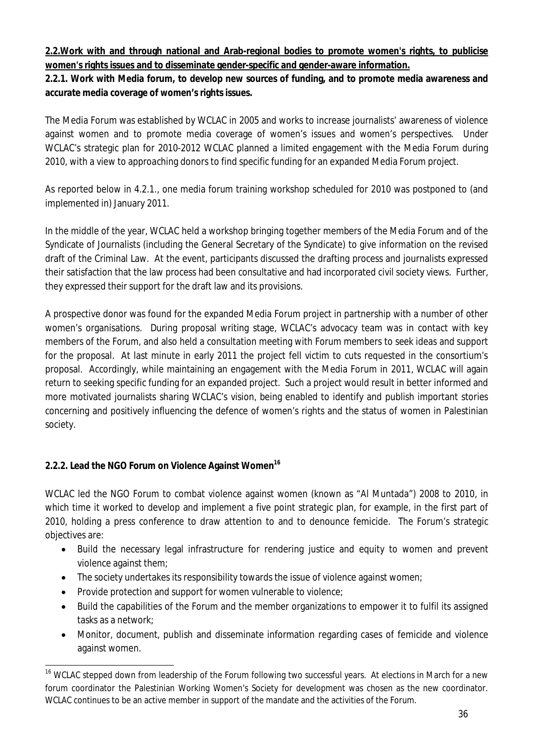**2.2.Work with and through national and Arab-regional bodies to promote women's rights, to publicise women's rights issues and to disseminate gender-specific and gender-aware information.**

**2.2.1. Work with Media forum, to develop new sources of funding, and to promote media awareness and accurate media coverage of women's rights issues.**

The Media Forum was established by WCLAC in 2005 and works to increase journalists' awareness of violence against women and to promote media coverage of women's issues and women's perspectives. Under WCLAC's strategic plan for 2010-2012 WCLAC planned a limited engagement with the Media Forum during 2010, with a view to approaching donors to find specific funding for an expanded Media Forum project.

As reported below in 4.2.1., one media forum training workshop scheduled for 2010 was postponed to (and implemented in) January 2011.

In the middle of the year, WCLAC held a workshop bringing together members of the Media Forum and of the Syndicate of Journalists (including the General Secretary of the Syndicate) to give information on the revised draft of the Criminal Law. At the event, participants discussed the drafting process and journalists expressed their satisfaction that the law process had been consultative and had incorporated civil society views. Further, they expressed their support for the draft law and its provisions.

A prospective donor was found for the expanded Media Forum project in partnership with a number of other women's organisations. During proposal writing stage, WCLAC's advocacy team was in contact with key members of the Forum, and also held a consultation meeting with Forum members to seek ideas and support for the proposal. At last minute in early 2011 the project fell victim to cuts requested in the consortium's proposal. Accordingly, while maintaining an engagement with the Media Forum in 2011, WCLAC will again return to seeking specific funding for an expanded project. Such a project would result in better informed and more motivated journalists sharing WCLAC's vision, being enabled to identify and publish important stories concerning and positively influencing the defence of women's rights and the status of women in Palestinian society.

**2.2.2. Lead the NGO Forum on Violence Against Women[16]**

WCLAC led the NGO Forum to combat violence against women (known as "Al Muntada") 2008 to 2010, in which time it worked to develop and implement a five point strategic plan, for example, in the first part of 2010, holding a press conference to draw attention to and to denounce femicide. The Forum's strategic objectives are:

- Build the necessary legal infrastructure for rendering justice and equity to women and prevent violence against them;
- The society undertakes its responsibility towards the issue of violence against women;
- Provide protection and support for women vulnerable to violence;
- Build the capabilities of the Forum and the member organizations to empower it to fulfil its assigned tasks as a network;
- Monitor, document, publish and disseminate information regarding cases of femicide and violence against women.

[16] WCLAC stepped down from leadership of the Forum following two successful years. At elections in March for a new forum coordinator the Palestinian Working Women's Society for development was chosen as the new coordinator. WCLAC continues to be an active member in support of the mandate and the activities of the Forum.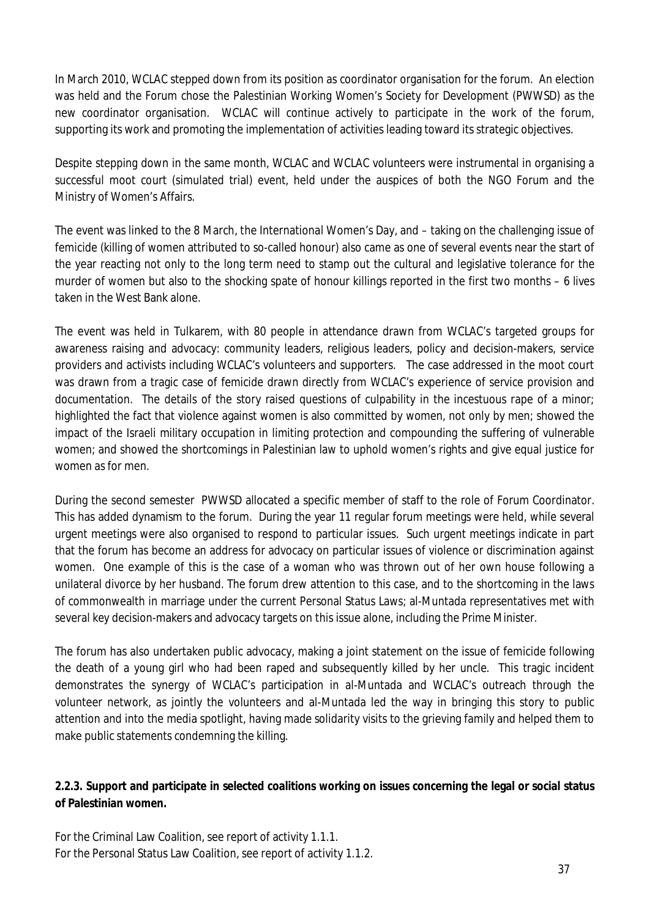In March 2010, WCLAC stepped down from its position as coordinator organisation for the forum. An election was held and the Forum chose the Palestinian Working Women's Society for Development (PWWSD) as the new coordinator organisation. WCLAC will continue actively to participate in the work of the forum, supporting its work and promoting the implementation of activities leading toward its strategic objectives.

Despite stepping down in the same month, WCLAC and WCLAC volunteers were instrumental in organising a successful moot court (simulated trial) event, held under the auspices of both the NGO Forum and the Ministry of Women's Affairs.

The event was linked to the 8 March, the International Women's Day, and – taking on the challenging issue of femicide (killing of women attributed to so-called honour) also came as one of several events near the start of the year reacting not only to the long term need to stamp out the cultural and legislative tolerance for the murder of women but also to the shocking spate of honour killings reported in the first two months – 6 lives taken in the West Bank alone.

The event was held in Tulkarem, with 80 people in attendance drawn from WCLAC's targeted groups for awareness raising and advocacy: community leaders, religious leaders, policy and decision-makers, service providers and activists including WCLAC's volunteers and supporters. The case addressed in the moot court was drawn from a tragic case of femicide drawn directly from WCLAC's experience of service provision and documentation. The details of the story raised questions of culpability in the incestuous rape of a minor; highlighted the fact that violence against women is also committed by women, not only by men; showed the impact of the Israeli military occupation in limiting protection and compounding the suffering of vulnerable women; and showed the shortcomings in Palestinian law to uphold women's rights and give equal justice for women as for men.

During the second semester PWWSD allocated a specific member of staff to the role of Forum Coordinator. This has added dynamism to the forum. During the year 11 regular forum meetings were held, while several urgent meetings were also organised to respond to particular issues. Such urgent meetings indicate in part that the forum has become an address for advocacy on particular issues of violence or discrimination against women. One example of this is the case of a woman who was thrown out of her own house following a unilateral divorce by her husband. The forum drew attention to this case, and to the shortcoming in the laws of commonwealth in marriage under the current Personal Status Laws; al-Muntada representatives met with several key decision-makers and advocacy targets on this issue alone, including the Prime Minister.

The forum has also undertaken public advocacy, making a joint statement on the issue of femicide following the death of a young girl who had been raped and subsequently killed by her uncle. This tragic incident demonstrates the synergy of WCLAC's participation in al-Muntada and WCLAC's outreach through the volunteer network, as jointly the volunteers and al-Muntada led the way in bringing this story to public attention and into the media spotlight, having made solidarity visits to the grieving family and helped them to make public statements condemning the killing.

**2.2.3. Support and participate in selected coalitions working on issues concerning the legal or social status of Palestinian women.**

For the Criminal Law Coalition, see report of activity 1.1.1.
For the Personal Status Law Coalition, see report of activity 1.1.2.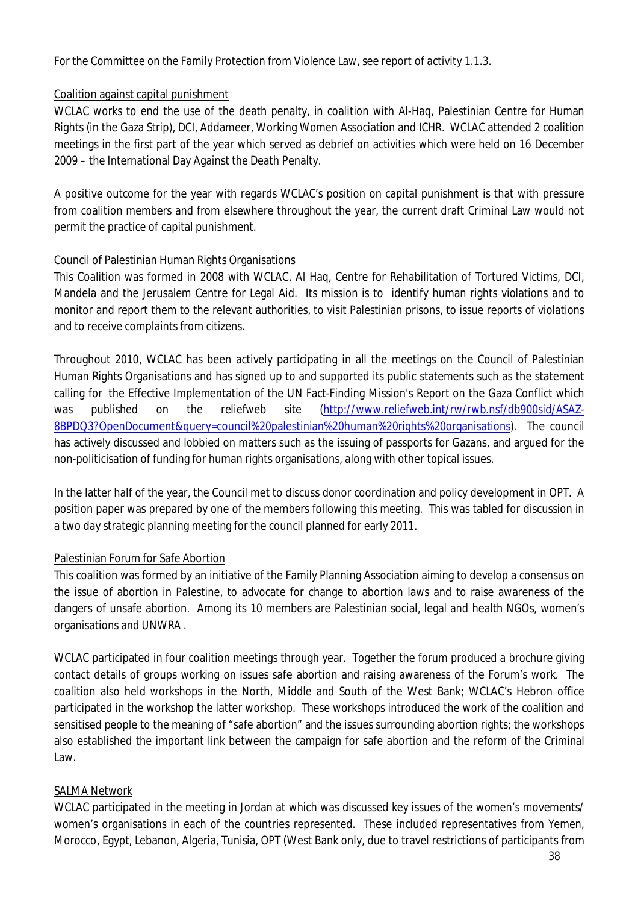For the Committee on the Family Protection from Violence Law, see report of activity 1.1.3.

Coalition against capital punishment

WCLAC works to end the use of the death penalty, in coalition with Al-Haq, Palestinian Centre for Human Rights (in the Gaza Strip), DCI, Addameer, Working Women Association and ICHR. WCLAC attended 2 coalition meetings in the first part of the year which served as debrief on activities which were held on 16 December 2009 – the International Day Against the Death Penalty.

A positive outcome for the year with regards WCLAC's position on capital punishment is that with pressure from coalition members and from elsewhere throughout the year, the current draft Criminal Law would not permit the practice of capital punishment.

Council of Palestinian Human Rights Organisations

This Coalition was formed in 2008 with WCLAC, Al Haq, Centre for Rehabilitation of Tortured Victims, DCI, Mandela and the Jerusalem Centre for Legal Aid. Its mission is to identify human rights violations and to monitor and report them to the relevant authorities, to visit Palestinian prisons, to issue reports of violations and to receive complaints from citizens.

Throughout 2010, WCLAC has been actively participating in all the meetings on the Council of Palestinian Human Rights Organisations and has signed up to and supported its public statements such as the statement calling for the Effective Implementation of the UN Fact-Finding Mission's Report on the Gaza Conflict which was published on the reliefweb site (http://www.reliefweb.int/rw/rwb.nsf/db900sid/ASAZ-8BPDQ3?OpenDocument&query=council%20palestinian%20human%20rights%20organisations). The council has actively discussed and lobbied on matters such as the issuing of passports for Gazans, and argued for the non-politicisation of funding for human rights organisations, along with other topical issues.

In the latter half of the year, the Council met to discuss donor coordination and policy development in OPT. A position paper was prepared by one of the members following this meeting. This was tabled for discussion in a two day strategic planning meeting for the council planned for early 2011.

Palestinian Forum for Safe Abortion

This coalition was formed by an initiative of the Family Planning Association aiming to develop a consensus on the issue of abortion in Palestine, to advocate for change to abortion laws and to raise awareness of the dangers of unsafe abortion. Among its 10 members are Palestinian social, legal and health NGOs, women's organisations and UNWRA .

WCLAC participated in four coalition meetings through year. Together the forum produced a brochure giving contact details of groups working on issues safe abortion and raising awareness of the Forum's work. The coalition also held workshops in the North, Middle and South of the West Bank; WCLAC's Hebron office participated in the workshop the latter workshop. These workshops introduced the work of the coalition and sensitised people to the meaning of "safe abortion" and the issues surrounding abortion rights; the workshops also established the important link between the campaign for safe abortion and the reform of the Criminal Law.

SALMA Network

WCLAC participated in the meeting in Jordan at which was discussed key issues of the women's movements/ women's organisations in each of the countries represented. These included representatives from Yemen, Morocco, Egypt, Lebanon, Algeria, Tunisia, OPT (West Bank only, due to travel restrictions of participants from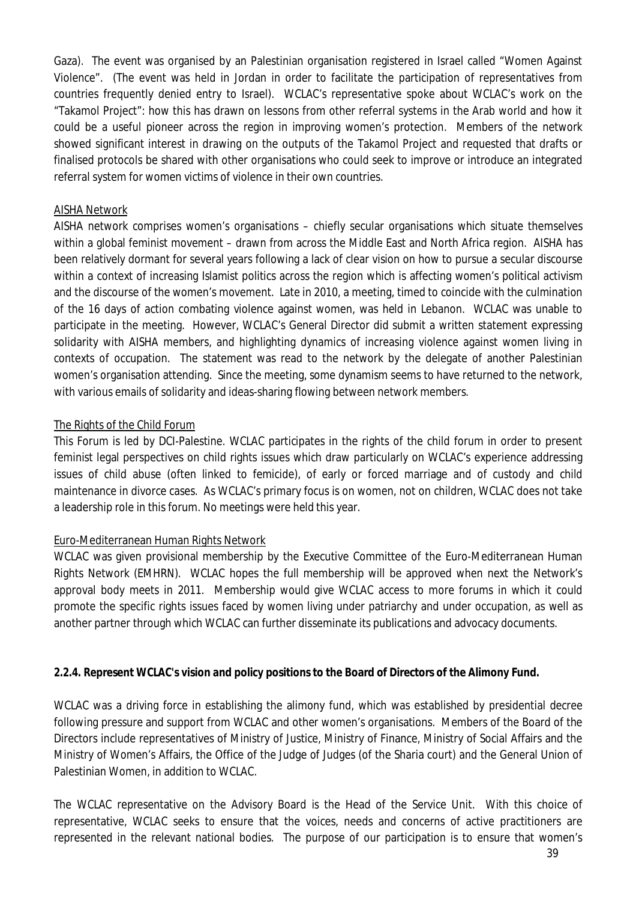Gaza). The event was organised by an Palestinian organisation registered in Israel called "Women Against Violence". (The event was held in Jordan in order to facilitate the participation of representatives from countries frequently denied entry to Israel). WCLAC's representative spoke about WCLAC's work on the "Takamol Project": how this has drawn on lessons from other referral systems in the Arab world and how it could be a useful pioneer across the region in improving women's protection. Members of the network showed significant interest in drawing on the outputs of the Takamol Project and requested that drafts or finalised protocols be shared with other organisations who could seek to improve or introduce an integrated referral system for women victims of violence in their own countries.

<u>AISHA Network</u>

AISHA network comprises women's organisations – chiefly secular organisations which situate themselves within a global feminist movement – drawn from across the Middle East and North Africa region. AISHA has been relatively dormant for several years following a lack of clear vision on how to pursue a secular discourse within a context of increasing Islamist politics across the region which is affecting women's political activism and the discourse of the women's movement. Late in 2010, a meeting, timed to coincide with the culmination of the 16 days of action combating violence against women, was held in Lebanon. WCLAC was unable to participate in the meeting. However, WCLAC's General Director did submit a written statement expressing solidarity with AISHA members, and highlighting dynamics of increasing violence against women living in contexts of occupation. The statement was read to the network by the delegate of another Palestinian women's organisation attending. Since the meeting, some dynamism seems to have returned to the network, with various emails of solidarity and ideas-sharing flowing between network members.

<u>The Rights of the Child Forum</u>

This Forum is led by DCI-Palestine. WCLAC participates in the rights of the child forum in order to present feminist legal perspectives on child rights issues which draw particularly on WCLAC's experience addressing issues of child abuse (often linked to femicide), of early or forced marriage and of custody and child maintenance in divorce cases. As WCLAC's primary focus is on women, not on children, WCLAC does not take a leadership role in this forum. No meetings were held this year.

<u>Euro-Mediterranean Human Rights Network</u>

WCLAC was given provisional membership by the Executive Committee of the Euro-Mediterranean Human Rights Network (EMHRN). WCLAC hopes the full membership will be approved when next the Network's approval body meets in 2011. Membership would give WCLAC access to more forums in which it could promote the specific rights issues faced by women living under patriarchy and under occupation, as well as another partner through which WCLAC can further disseminate its publications and advocacy documents.

**2.2.4. Represent WCLAC's vision and policy positions to the Board of Directors of the Alimony Fund.**

WCLAC was a driving force in establishing the alimony fund, which was established by presidential decree following pressure and support from WCLAC and other women's organisations. Members of the Board of the Directors include representatives of Ministry of Justice, Ministry of Finance, Ministry of Social Affairs and the Ministry of Women's Affairs, the Office of the Judge of Judges (of the Sharia court) and the General Union of Palestinian Women, in addition to WCLAC.

The WCLAC representative on the Advisory Board is the Head of the Service Unit. With this choice of representative, WCLAC seeks to ensure that the voices, needs and concerns of active practitioners are represented in the relevant national bodies. The purpose of our participation is to ensure that women's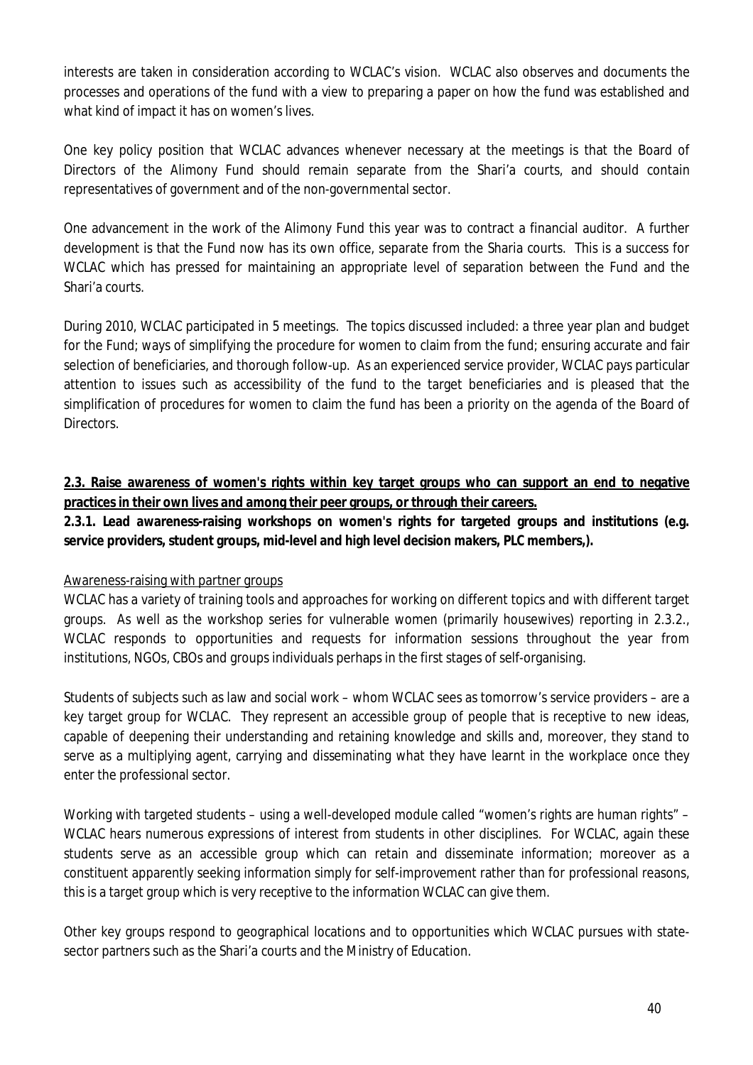interests are taken in consideration according to WCLAC's vision. WCLAC also observes and documents the processes and operations of the fund with a view to preparing a paper on how the fund was established and what kind of impact it has on women's lives.

One key policy position that WCLAC advances whenever necessary at the meetings is that the Board of Directors of the Alimony Fund should remain separate from the Shari'a courts, and should contain representatives of government and of the non-governmental sector.

One advancement in the work of the Alimony Fund this year was to contract a financial auditor. A further development is that the Fund now has its own office, separate from the Sharia courts. This is a success for WCLAC which has pressed for maintaining an appropriate level of separation between the Fund and the Shari'a courts.

During 2010, WCLAC participated in 5 meetings. The topics discussed included: a three year plan and budget for the Fund; ways of simplifying the procedure for women to claim from the fund; ensuring accurate and fair selection of beneficiaries, and thorough follow-up. As an experienced service provider, WCLAC pays particular attention to issues such as accessibility of the fund to the target beneficiaries and is pleased that the simplification of procedures for women to claim the fund has been a priority on the agenda of the Board of Directors.

## 2.3. Raise awareness of women's rights within key target groups who can support an end to negative practices in their own lives and among their peer groups, or through their careers.

**2.3.1. Lead awareness-raising workshops on women's rights for targeted groups and institutions (e.g. service providers, student groups, mid-level and high level decision makers, PLC members,).**

Awareness-raising with partner groups

WCLAC has a variety of training tools and approaches for working on different topics and with different target groups. As well as the workshop series for vulnerable women (primarily housewives) reporting in 2.3.2., WCLAC responds to opportunities and requests for information sessions throughout the year from institutions, NGOs, CBOs and groups individuals perhaps in the first stages of self-organising.

Students of subjects such as law and social work – whom WCLAC sees as tomorrow's service providers – are a key target group for WCLAC. They represent an accessible group of people that is receptive to new ideas, capable of deepening their understanding and retaining knowledge and skills and, moreover, they stand to serve as a multiplying agent, carrying and disseminating what they have learnt in the workplace once they enter the professional sector.

Working with targeted students – using a well-developed module called "women's rights are human rights" – WCLAC hears numerous expressions of interest from students in other disciplines. For WCLAC, again these students serve as an accessible group which can retain and disseminate information; moreover as a constituent apparently seeking information simply for self-improvement rather than for professional reasons, this is a target group which is very receptive to the information WCLAC can give them.

Other key groups respond to geographical locations and to opportunities which WCLAC pursues with state-sector partners such as the Shari'a courts and the Ministry of Education.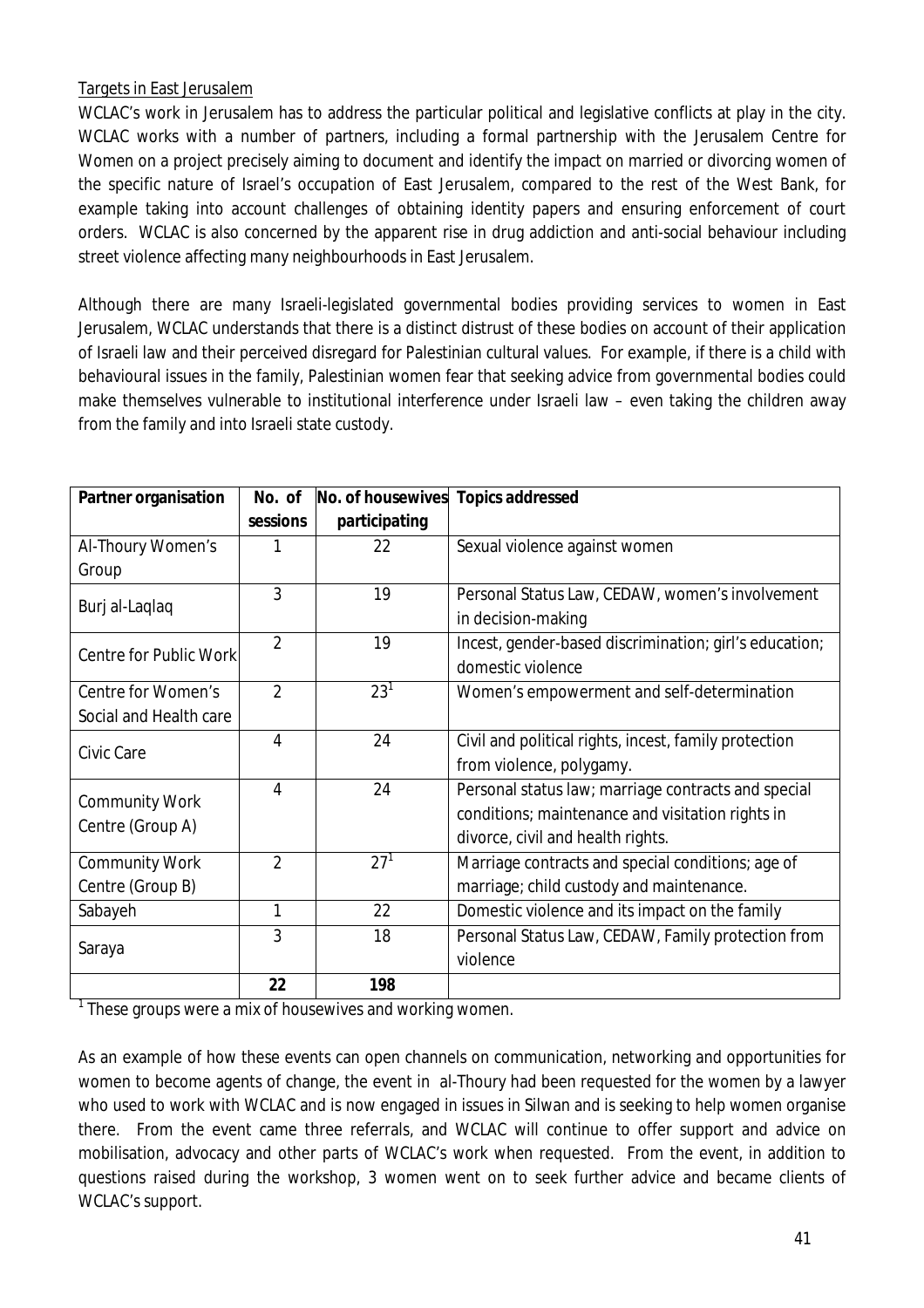Targets in East Jerusalem

WCLAC's work in Jerusalem has to address the particular political and legislative conflicts at play in the city. WCLAC works with a number of partners, including a formal partnership with the Jerusalem Centre for Women on a project precisely aiming to document and identify the impact on married or divorcing women of the specific nature of Israel's occupation of East Jerusalem, compared to the rest of the West Bank, for example taking into account challenges of obtaining identity papers and ensuring enforcement of court orders. WCLAC is also concerned by the apparent rise in drug addiction and anti-social behaviour including street violence affecting many neighbourhoods in East Jerusalem.

Although there are many Israeli-legislated governmental bodies providing services to women in East Jerusalem, WCLAC understands that there is a distinct distrust of these bodies on account of their application of Israeli law and their perceived disregard for Palestinian cultural values. For example, if there is a child with behavioural issues in the family, Palestinian women fear that seeking advice from governmental bodies could make themselves vulnerable to institutional interference under Israeli law – even taking the children away from the family and into Israeli state custody.

| Partner organisation | No. of sessions | No. of housewives participating | Topics addressed |
|---|---|---|---|
| Al-Thoury Women's Group | 1 | 22 | Sexual violence against women |
| Burj al-Laqlaq | 3 | 19 | Personal Status Law, CEDAW, women's involvement in decision-making |
| Centre for Public Work | 2 | 19 | Incest, gender-based discrimination; girl's education; domestic violence |
| Centre for Women's Social and Health care | 2 | 23[1] | Women's empowerment and self-determination |
| Civic Care | 4 | 24 | Civil and political rights, incest, family protection from violence, polygamy. |
| Community Work Centre (Group A) | 4 | 24 | Personal status law; marriage contracts and special conditions; maintenance and visitation rights in divorce, civil and health rights. |
| Community Work Centre (Group B) | 2 | 27[1] | Marriage contracts and special conditions; age of marriage; child custody and maintenance. |
| Sabayeh | 1 | 22 | Domestic violence and its impact on the family |
| Saraya | 3 | 18 | Personal Status Law, CEDAW, Family protection from violence |
| | **22** | **198** | |

[1] These groups were a mix of housewives and working women.

As an example of how these events can open channels on communication, networking and opportunities for women to become agents of change, the event in al-Thoury had been requested for the women by a lawyer who used to work with WCLAC and is now engaged in issues in Silwan and is seeking to help women organise there. From the event came three referrals, and WCLAC will continue to offer support and advice on mobilisation, advocacy and other parts of WCLAC's work when requested. From the event, in addition to questions raised during the workshop, 3 women went on to seek further advice and became clients of WCLAC's support.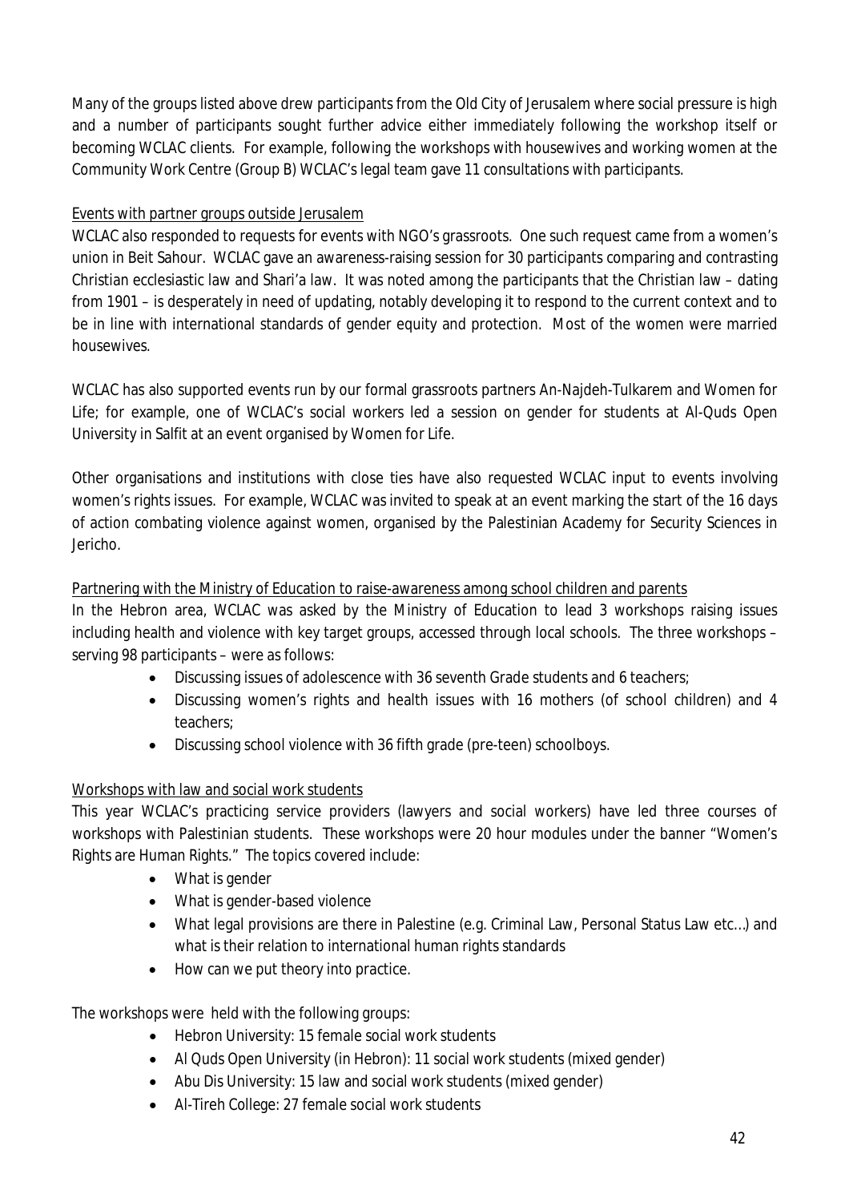Many of the groups listed above drew participants from the Old City of Jerusalem where social pressure is high and a number of participants sought further advice either immediately following the workshop itself or becoming WCLAC clients. For example, following the workshops with housewives and working women at the Community Work Centre (Group B) WCLAC's legal team gave 11 consultations with participants.

<u>Events with partner groups outside Jerusalem</u>

WCLAC also responded to requests for events with NGO's grassroots. One such request came from a women's union in Beit Sahour. WCLAC gave an awareness-raising session for 30 participants comparing and contrasting Christian ecclesiastic law and Shari'a law. It was noted among the participants that the Christian law – dating from 1901 – is desperately in need of updating, notably developing it to respond to the current context and to be in line with international standards of gender equity and protection. Most of the women were married housewives.

WCLAC has also supported events run by our formal grassroots partners An-Najdeh-Tulkarem and Women for Life; for example, one of WCLAC's social workers led a session on gender for students at Al-Quds Open University in Salfit at an event organised by Women for Life.

Other organisations and institutions with close ties have also requested WCLAC input to events involving women's rights issues. For example, WCLAC was invited to speak at an event marking the start of the 16 days of action combating violence against women, organised by the Palestinian Academy for Security Sciences in Jericho.

<u>Partnering with the Ministry of Education to raise-awareness among school children and parents</u>

In the Hebron area, WCLAC was asked by the Ministry of Education to lead 3 workshops raising issues including health and violence with key target groups, accessed through local schools. The three workshops – serving 98 participants – were as follows:

- Discussing issues of adolescence with 36 seventh Grade students and 6 teachers;
- Discussing women's rights and health issues with 16 mothers (of school children) and 4 teachers;
- Discussing school violence with 36 fifth grade (pre-teen) schoolboys.

<u>Workshops with law and social work students</u>

This year WCLAC's practicing service providers (lawyers and social workers) have led three courses of workshops with Palestinian students. These workshops were 20 hour modules under the banner "Women's Rights are Human Rights." The topics covered include:

- What is gender
- What is gender-based violence
- What legal provisions are there in Palestine (e.g. Criminal Law, Personal Status Law etc…) and what is their relation to international human rights standards
- How can we put theory into practice.

The workshops were held with the following groups:

- Hebron University: 15 female social work students
- Al Quds Open University (in Hebron): 11 social work students (mixed gender)
- Abu Dis University: 15 law and social work students (mixed gender)
- Al-Tireh College: 27 female social work students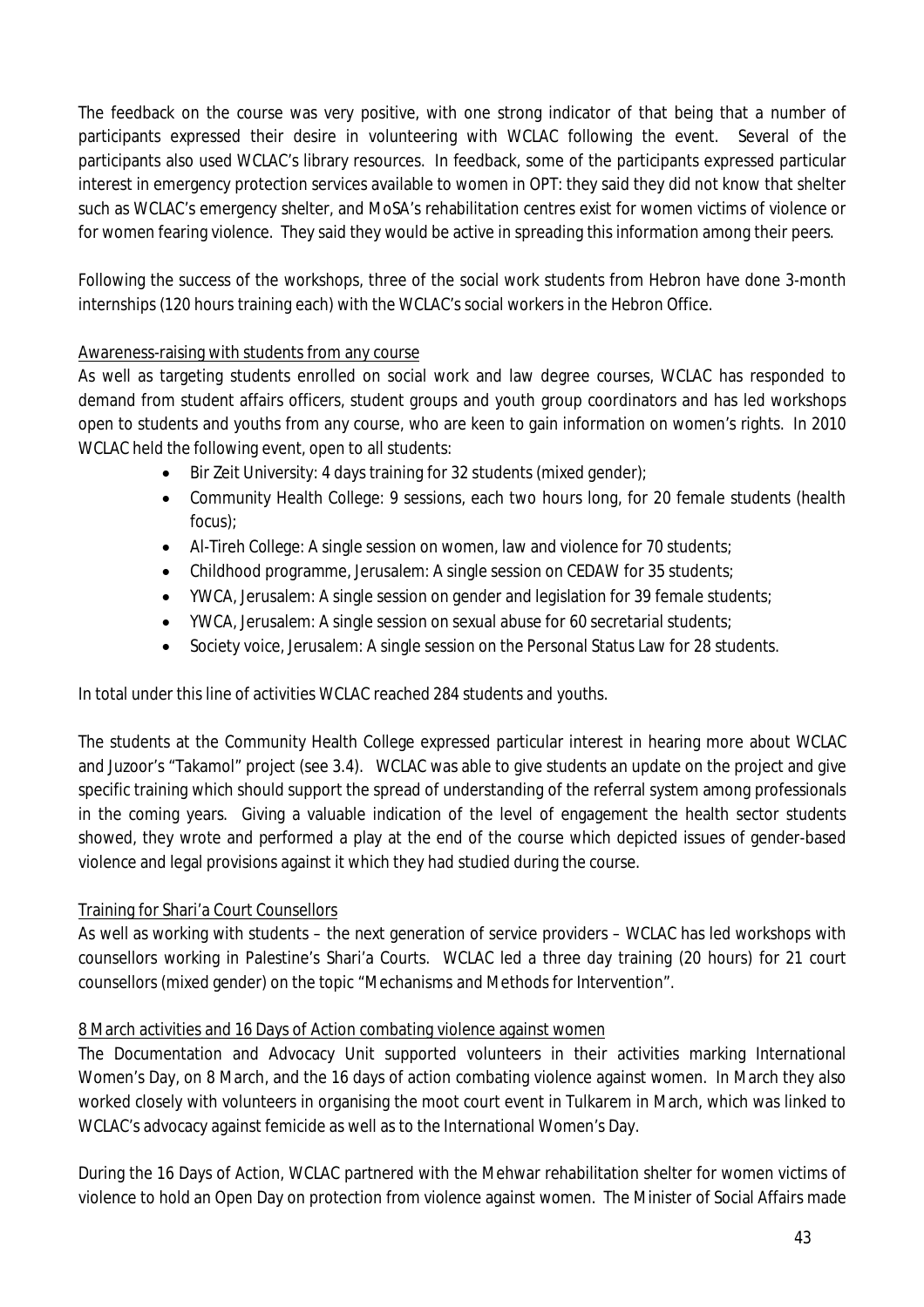The feedback on the course was very positive, with one strong indicator of that being that a number of participants expressed their desire in volunteering with WCLAC following the event. Several of the participants also used WCLAC's library resources. In feedback, some of the participants expressed particular interest in emergency protection services available to women in OPT: they said they did not know that shelter such as WCLAC's emergency shelter, and MoSA's rehabilitation centres exist for women victims of violence or for women fearing violence. They said they would be active in spreading this information among their peers.

Following the success of the workshops, three of the social work students from Hebron have done 3-month internships (120 hours training each) with the WCLAC's social workers in the Hebron Office.

Awareness-raising with students from any course

As well as targeting students enrolled on social work and law degree courses, WCLAC has responded to demand from student affairs officers, student groups and youth group coordinators and has led workshops open to students and youths from any course, who are keen to gain information on women's rights. In 2010 WCLAC held the following event, open to all students:

- Bir Zeit University: 4 days training for 32 students (mixed gender);
- Community Health College: 9 sessions, each two hours long, for 20 female students (health focus);
- Al-Tireh College: A single session on women, law and violence for 70 students;
- Childhood programme, Jerusalem: A single session on CEDAW for 35 students;
- YWCA, Jerusalem: A single session on gender and legislation for 39 female students;
- YWCA, Jerusalem: A single session on sexual abuse for 60 secretarial students;
- Society voice, Jerusalem: A single session on the Personal Status Law for 28 students.

In total under this line of activities WCLAC reached 284 students and youths.

The students at the Community Health College expressed particular interest in hearing more about WCLAC and Juzoor's "Takamol" project (see 3.4). WCLAC was able to give students an update on the project and give specific training which should support the spread of understanding of the referral system among professionals in the coming years. Giving a valuable indication of the level of engagement the health sector students showed, they wrote and performed a play at the end of the course which depicted issues of gender-based violence and legal provisions against it which they had studied during the course.

Training for Shari'a Court Counsellors

As well as working with students – the next generation of service providers – WCLAC has led workshops with counsellors working in Palestine's Shari'a Courts. WCLAC led a three day training (20 hours) for 21 court counsellors (mixed gender) on the topic "Mechanisms and Methods for Intervention".

8 March activities and 16 Days of Action combating violence against women

The Documentation and Advocacy Unit supported volunteers in their activities marking International Women's Day, on 8 March, and the 16 days of action combating violence against women. In March they also worked closely with volunteers in organising the moot court event in Tulkarem in March, which was linked to WCLAC's advocacy against femicide as well as to the International Women's Day.

During the 16 Days of Action, WCLAC partnered with the Mehwar rehabilitation shelter for women victims of violence to hold an Open Day on protection from violence against women. The Minister of Social Affairs made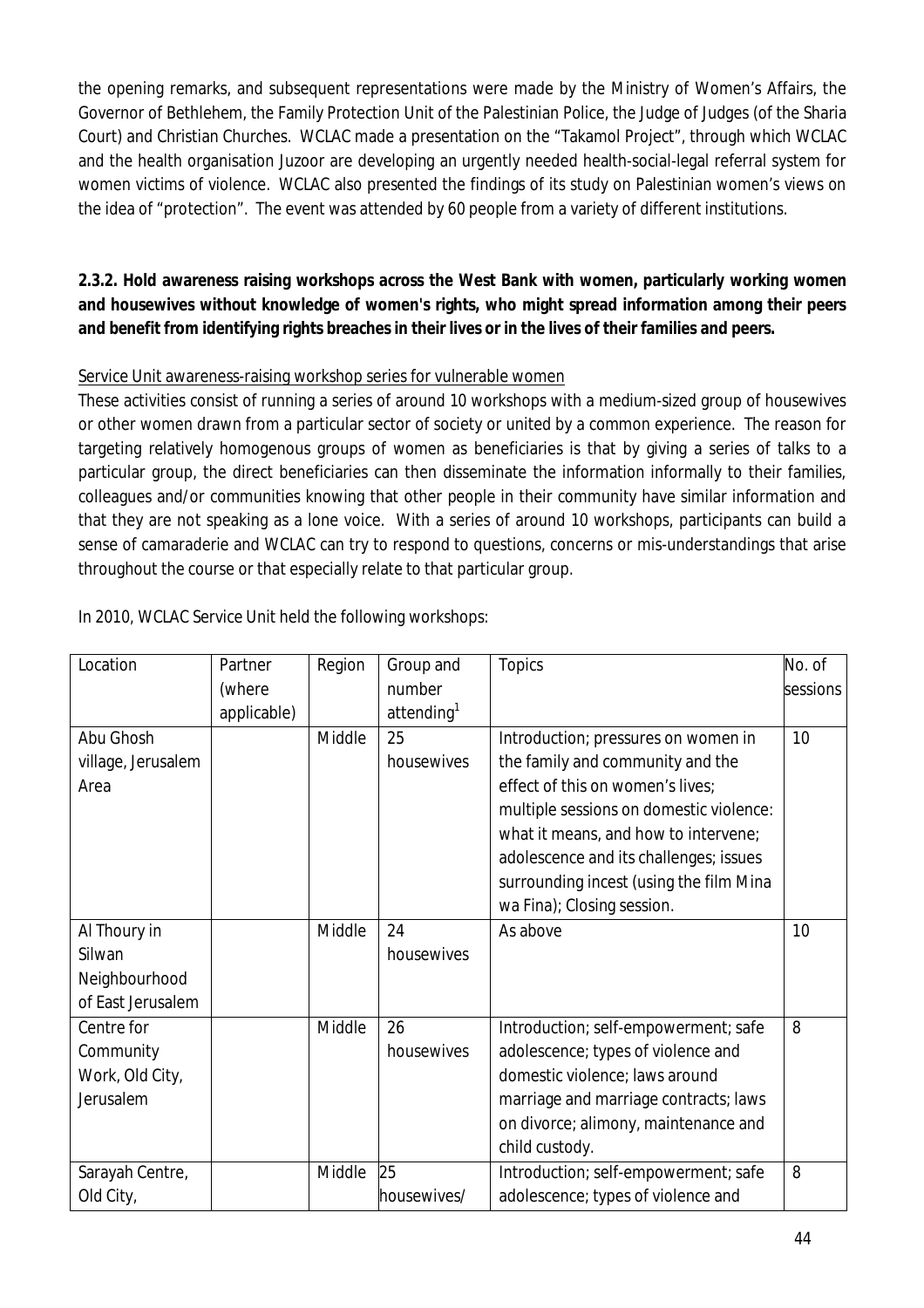the opening remarks, and subsequent representations were made by the Ministry of Women's Affairs, the Governor of Bethlehem, the Family Protection Unit of the Palestinian Police, the Judge of Judges (of the Sharia Court) and Christian Churches. WCLAC made a presentation on the "Takamol Project", through which WCLAC and the health organisation Juzoor are developing an urgently needed health-social-legal referral system for women victims of violence. WCLAC also presented the findings of its study on Palestinian women's views on the idea of "protection". The event was attended by 60 people from a variety of different institutions.

**2.3.2. Hold awareness raising workshops across the West Bank with women, particularly working women and housewives without knowledge of women's rights, who might spread information among their peers and benefit from identifying rights breaches in their lives or in the lives of their families and peers.**

Service Unit awareness-raising workshop series for vulnerable women

These activities consist of running a series of around 10 workshops with a medium-sized group of housewives or other women drawn from a particular sector of society or united by a common experience. The reason for targeting relatively homogenous groups of women as beneficiaries is that by giving a series of talks to a particular group, the direct beneficiaries can then disseminate the information informally to their families, colleagues and/or communities knowing that other people in their community have similar information and that they are not speaking as a lone voice. With a series of around 10 workshops, participants can build a sense of camaraderie and WCLAC can try to respond to questions, concerns or mis-understandings that arise throughout the course or that especially relate to that particular group.

In 2010, WCLAC Service Unit held the following workshops:

| Location | Partner (where applicable) | Region | Group and number attending[1] | Topics | No. of sessions |
|---|---|---|---|---|---|
| Abu Ghosh village, Jerusalem Area | | Middle | 25 housewives | Introduction; pressures on women in the family and community and the effect of this on women's lives; multiple sessions on domestic violence: what it means, and how to intervene; adolescence and its challenges; issues surrounding incest (using the film Mina wa Fina); Closing session. | 10 |
| Al Thoury in Silwan Neighbourhood of East Jerusalem | | Middle | 24 housewives | As above | 10 |
| Centre for Community Work, Old City, Jerusalem | | Middle | 26 housewives | Introduction; self-empowerment; safe adolescence; types of violence and domestic violence; laws around marriage and marriage contracts; laws on divorce; alimony, maintenance and child custody. | 8 |
| Sarayah Centre, Old City, | | Middle | 25 housewives/ | Introduction; self-empowerment; safe adolescence; types of violence and | 8 |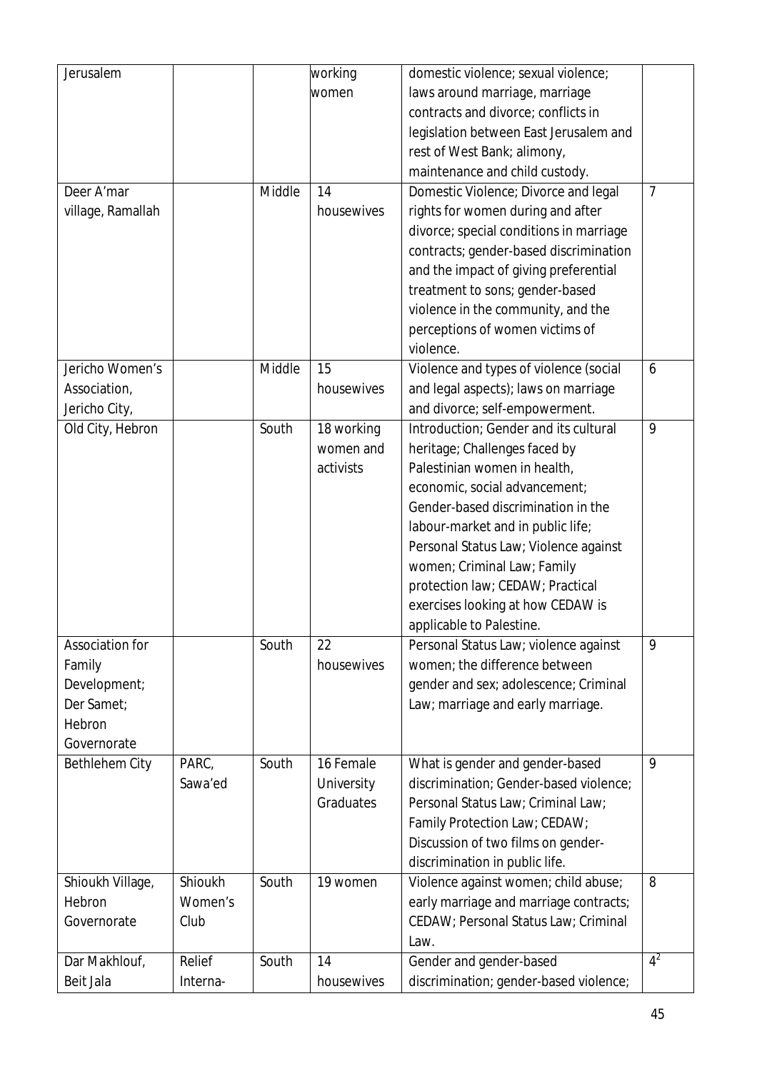| Jerusalem | | | working women | domestic violence; sexual violence; laws around marriage, marriage contracts and divorce; conflicts in legislation between East Jerusalem and rest of West Bank; alimony, maintenance and child custody. | |
|---|---|---|---|---|---|
| Deer A'mar village, Ramallah | | Middle | 14 housewives | Domestic Violence; Divorce and legal rights for women during and after divorce; special conditions in marriage contracts; gender-based discrimination and the impact of giving preferential treatment to sons; gender-based violence in the community, and the perceptions of women victims of violence. | 7 |
| Jericho Women's Association, Jericho City, | | Middle | 15 housewives | Violence and types of violence (social and legal aspects); laws on marriage and divorce; self-empowerment. | 6 |
| Old City, Hebron | | South | 18 working women and activists | Introduction; Gender and its cultural heritage; Challenges faced by Palestinian women in health, economic, social advancement; Gender-based discrimination in the labour-market and in public life; Personal Status Law; Violence against women; Criminal Law; Family protection law; CEDAW; Practical exercises looking at how CEDAW is applicable to Palestine. | 9 |
| Association for Family Development; Der Samet; Hebron Governorate | | South | 22 housewives | Personal Status Law; violence against women; the difference between gender and sex; adolescence; Criminal Law; marriage and early marriage. | 9 |
| Bethlehem City | PARC, Sawa'ed | South | 16 Female University Graduates | What is gender and gender-based discrimination; Gender-based violence; Personal Status Law; Criminal Law; Family Protection Law; CEDAW; Discussion of two films on gender-discrimination in public life. | 9 |
| Shioukh Village, Hebron Governorate | Shioukh Women's Club | South | 19 women | Violence against women; child abuse; early marriage and marriage contracts; CEDAW; Personal Status Law; Criminal Law. | 8 |
| Dar Makhlouf, Beit Jala | Relief Interna- | South | 14 housewives | Gender and gender-based discrimination; gender-based violence; | 4[2] |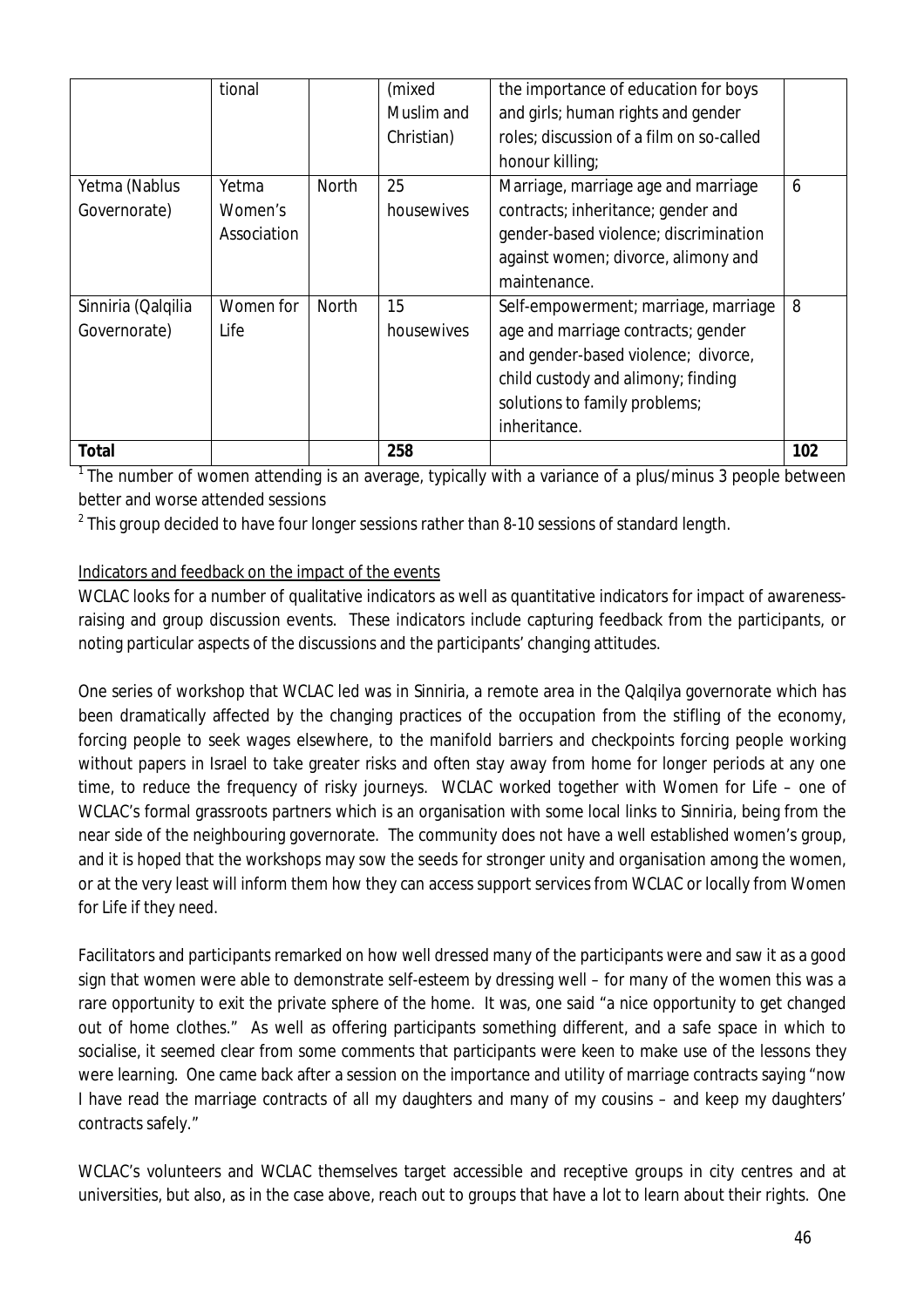| | tional | | (mixed Muslim and Christian) | the importance of education for boys and girls; human rights and gender roles; discussion of a film on so-called honour killing; | |
|---|---|---|---|---|---|
| Yetma (Nablus Governorate) | Yetma Women's Association | North | 25 housewives | Marriage, marriage age and marriage contracts; inheritance; gender and gender-based violence; discrimination against women; divorce, alimony and maintenance. | 6 |
| Sinniria (Qalqilia Governorate) | Women for Life | North | 15 housewives | Self-empowerment; marriage, marriage age and marriage contracts; gender and gender-based violence; divorce, child custody and alimony; finding solutions to family problems; inheritance. | 8 |
| **Total** | | | **258** | | **102** |

[1] The number of women attending is an average, typically with a variance of a plus/minus 3 people between better and worse attended sessions

[2] This group decided to have four longer sessions rather than 8-10 sessions of standard length.

Indicators and feedback on the impact of the events

WCLAC looks for a number of qualitative indicators as well as quantitative indicators for impact of awareness-raising and group discussion events. These indicators include capturing feedback from the participants, or noting particular aspects of the discussions and the participants' changing attitudes.

One series of workshop that WCLAC led was in Sinniria, a remote area in the Qalqilya governorate which has been dramatically affected by the changing practices of the occupation from the stifling of the economy, forcing people to seek wages elsewhere, to the manifold barriers and checkpoints forcing people working without papers in Israel to take greater risks and often stay away from home for longer periods at any one time, to reduce the frequency of risky journeys. WCLAC worked together with Women for Life – one of WCLAC's formal grassroots partners which is an organisation with some local links to Sinniria, being from the near side of the neighbouring governorate. The community does not have a well established women's group, and it is hoped that the workshops may sow the seeds for stronger unity and organisation among the women, or at the very least will inform them how they can access support services from WCLAC or locally from Women for Life if they need.

Facilitators and participants remarked on how well dressed many of the participants were and saw it as a good sign that women were able to demonstrate self-esteem by dressing well – for many of the women this was a rare opportunity to exit the private sphere of the home. It was, one said "a nice opportunity to get changed out of home clothes." As well as offering participants something different, and a safe space in which to socialise, it seemed clear from some comments that participants were keen to make use of the lessons they were learning. One came back after a session on the importance and utility of marriage contracts saying "now I have read the marriage contracts of all my daughters and many of my cousins – and keep my daughters' contracts safely."

WCLAC's volunteers and WCLAC themselves target accessible and receptive groups in city centres and at universities, but also, as in the case above, reach out to groups that have a lot to learn about their rights. One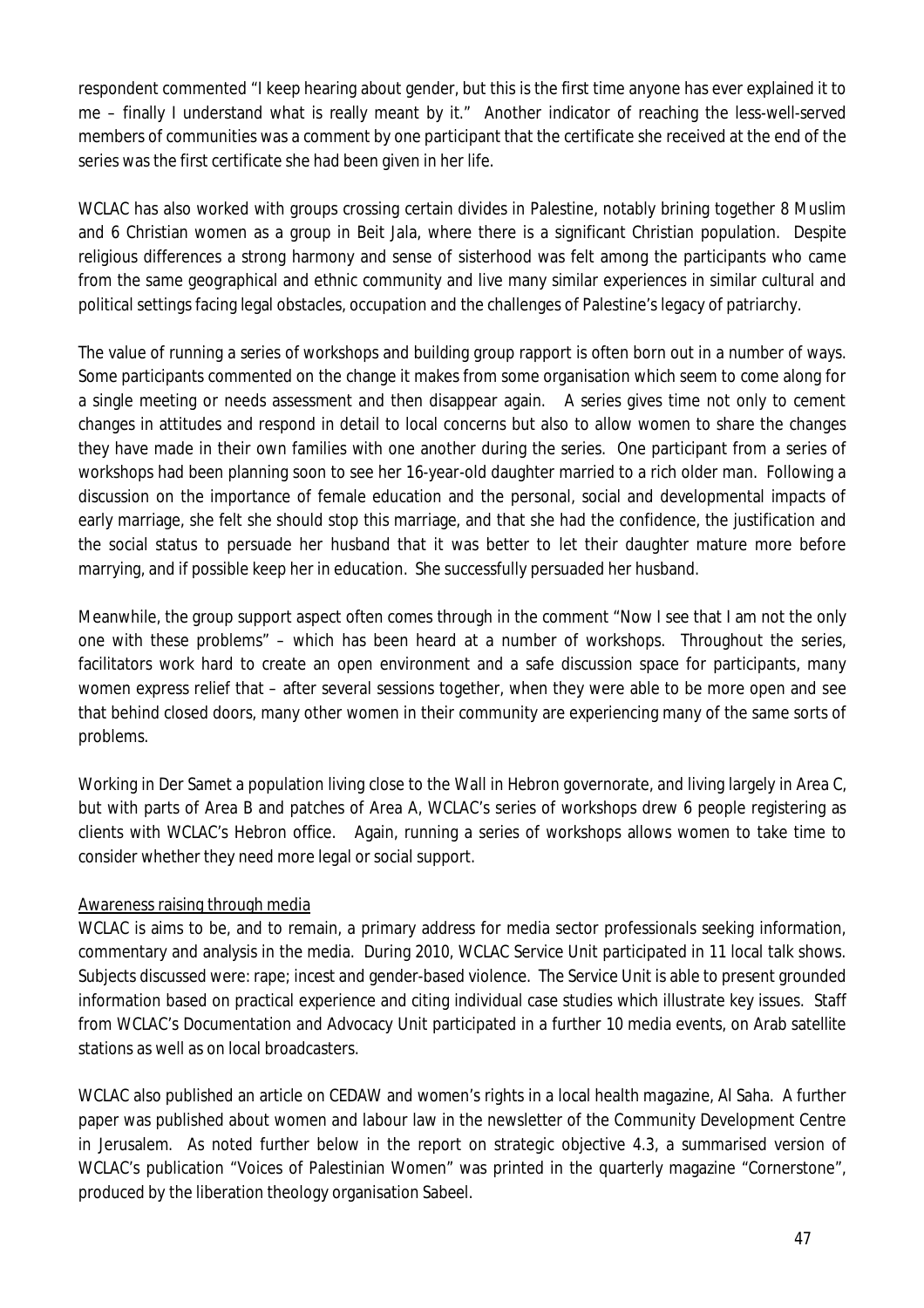respondent commented "I keep hearing about gender, but this is the first time anyone has ever explained it to me – finally I understand what is really meant by it." Another indicator of reaching the less-well-served members of communities was a comment by one participant that the certificate she received at the end of the series was the first certificate she had been given in her life.

WCLAC has also worked with groups crossing certain divides in Palestine, notably brining together 8 Muslim and 6 Christian women as a group in Beit Jala, where there is a significant Christian population. Despite religious differences a strong harmony and sense of sisterhood was felt among the participants who came from the same geographical and ethnic community and live many similar experiences in similar cultural and political settings facing legal obstacles, occupation and the challenges of Palestine's legacy of patriarchy.

The value of running a series of workshops and building group rapport is often born out in a number of ways. Some participants commented on the change it makes from some organisation which seem to come along for a single meeting or needs assessment and then disappear again. A series gives time not only to cement changes in attitudes and respond in detail to local concerns but also to allow women to share the changes they have made in their own families with one another during the series. One participant from a series of workshops had been planning soon to see her 16-year-old daughter married to a rich older man. Following a discussion on the importance of female education and the personal, social and developmental impacts of early marriage, she felt she should stop this marriage, and that she had the confidence, the justification and the social status to persuade her husband that it was better to let their daughter mature more before marrying, and if possible keep her in education. She successfully persuaded her husband.

Meanwhile, the group support aspect often comes through in the comment "Now I see that I am not the only one with these problems" – which has been heard at a number of workshops. Throughout the series, facilitators work hard to create an open environment and a safe discussion space for participants, many women express relief that – after several sessions together, when they were able to be more open and see that behind closed doors, many other women in their community are experiencing many of the same sorts of problems.

Working in Der Samet a population living close to the Wall in Hebron governorate, and living largely in Area C, but with parts of Area B and patches of Area A, WCLAC's series of workshops drew 6 people registering as clients with WCLAC's Hebron office. Again, running a series of workshops allows women to take time to consider whether they need more legal or social support.

Awareness raising through media

WCLAC is aims to be, and to remain, a primary address for media sector professionals seeking information, commentary and analysis in the media. During 2010, WCLAC Service Unit participated in 11 local talk shows. Subjects discussed were: rape; incest and gender-based violence. The Service Unit is able to present grounded information based on practical experience and citing individual case studies which illustrate key issues. Staff from WCLAC's Documentation and Advocacy Unit participated in a further 10 media events, on Arab satellite stations as well as on local broadcasters.

WCLAC also published an article on CEDAW and women's rights in a local health magazine, Al Saha. A further paper was published about women and labour law in the newsletter of the Community Development Centre in Jerusalem. As noted further below in the report on strategic objective 4.3, a summarised version of WCLAC's publication "Voices of Palestinian Women" was printed in the quarterly magazine "Cornerstone", produced by the liberation theology organisation Sabeel.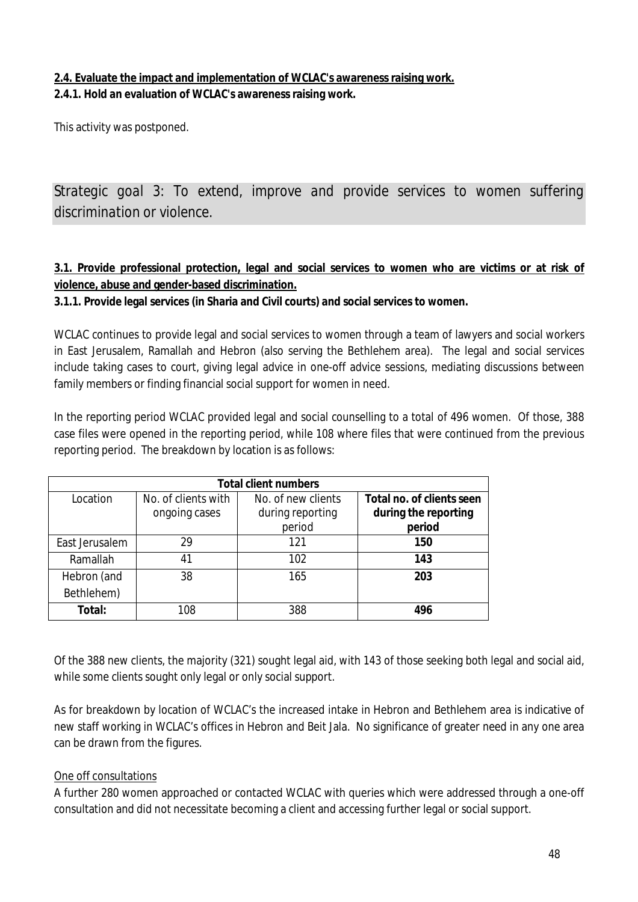**2.4. Evaluate the impact and implementation of WCLAC's awareness raising work.**

**2.4.1. Hold an evaluation of WCLAC's awareness raising work.**

This activity was postponed.

## Strategic goal 3: To extend, improve and provide services to women suffering discrimination or violence.

**3.1. Provide professional protection, legal and social services to women who are victims or at risk of violence, abuse and gender-based discrimination.**

**3.1.1. Provide legal services (in Sharia and Civil courts) and social services to women.**

WCLAC continues to provide legal and social services to women through a team of lawyers and social workers in East Jerusalem, Ramallah and Hebron (also serving the Bethlehem area). The legal and social services include taking cases to court, giving legal advice in one-off advice sessions, mediating discussions between family members or finding financial social support for women in need.

In the reporting period WCLAC provided legal and social counselling to a total of 496 women. Of those, 388 case files were opened in the reporting period, while 108 where files that were continued from the previous reporting period. The breakdown by location is as follows:

| Total client numbers | | | |
|---|---|---|---|
| Location | No. of clients with ongoing cases | No. of new clients during reporting period | **Total no. of clients seen during the reporting period** |
| East Jerusalem | 29 | 121 | **150** |
| Ramallah | 41 | 102 | **143** |
| Hebron (and Bethlehem) | 38 | 165 | **203** |
| **Total:** | 108 | 388 | **496** |

Of the 388 new clients, the majority (321) sought legal aid, with 143 of those seeking both legal and social aid, while some clients sought only legal or only social support.

As for breakdown by location of WCLAC's the increased intake in Hebron and Bethlehem area is indicative of new staff working in WCLAC's offices in Hebron and Beit Jala. No significance of greater need in any one area can be drawn from the figures.

One off consultations

A further 280 women approached or contacted WCLAC with queries which were addressed through a one-off consultation and did not necessitate becoming a client and accessing further legal or social support.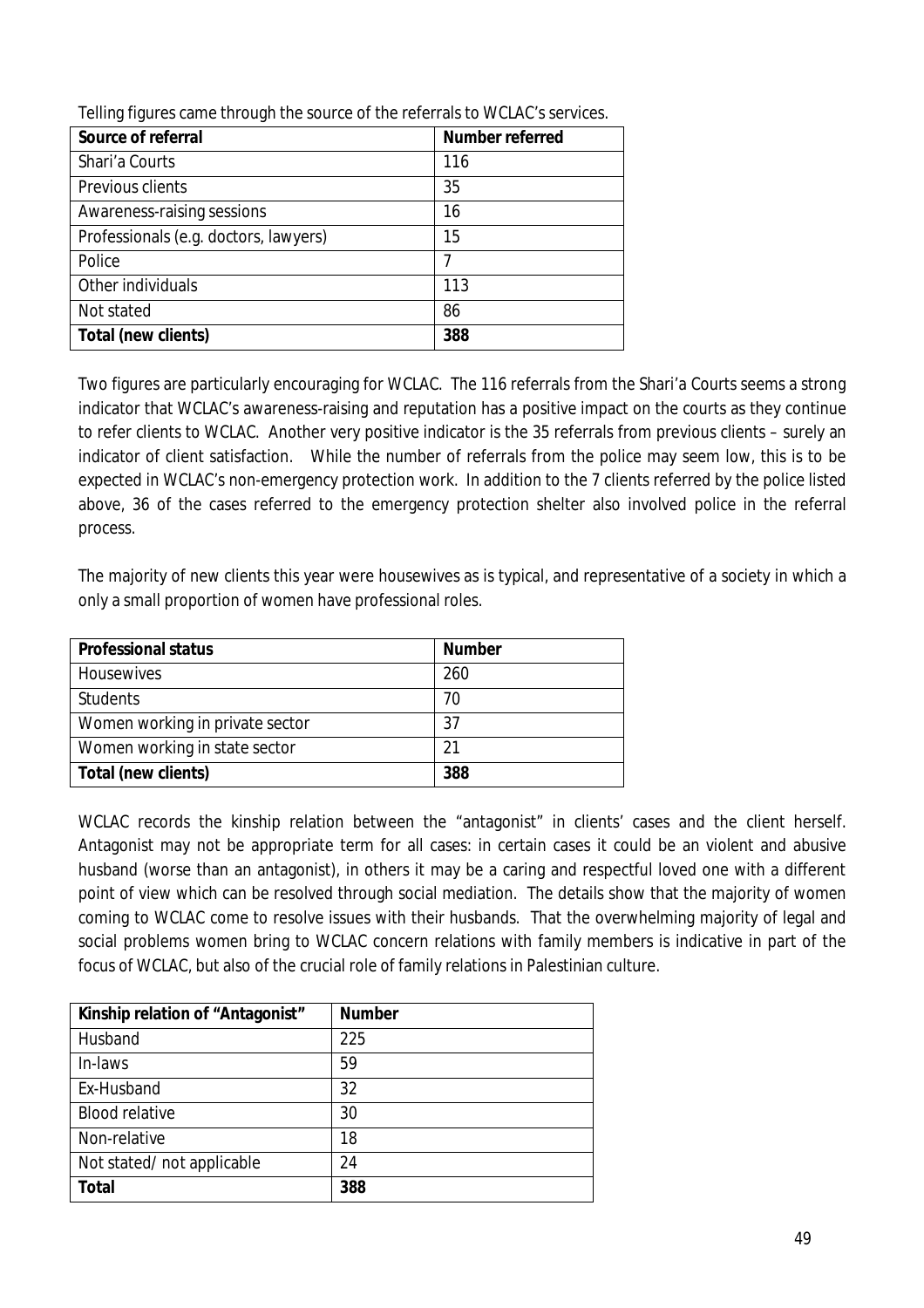Telling figures came through the source of the referrals to WCLAC's services.

| Source of referral | Number referred |
|---|---|
| Shari'a Courts | 116 |
| Previous clients | 35 |
| Awareness-raising sessions | 16 |
| Professionals (e.g. doctors, lawyers) | 15 |
| Police | 7 |
| Other individuals | 113 |
| Not stated | 86 |
| **Total (new clients)** | **388** |

Two figures are particularly encouraging for WCLAC. The 116 referrals from the Shari'a Courts seems a strong indicator that WCLAC's awareness-raising and reputation has a positive impact on the courts as they continue to refer clients to WCLAC. Another very positive indicator is the 35 referrals from previous clients – surely an indicator of client satisfaction. While the number of referrals from the police may seem low, this is to be expected in WCLAC's non-emergency protection work. In addition to the 7 clients referred by the police listed above, 36 of the cases referred to the emergency protection shelter also involved police in the referral process.

The majority of new clients this year were housewives as is typical, and representative of a society in which a only a small proportion of women have professional roles.

| Professional status | Number |
|---|---|
| Housewives | 260 |
| Students | 70 |
| Women working in private sector | 37 |
| Women working in state sector | 21 |
| **Total (new clients)** | **388** |

WCLAC records the kinship relation between the "antagonist" in clients' cases and the client herself. Antagonist may not be appropriate term for all cases: in certain cases it could be an violent and abusive husband (worse than an antagonist), in others it may be a caring and respectful loved one with a different point of view which can be resolved through social mediation. The details show that the majority of women coming to WCLAC come to resolve issues with their husbands. That the overwhelming majority of legal and social problems women bring to WCLAC concern relations with family members is indicative in part of the focus of WCLAC, but also of the crucial role of family relations in Palestinian culture.

| Kinship relation of "Antagonist" | Number |
|---|---|
| Husband | 225 |
| In-laws | 59 |
| Ex-Husband | 32 |
| Blood relative | 30 |
| Non-relative | 18 |
| Not stated/ not applicable | 24 |
| **Total** | **388** |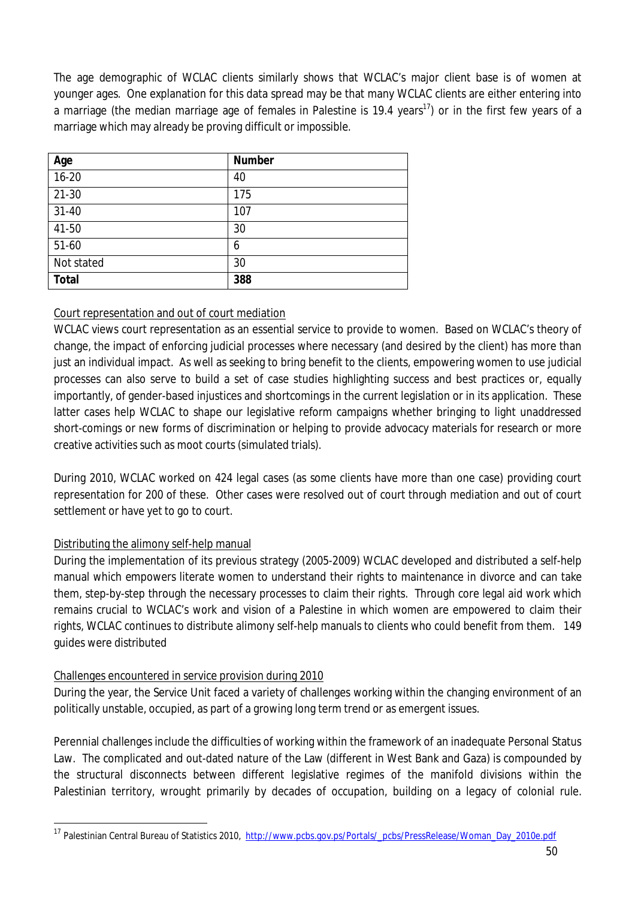The age demographic of WCLAC clients similarly shows that WCLAC's major client base is of women at younger ages. One explanation for this data spread may be that many WCLAC clients are either entering into a marriage (the median marriage age of females in Palestine is 19.4 years[17]) or in the first few years of a marriage which may already be proving difficult or impossible.

| Age | Number |
|---|---|
| 16-20 | 40 |
| 21-30 | 175 |
| 31-40 | 107 |
| 41-50 | 30 |
| 51-60 | 6 |
| Not stated | 30 |
| **Total** | **388** |

Court representation and out of court mediation

WCLAC views court representation as an essential service to provide to women. Based on WCLAC's theory of change, the impact of enforcing judicial processes where necessary (and desired by the client) has more than just an individual impact. As well as seeking to bring benefit to the clients, empowering women to use judicial processes can also serve to build a set of case studies highlighting success and best practices or, equally importantly, of gender-based injustices and shortcomings in the current legislation or in its application. These latter cases help WCLAC to shape our legislative reform campaigns whether bringing to light unaddressed short-comings or new forms of discrimination or helping to provide advocacy materials for research or more creative activities such as moot courts (simulated trials).

During 2010, WCLAC worked on 424 legal cases (as some clients have more than one case) providing court representation for 200 of these. Other cases were resolved out of court through mediation and out of court settlement or have yet to go to court.

Distributing the alimony self-help manual

During the implementation of its previous strategy (2005-2009) WCLAC developed and distributed a self-help manual which empowers literate women to understand their rights to maintenance in divorce and can take them, step-by-step through the necessary processes to claim their rights. Through core legal aid work which remains crucial to WCLAC's work and vision of a Palestine in which women are empowered to claim their rights, WCLAC continues to distribute alimony self-help manuals to clients who could benefit from them. 149 guides were distributed

Challenges encountered in service provision during 2010

During the year, the Service Unit faced a variety of challenges working within the changing environment of an politically unstable, occupied, as part of a growing long term trend or as emergent issues.

Perennial challenges include the difficulties of working within the framework of an inadequate Personal Status Law. The complicated and out-dated nature of the Law (different in West Bank and Gaza) is compounded by the structural disconnects between different legislative regimes of the manifold divisions within the Palestinian territory, wrought primarily by decades of occupation, building on a legacy of colonial rule.

[17] Palestinian Central Bureau of Statistics 2010, http://www.pcbs.gov.ps/Portals/_pcbs/PressRelease/Woman_Day_2010e.pdf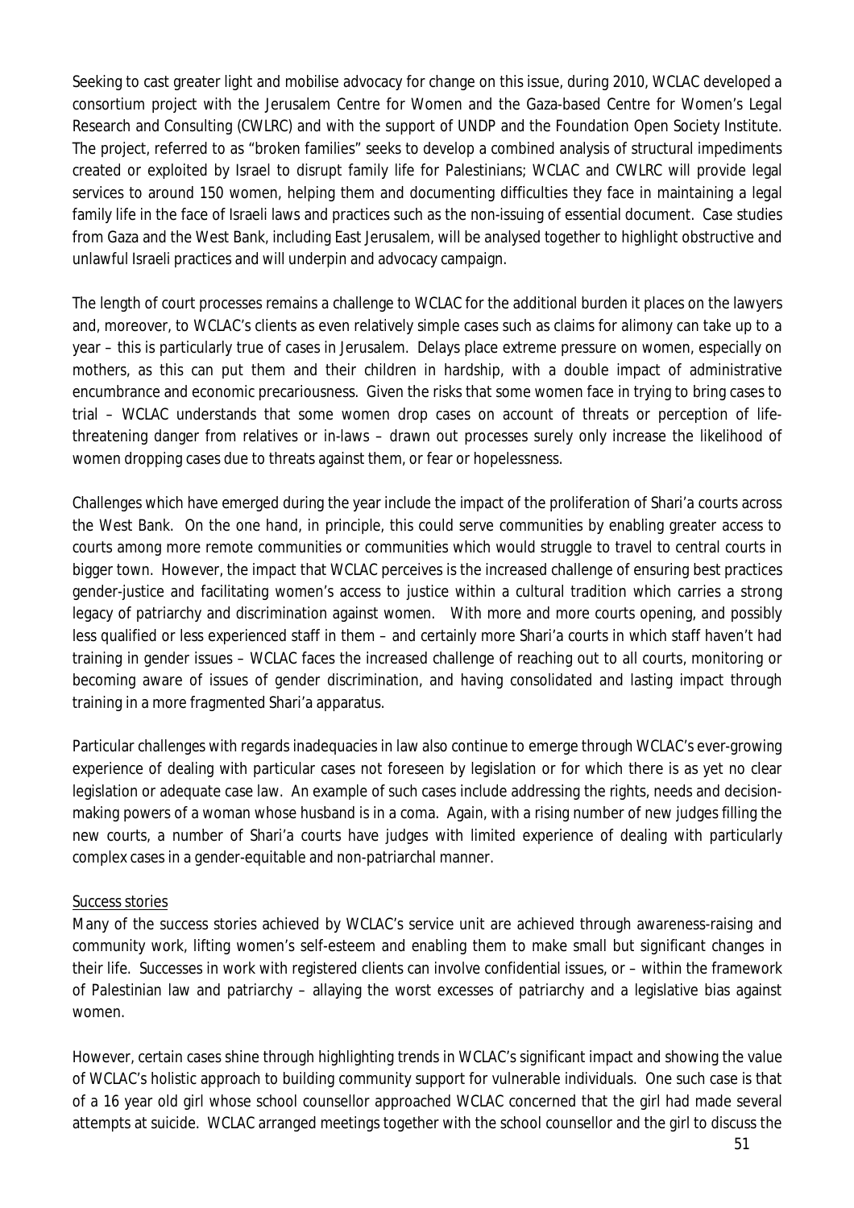Seeking to cast greater light and mobilise advocacy for change on this issue, during 2010, WCLAC developed a consortium project with the Jerusalem Centre for Women and the Gaza-based Centre for Women's Legal Research and Consulting (CWLRC) and with the support of UNDP and the Foundation Open Society Institute. The project, referred to as "broken families" seeks to develop a combined analysis of structural impediments created or exploited by Israel to disrupt family life for Palestinians; WCLAC and CWLRC will provide legal services to around 150 women, helping them and documenting difficulties they face in maintaining a legal family life in the face of Israeli laws and practices such as the non-issuing of essential document. Case studies from Gaza and the West Bank, including East Jerusalem, will be analysed together to highlight obstructive and unlawful Israeli practices and will underpin and advocacy campaign.

The length of court processes remains a challenge to WCLAC for the additional burden it places on the lawyers and, moreover, to WCLAC's clients as even relatively simple cases such as claims for alimony can take up to a year – this is particularly true of cases in Jerusalem. Delays place extreme pressure on women, especially on mothers, as this can put them and their children in hardship, with a double impact of administrative encumbrance and economic precariousness. Given the risks that some women face in trying to bring cases to trial – WCLAC understands that some women drop cases on account of threats or perception of life-threatening danger from relatives or in-laws – drawn out processes surely only increase the likelihood of women dropping cases due to threats against them, or fear or hopelessness.

Challenges which have emerged during the year include the impact of the proliferation of Shari'a courts across the West Bank. On the one hand, in principle, this could serve communities by enabling greater access to courts among more remote communities or communities which would struggle to travel to central courts in bigger town. However, the impact that WCLAC perceives is the increased challenge of ensuring best practices gender-justice and facilitating women's access to justice within a cultural tradition which carries a strong legacy of patriarchy and discrimination against women. With more and more courts opening, and possibly less qualified or less experienced staff in them – and certainly more Shari'a courts in which staff haven't had training in gender issues – WCLAC faces the increased challenge of reaching out to all courts, monitoring or becoming aware of issues of gender discrimination, and having consolidated and lasting impact through training in a more fragmented Shari'a apparatus.

Particular challenges with regards inadequacies in law also continue to emerge through WCLAC's ever-growing experience of dealing with particular cases not foreseen by legislation or for which there is as yet no clear legislation or adequate case law. An example of such cases include addressing the rights, needs and decision-making powers of a woman whose husband is in a coma. Again, with a rising number of new judges filling the new courts, a number of Shari'a courts have judges with limited experience of dealing with particularly complex cases in a gender-equitable and non-patriarchal manner.

Success stories

Many of the success stories achieved by WCLAC's service unit are achieved through awareness-raising and community work, lifting women's self-esteem and enabling them to make small but significant changes in their life. Successes in work with registered clients can involve confidential issues, or – within the framework of Palestinian law and patriarchy – allaying the worst excesses of patriarchy and a legislative bias against women.

However, certain cases shine through highlighting trends in WCLAC's significant impact and showing the value of WCLAC's holistic approach to building community support for vulnerable individuals. One such case is that of a 16 year old girl whose school counsellor approached WCLAC concerned that the girl had made several attempts at suicide. WCLAC arranged meetings together with the school counsellor and the girl to discuss the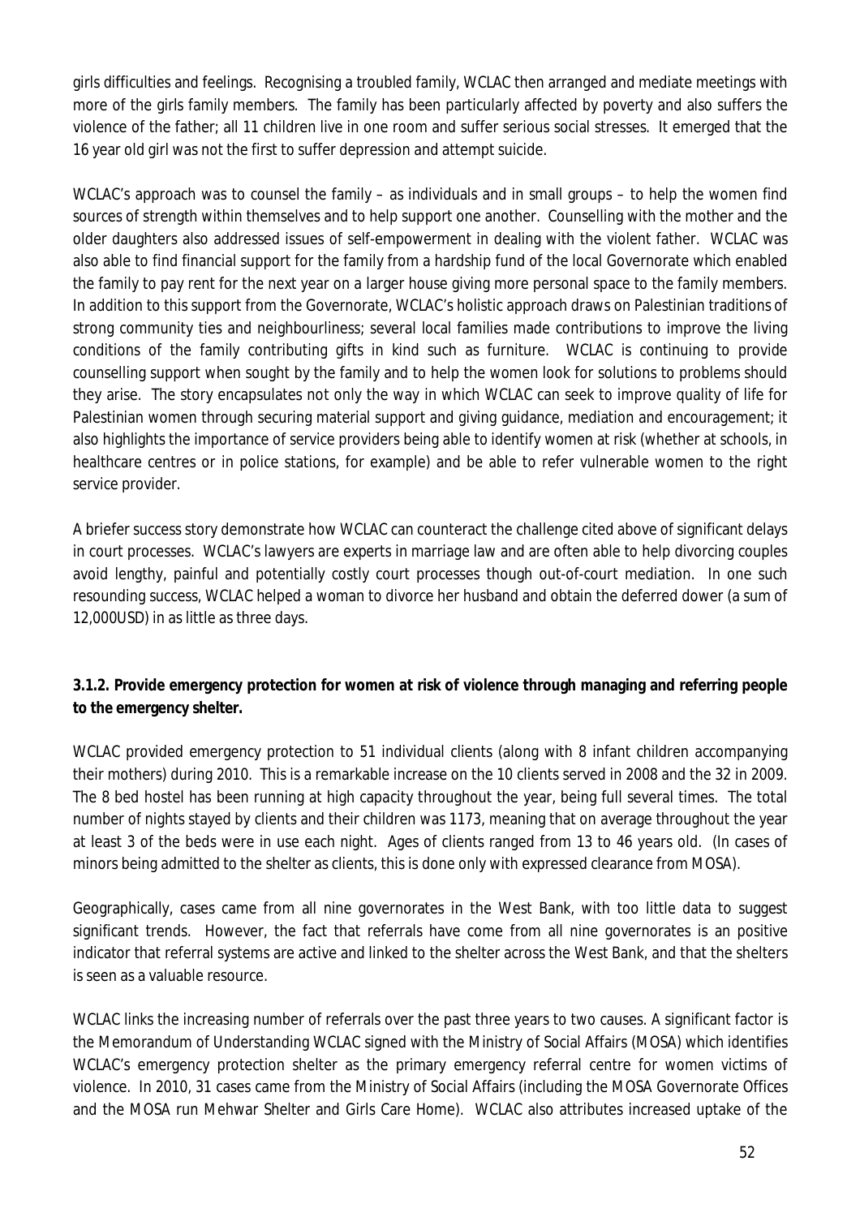girls difficulties and feelings. Recognising a troubled family, WCLAC then arranged and mediate meetings with more of the girls family members. The family has been particularly affected by poverty and also suffers the violence of the father; all 11 children live in one room and suffer serious social stresses. It emerged that the 16 year old girl was not the first to suffer depression and attempt suicide.

WCLAC's approach was to counsel the family – as individuals and in small groups – to help the women find sources of strength within themselves and to help support one another. Counselling with the mother and the older daughters also addressed issues of self-empowerment in dealing with the violent father. WCLAC was also able to find financial support for the family from a hardship fund of the local Governorate which enabled the family to pay rent for the next year on a larger house giving more personal space to the family members. In addition to this support from the Governorate, WCLAC's holistic approach draws on Palestinian traditions of strong community ties and neighbourliness; several local families made contributions to improve the living conditions of the family contributing gifts in kind such as furniture. WCLAC is continuing to provide counselling support when sought by the family and to help the women look for solutions to problems should they arise. The story encapsulates not only the way in which WCLAC can seek to improve quality of life for Palestinian women through securing material support and giving guidance, mediation and encouragement; it also highlights the importance of service providers being able to identify women at risk (whether at schools, in healthcare centres or in police stations, for example) and be able to refer vulnerable women to the right service provider.

A briefer success story demonstrate how WCLAC can counteract the challenge cited above of significant delays in court processes. WCLAC's lawyers are experts in marriage law and are often able to help divorcing couples avoid lengthy, painful and potentially costly court processes though out-of-court mediation. In one such resounding success, WCLAC helped a woman to divorce her husband and obtain the deferred dower (a sum of 12,000USD) in as little as three days.

**3.1.2. Provide emergency protection for women at risk of violence through managing and referring people to the emergency shelter.**

WCLAC provided emergency protection to 51 individual clients (along with 8 infant children accompanying their mothers) during 2010. This is a remarkable increase on the 10 clients served in 2008 and the 32 in 2009. The 8 bed hostel has been running at high capacity throughout the year, being full several times. The total number of nights stayed by clients and their children was 1173, meaning that on average throughout the year at least 3 of the beds were in use each night. Ages of clients ranged from 13 to 46 years old. (In cases of minors being admitted to the shelter as clients, this is done only with expressed clearance from MOSA).

Geographically, cases came from all nine governorates in the West Bank, with too little data to suggest significant trends. However, the fact that referrals have come from all nine governorates is an positive indicator that referral systems are active and linked to the shelter across the West Bank, and that the shelters is seen as a valuable resource.

WCLAC links the increasing number of referrals over the past three years to two causes. A significant factor is the Memorandum of Understanding WCLAC signed with the Ministry of Social Affairs (MOSA) which identifies WCLAC's emergency protection shelter as the primary emergency referral centre for women victims of violence. In 2010, 31 cases came from the Ministry of Social Affairs (including the MOSA Governorate Offices and the MOSA run Mehwar Shelter and Girls Care Home). WCLAC also attributes increased uptake of the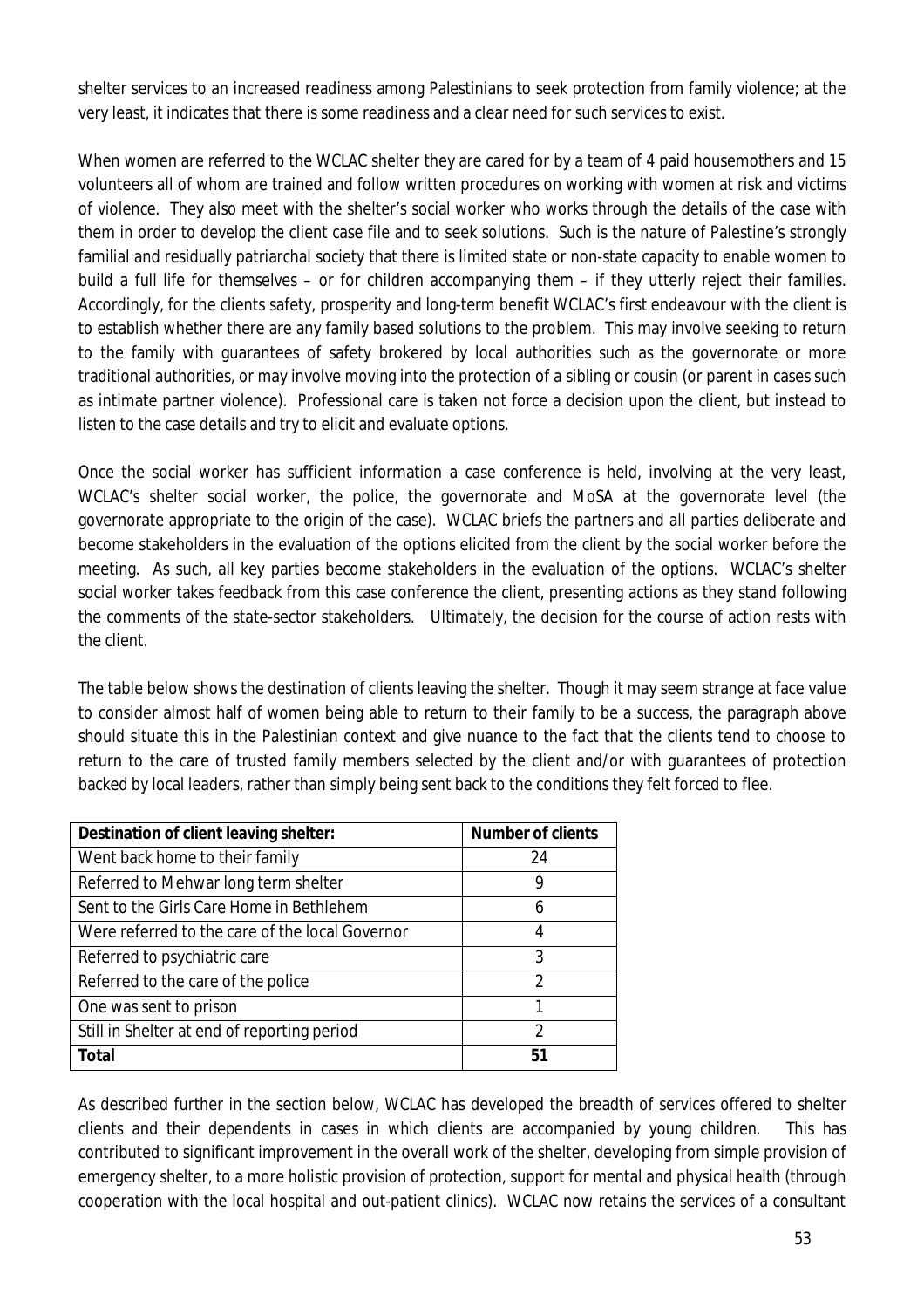shelter services to an increased readiness among Palestinians to seek protection from family violence; at the very least, it indicates that there is some readiness and a clear need for such services to exist.

When women are referred to the WCLAC shelter they are cared for by a team of 4 paid housemothers and 15 volunteers all of whom are trained and follow written procedures on working with women at risk and victims of violence. They also meet with the shelter's social worker who works through the details of the case with them in order to develop the client case file and to seek solutions. Such is the nature of Palestine's strongly familial and residually patriarchal society that there is limited state or non-state capacity to enable women to build a full life for themselves – or for children accompanying them – if they utterly reject their families. Accordingly, for the clients safety, prosperity and long-term benefit WCLAC's first endeavour with the client is to establish whether there are any family based solutions to the problem. This may involve seeking to return to the family with guarantees of safety brokered by local authorities such as the governorate or more traditional authorities, or may involve moving into the protection of a sibling or cousin (or parent in cases such as intimate partner violence). Professional care is taken not force a decision upon the client, but instead to listen to the case details and try to elicit and evaluate options.

Once the social worker has sufficient information a case conference is held, involving at the very least, WCLAC's shelter social worker, the police, the governorate and MoSA at the governorate level (the governorate appropriate to the origin of the case). WCLAC briefs the partners and all parties deliberate and become stakeholders in the evaluation of the options elicited from the client by the social worker before the meeting. As such, all key parties become stakeholders in the evaluation of the options. WCLAC's shelter social worker takes feedback from this case conference the client, presenting actions as they stand following the comments of the state-sector stakeholders. Ultimately, the decision for the course of action rests with the client.

The table below shows the destination of clients leaving the shelter. Though it may seem strange at face value to consider almost half of women being able to return to their family to be a success, the paragraph above should situate this in the Palestinian context and give nuance to the fact that the clients tend to choose to return to the care of trusted family members selected by the client and/or with guarantees of protection backed by local leaders, rather than simply being sent back to the conditions they felt forced to flee.

| **Destination of client leaving shelter:** | **Number of clients** |
|---|---|
| Went back home to their family | 24 |
| Referred to Mehwar long term shelter | 9 |
| Sent to the Girls Care Home in Bethlehem | 6 |
| Were referred to the care of the local Governor | 4 |
| Referred to psychiatric care | 3 |
| Referred to the care of the police | 2 |
| One was sent to prison | 1 |
| Still in Shelter at end of reporting period | 2 |
| **Total** | **51** |

As described further in the section below, WCLAC has developed the breadth of services offered to shelter clients and their dependents in cases in which clients are accompanied by young children. This has contributed to significant improvement in the overall work of the shelter, developing from simple provision of emergency shelter, to a more holistic provision of protection, support for mental and physical health (through cooperation with the local hospital and out-patient clinics). WCLAC now retains the services of a consultant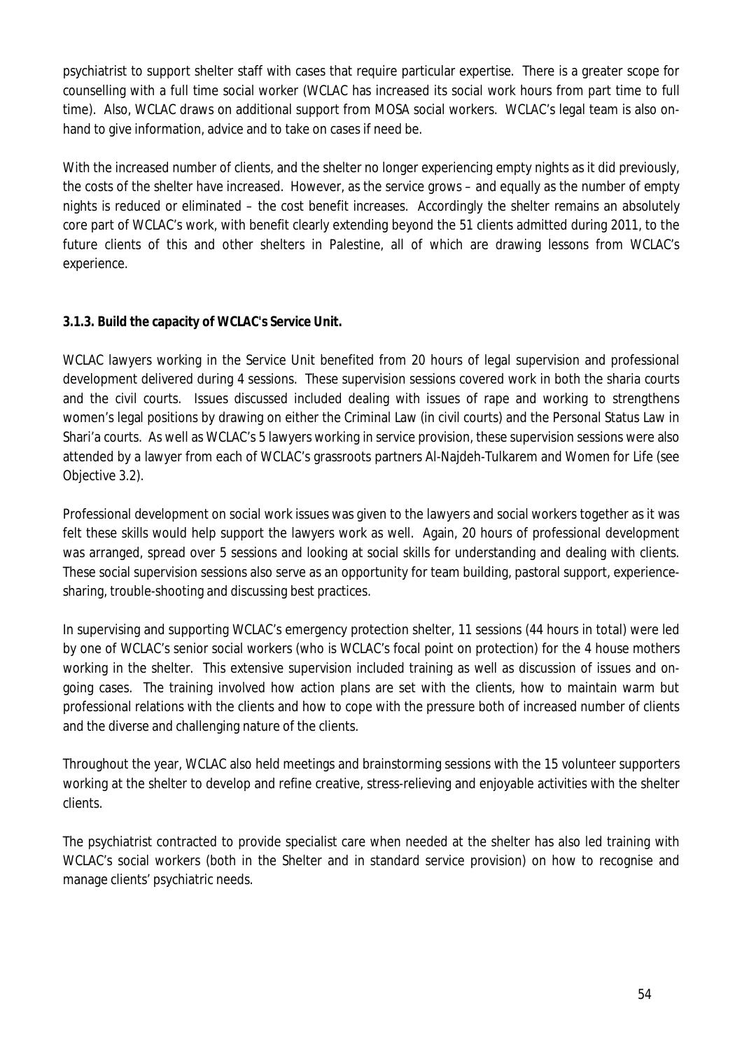psychiatrist to support shelter staff with cases that require particular expertise. There is a greater scope for counselling with a full time social worker (WCLAC has increased its social work hours from part time to full time). Also, WCLAC draws on additional support from MOSA social workers. WCLAC's legal team is also on-hand to give information, advice and to take on cases if need be.

With the increased number of clients, and the shelter no longer experiencing empty nights as it did previously, the costs of the shelter have increased. However, as the service grows – and equally as the number of empty nights is reduced or eliminated – the cost benefit increases. Accordingly the shelter remains an absolutely core part of WCLAC's work, with benefit clearly extending beyond the 51 clients admitted during 2011, to the future clients of this and other shelters in Palestine, all of which are drawing lessons from WCLAC's experience.

**3.1.3. Build the capacity of WCLAC's Service Unit.**

WCLAC lawyers working in the Service Unit benefited from 20 hours of legal supervision and professional development delivered during 4 sessions. These supervision sessions covered work in both the sharia courts and the civil courts. Issues discussed included dealing with issues of rape and working to strengthens women's legal positions by drawing on either the Criminal Law (in civil courts) and the Personal Status Law in Shari'a courts. As well as WCLAC's 5 lawyers working in service provision, these supervision sessions were also attended by a lawyer from each of WCLAC's grassroots partners Al-Najdeh-Tulkarem and Women for Life (see Objective 3.2).

Professional development on social work issues was given to the lawyers and social workers together as it was felt these skills would help support the lawyers work as well. Again, 20 hours of professional development was arranged, spread over 5 sessions and looking at social skills for understanding and dealing with clients. These social supervision sessions also serve as an opportunity for team building, pastoral support, experience-sharing, trouble-shooting and discussing best practices.

In supervising and supporting WCLAC's emergency protection shelter, 11 sessions (44 hours in total) were led by one of WCLAC's senior social workers (who is WCLAC's focal point on protection) for the 4 house mothers working in the shelter. This extensive supervision included training as well as discussion of issues and on-going cases. The training involved how action plans are set with the clients, how to maintain warm but professional relations with the clients and how to cope with the pressure both of increased number of clients and the diverse and challenging nature of the clients.

Throughout the year, WCLAC also held meetings and brainstorming sessions with the 15 volunteer supporters working at the shelter to develop and refine creative, stress-relieving and enjoyable activities with the shelter clients.

The psychiatrist contracted to provide specialist care when needed at the shelter has also led training with WCLAC's social workers (both in the Shelter and in standard service provision) on how to recognise and manage clients' psychiatric needs.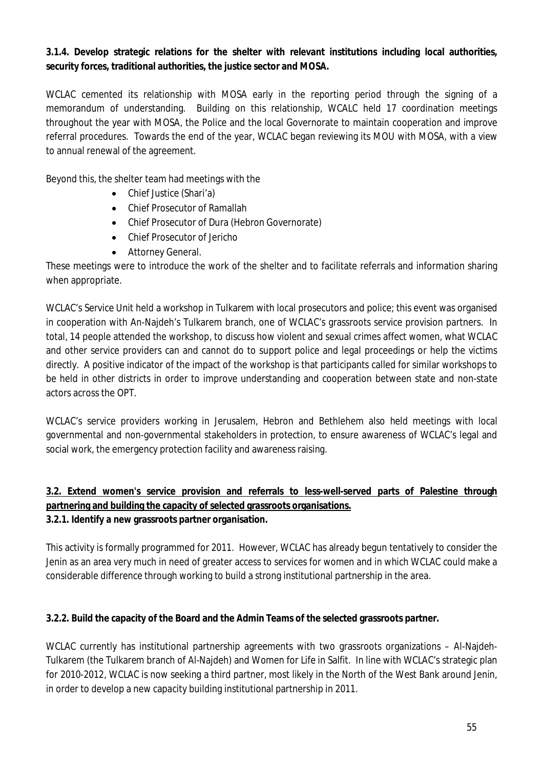**3.1.4. Develop strategic relations for the shelter with relevant institutions including local authorities, security forces, traditional authorities, the justice sector and MOSA.**

WCLAC cemented its relationship with MOSA early in the reporting period through the signing of a memorandum of understanding. Building on this relationship, WCALC held 17 coordination meetings throughout the year with MOSA, the Police and the local Governorate to maintain cooperation and improve referral procedures. Towards the end of the year, WCLAC began reviewing its MOU with MOSA, with a view to annual renewal of the agreement.

Beyond this, the shelter team had meetings with the

- Chief Justice (Shari'a)
- Chief Prosecutor of Ramallah
- Chief Prosecutor of Dura (Hebron Governorate)
- Chief Prosecutor of Jericho
- Attorney General.

These meetings were to introduce the work of the shelter and to facilitate referrals and information sharing when appropriate.

WCLAC's Service Unit held a workshop in Tulkarem with local prosecutors and police; this event was organised in cooperation with An-Najdeh's Tulkarem branch, one of WCLAC's grassroots service provision partners. In total, 14 people attended the workshop, to discuss how violent and sexual crimes affect women, what WCLAC and other service providers can and cannot do to support police and legal proceedings or help the victims directly. A positive indicator of the impact of the workshop is that participants called for similar workshops to be held in other districts in order to improve understanding and cooperation between state and non-state actors across the OPT.

WCLAC's service providers working in Jerusalem, Hebron and Bethlehem also held meetings with local governmental and non-governmental stakeholders in protection, to ensure awareness of WCLAC's legal and social work, the emergency protection facility and awareness raising.

**3.2. Extend women's service provision and referrals to less-well-served parts of Palestine through partnering and building the capacity of selected grassroots organisations.**

**3.2.1. Identify a new grassroots partner organisation.**

This activity is formally programmed for 2011. However, WCLAC has already begun tentatively to consider the Jenin as an area very much in need of greater access to services for women and in which WCLAC could make a considerable difference through working to build a strong institutional partnership in the area.

**3.2.2. Build the capacity of the Board and the Admin Teams of the selected grassroots partner.**

WCLAC currently has institutional partnership agreements with two grassroots organizations – Al-Najdeh-Tulkarem (the Tulkarem branch of Al-Najdeh) and Women for Life in Salfit. In line with WCLAC's strategic plan for 2010-2012, WCLAC is now seeking a third partner, most likely in the North of the West Bank around Jenin, in order to develop a new capacity building institutional partnership in 2011.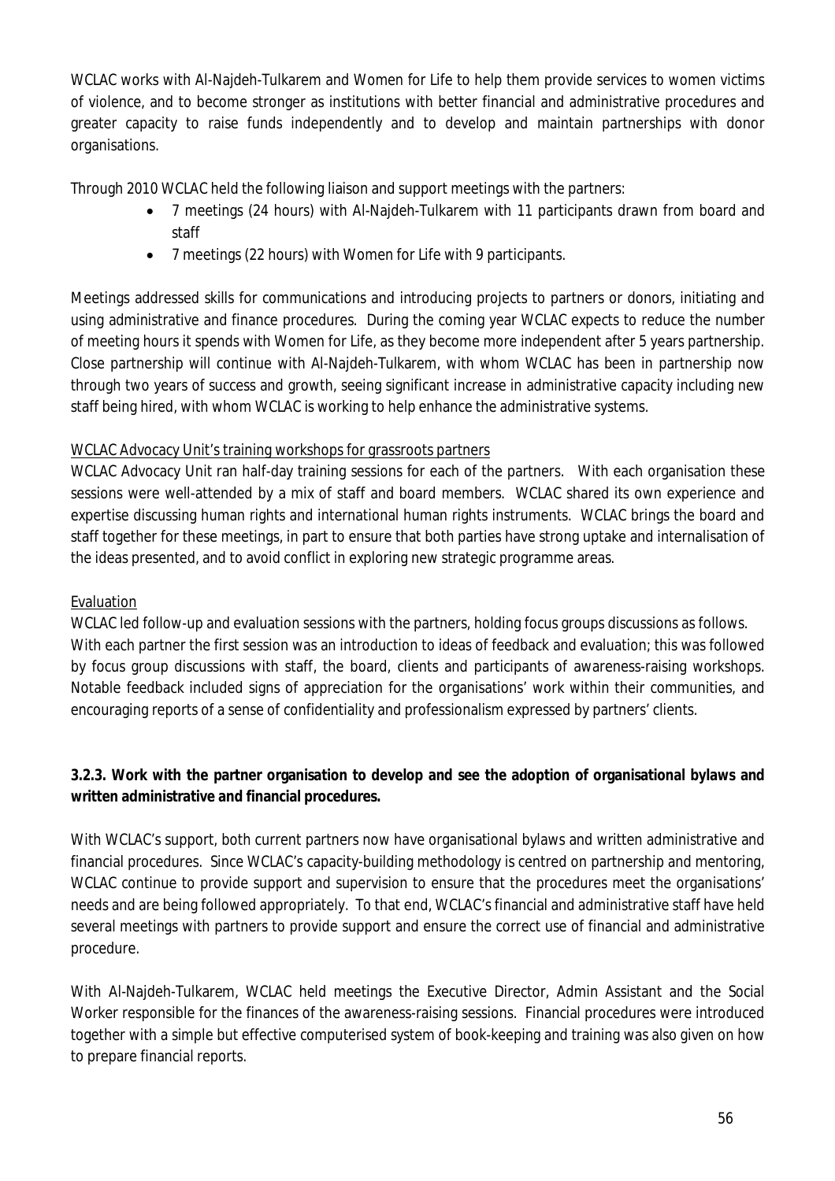WCLAC works with Al-Najdeh-Tulkarem and Women for Life to help them provide services to women victims of violence, and to become stronger as institutions with better financial and administrative procedures and greater capacity to raise funds independently and to develop and maintain partnerships with donor organisations.

Through 2010 WCLAC held the following liaison and support meetings with the partners:

- 7 meetings (24 hours) with Al-Najdeh-Tulkarem with 11 participants drawn from board and staff
- 7 meetings (22 hours) with Women for Life with 9 participants.

Meetings addressed skills for communications and introducing projects to partners or donors, initiating and using administrative and finance procedures. During the coming year WCLAC expects to reduce the number of meeting hours it spends with Women for Life, as they become more independent after 5 years partnership. Close partnership will continue with Al-Najdeh-Tulkarem, with whom WCLAC has been in partnership now through two years of success and growth, seeing significant increase in administrative capacity including new staff being hired, with whom WCLAC is working to help enhance the administrative systems.

<u>WCLAC Advocacy Unit's training workshops for grassroots partners</u>

WCLAC Advocacy Unit ran half-day training sessions for each of the partners. With each organisation these sessions were well-attended by a mix of staff and board members. WCLAC shared its own experience and expertise discussing human rights and international human rights instruments. WCLAC brings the board and staff together for these meetings, in part to ensure that both parties have strong uptake and internalisation of the ideas presented, and to avoid conflict in exploring new strategic programme areas.

<u>Evaluation</u>

WCLAC led follow-up and evaluation sessions with the partners, holding focus groups discussions as follows. With each partner the first session was an introduction to ideas of feedback and evaluation; this was followed by focus group discussions with staff, the board, clients and participants of awareness-raising workshops. Notable feedback included signs of appreciation for the organisations' work within their communities, and encouraging reports of a sense of confidentiality and professionalism expressed by partners' clients.

**3.2.3. Work with the partner organisation to develop and see the adoption of organisational bylaws and written administrative and financial procedures.**

With WCLAC's support, both current partners now have organisational bylaws and written administrative and financial procedures. Since WCLAC's capacity-building methodology is centred on partnership and mentoring, WCLAC continue to provide support and supervision to ensure that the procedures meet the organisations' needs and are being followed appropriately. To that end, WCLAC's financial and administrative staff have held several meetings with partners to provide support and ensure the correct use of financial and administrative procedure.

With Al-Najdeh-Tulkarem, WCLAC held meetings the Executive Director, Admin Assistant and the Social Worker responsible for the finances of the awareness-raising sessions. Financial procedures were introduced together with a simple but effective computerised system of book-keeping and training was also given on how to prepare financial reports.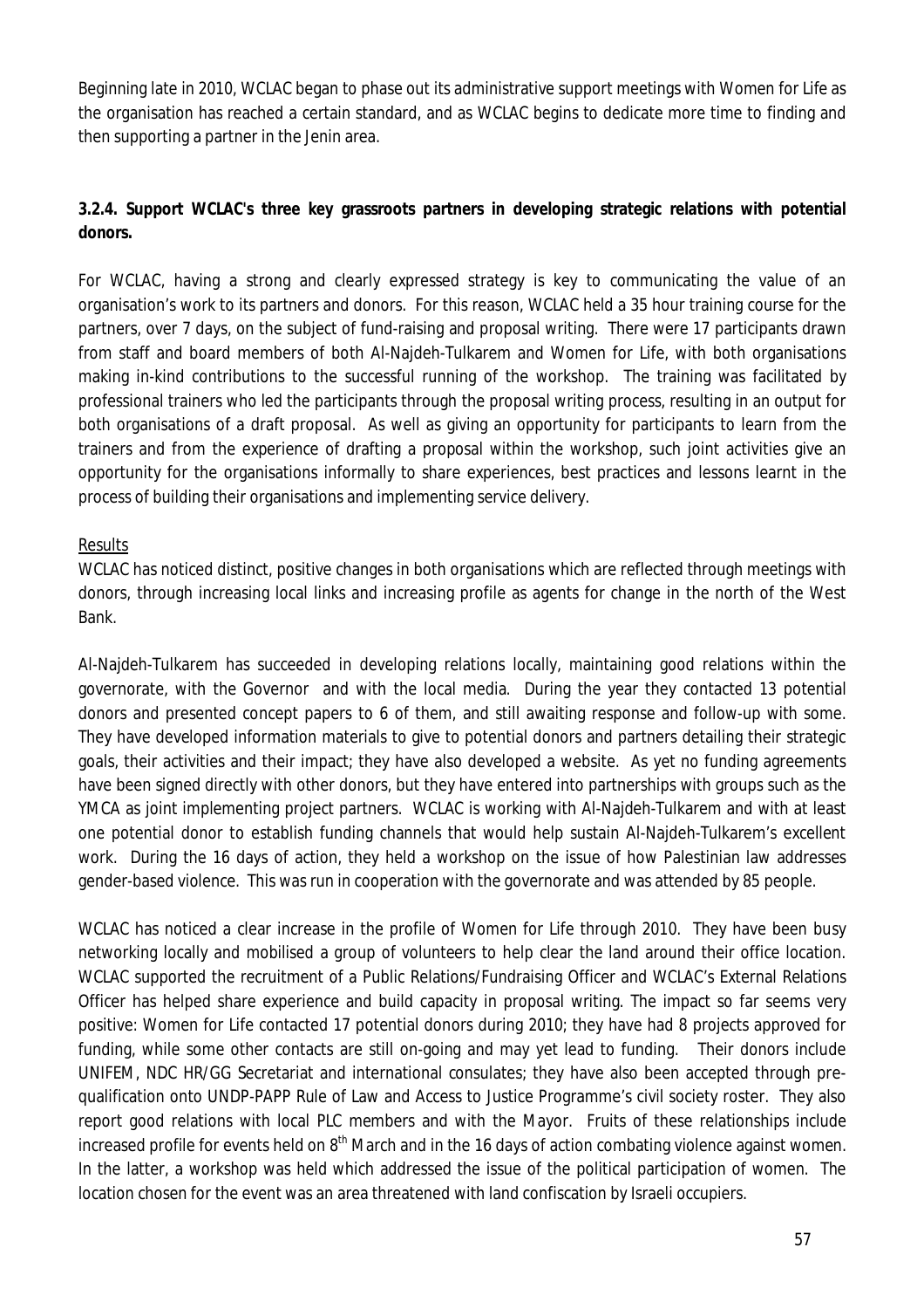Beginning late in 2010, WCLAC began to phase out its administrative support meetings with Women for Life as the organisation has reached a certain standard, and as WCLAC begins to dedicate more time to finding and then supporting a partner in the Jenin area.

### 3.2.4. Support WCLAC's three key grassroots partners in developing strategic relations with potential donors.

For WCLAC, having a strong and clearly expressed strategy is key to communicating the value of an organisation's work to its partners and donors. For this reason, WCLAC held a 35 hour training course for the partners, over 7 days, on the subject of fund-raising and proposal writing. There were 17 participants drawn from staff and board members of both Al-Najdeh-Tulkarem and Women for Life, with both organisations making in-kind contributions to the successful running of the workshop. The training was facilitated by professional trainers who led the participants through the proposal writing process, resulting in an output for both organisations of a draft proposal. As well as giving an opportunity for participants to learn from the trainers and from the experience of drafting a proposal within the workshop, such joint activities give an opportunity for the organisations informally to share experiences, best practices and lessons learnt in the process of building their organisations and implementing service delivery.

Results

WCLAC has noticed distinct, positive changes in both organisations which are reflected through meetings with donors, through increasing local links and increasing profile as agents for change in the north of the West Bank.

Al-Najdeh-Tulkarem has succeeded in developing relations locally, maintaining good relations within the governorate, with the Governor and with the local media. During the year they contacted 13 potential donors and presented concept papers to 6 of them, and still awaiting response and follow-up with some. They have developed information materials to give to potential donors and partners detailing their strategic goals, their activities and their impact; they have also developed a website. As yet no funding agreements have been signed directly with other donors, but they have entered into partnerships with groups such as the YMCA as joint implementing project partners. WCLAC is working with Al-Najdeh-Tulkarem and with at least one potential donor to establish funding channels that would help sustain Al-Najdeh-Tulkarem's excellent work. During the 16 days of action, they held a workshop on the issue of how Palestinian law addresses gender-based violence. This was run in cooperation with the governorate and was attended by 85 people.

WCLAC has noticed a clear increase in the profile of Women for Life through 2010. They have been busy networking locally and mobilised a group of volunteers to help clear the land around their office location. WCLAC supported the recruitment of a Public Relations/Fundraising Officer and WCLAC's External Relations Officer has helped share experience and build capacity in proposal writing. The impact so far seems very positive: Women for Life contacted 17 potential donors during 2010; they have had 8 projects approved for funding, while some other contacts are still on-going and may yet lead to funding. Their donors include UNIFEM, NDC HR/GG Secretariat and international consulates; they have also been accepted through pre-qualification onto UNDP-PAPP Rule of Law and Access to Justice Programme's civil society roster. They also report good relations with local PLC members and with the Mayor. Fruits of these relationships include increased profile for events held on 8th March and in the 16 days of action combating violence against women. In the latter, a workshop was held which addressed the issue of the political participation of women. The location chosen for the event was an area threatened with land confiscation by Israeli occupiers.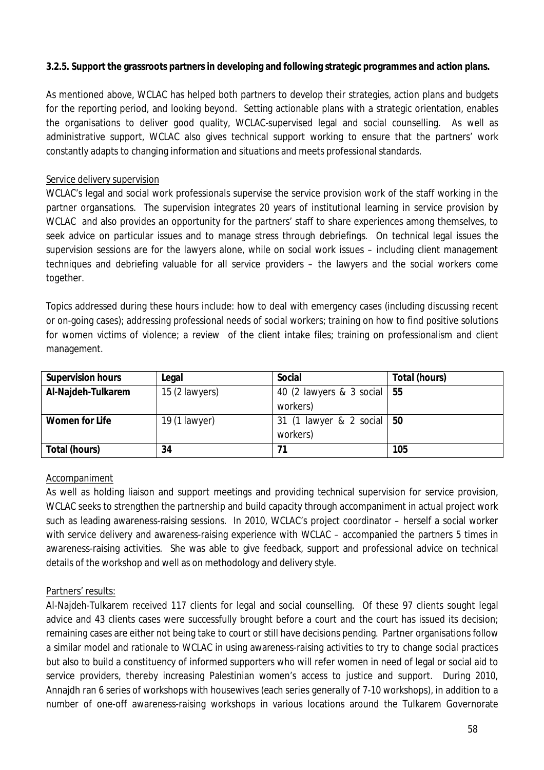**3.2.5. Support the grassroots partners in developing and following strategic programmes and action plans.**

As mentioned above, WCLAC has helped both partners to develop their strategies, action plans and budgets for the reporting period, and looking beyond. Setting actionable plans with a strategic orientation, enables the organisations to deliver good quality, WCLAC-supervised legal and social counselling. As well as administrative support, WCLAC also gives technical support working to ensure that the partners' work constantly adapts to changing information and situations and meets professional standards.

Service delivery supervision

WCLAC's legal and social work professionals supervise the service provision work of the staff working in the partner organsations. The supervision integrates 20 years of institutional learning in service provision by WCLAC and also provides an opportunity for the partners' staff to share experiences among themselves, to seek advice on particular issues and to manage stress through debriefings. On technical legal issues the supervision sessions are for the lawyers alone, while on social work issues – including client management techniques and debriefing valuable for all service providers – the lawyers and the social workers come together.

Topics addressed during these hours include: how to deal with emergency cases (including discussing recent or on-going cases); addressing professional needs of social workers; training on how to find positive solutions for women victims of violence; a review of the client intake files; training on professionalism and client management.

| **Supervision hours** | **Legal** | **Social** | **Total (hours)** |
|---|---|---|---|
| **Al-Najdeh-Tulkarem** | 15 (2 lawyers) | 40 (2 lawyers & 3 social workers) | **55** |
| **Women for Life** | 19 (1 lawyer) | 31 (1 lawyer & 2 social workers) | **50** |
| **Total (hours)** | **34** | **71** | **105** |

Accompaniment

As well as holding liaison and support meetings and providing technical supervision for service provision, WCLAC seeks to strengthen the partnership and build capacity through accompaniment in actual project work such as leading awareness-raising sessions. In 2010, WCLAC's project coordinator – herself a social worker with service delivery and awareness-raising experience with WCLAC – accompanied the partners 5 times in awareness-raising activities. She was able to give feedback, support and professional advice on technical details of the workshop and well as on methodology and delivery style.

Partners' results:

Al-Najdeh-Tulkarem received 117 clients for legal and social counselling. Of these 97 clients sought legal advice and 43 clients cases were successfully brought before a court and the court has issued its decision; remaining cases are either not being take to court or still have decisions pending. Partner organisations follow a similar model and rationale to WCLAC in using awareness-raising activities to try to change social practices but also to build a constituency of informed supporters who will refer women in need of legal or social aid to service providers, thereby increasing Palestinian women's access to justice and support. During 2010, Annajdh ran 6 series of workshops with housewives (each series generally of 7-10 workshops), in addition to a number of one-off awareness-raising workshops in various locations around the Tulkarem Governorate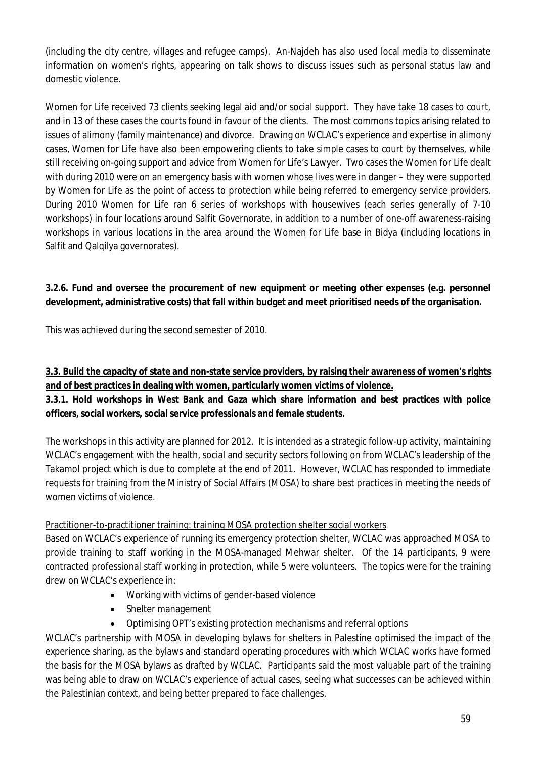(including the city centre, villages and refugee camps). An-Najdeh has also used local media to disseminate information on women's rights, appearing on talk shows to discuss issues such as personal status law and domestic violence.

Women for Life received 73 clients seeking legal aid and/or social support. They have take 18 cases to court, and in 13 of these cases the courts found in favour of the clients. The most commons topics arising related to issues of alimony (family maintenance) and divorce. Drawing on WCLAC's experience and expertise in alimony cases, Women for Life have also been empowering clients to take simple cases to court by themselves, while still receiving on-going support and advice from Women for Life's Lawyer. Two cases the Women for Life dealt with during 2010 were on an emergency basis with women whose lives were in danger – they were supported by Women for Life as the point of access to protection while being referred to emergency service providers. During 2010 Women for Life ran 6 series of workshops with housewives (each series generally of 7-10 workshops) in four locations around Salfit Governorate, in addition to a number of one-off awareness-raising workshops in various locations in the area around the Women for Life base in Bidya (including locations in Salfit and Qalqilya governorates).

**3.2.6. Fund and oversee the procurement of new equipment or meeting other expenses (e.g. personnel development, administrative costs) that fall within budget and meet prioritised needs of the organisation.**

This was achieved during the second semester of 2010.

**3.3. Build the capacity of state and non-state service providers, by raising their awareness of women's rights and of best practices in dealing with women, particularly women victims of violence.**

**3.3.1. Hold workshops in West Bank and Gaza which share information and best practices with police officers, social workers, social service professionals and female students.**

The workshops in this activity are planned for 2012. It is intended as a strategic follow-up activity, maintaining WCLAC's engagement with the health, social and security sectors following on from WCLAC's leadership of the Takamol project which is due to complete at the end of 2011. However, WCLAC has responded to immediate requests for training from the Ministry of Social Affairs (MOSA) to share best practices in meeting the needs of women victims of violence.

Practitioner-to-practitioner training: training MOSA protection shelter social workers

Based on WCLAC's experience of running its emergency protection shelter, WCLAC was approached MOSA to provide training to staff working in the MOSA-managed Mehwar shelter. Of the 14 participants, 9 were contracted professional staff working in protection, while 5 were volunteers. The topics were for the training drew on WCLAC's experience in:

- Working with victims of gender-based violence
- Shelter management
- Optimising OPT's existing protection mechanisms and referral options

WCLAC's partnership with MOSA in developing bylaws for shelters in Palestine optimised the impact of the experience sharing, as the bylaws and standard operating procedures with which WCLAC works have formed the basis for the MOSA bylaws as drafted by WCLAC. Participants said the most valuable part of the training was being able to draw on WCLAC's experience of actual cases, seeing what successes can be achieved within the Palestinian context, and being better prepared to face challenges.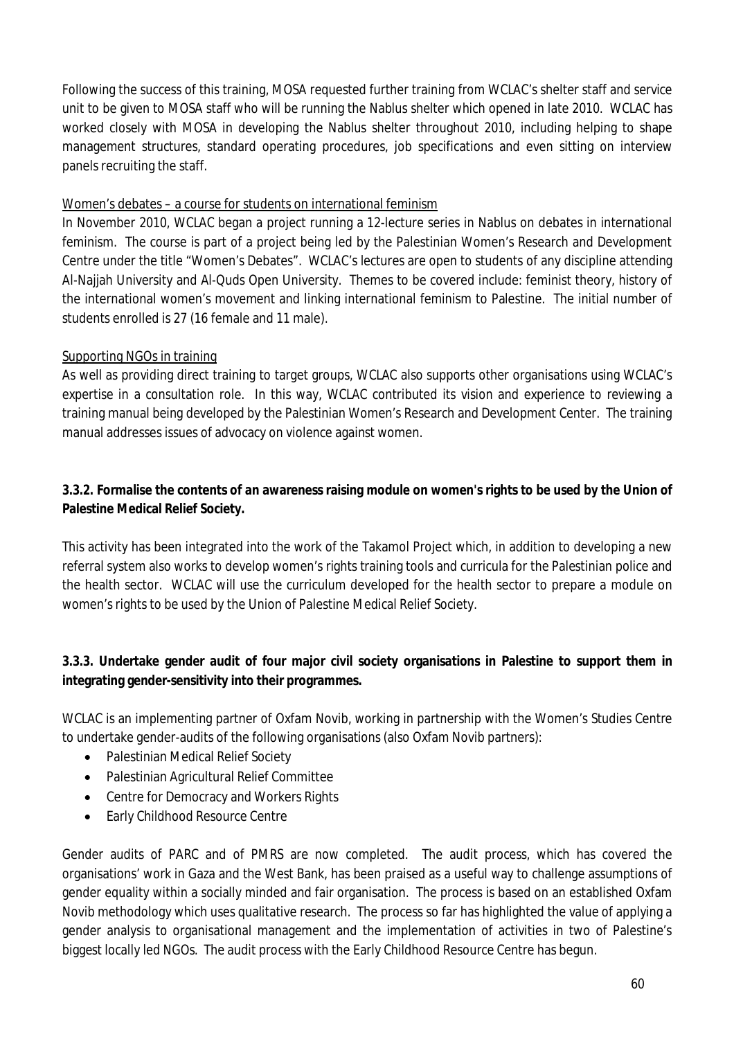Following the success of this training, MOSA requested further training from WCLAC's shelter staff and service unit to be given to MOSA staff who will be running the Nablus shelter which opened in late 2010. WCLAC has worked closely with MOSA in developing the Nablus shelter throughout 2010, including helping to shape management structures, standard operating procedures, job specifications and even sitting on interview panels recruiting the staff.

<u>Women's debates – a course for students on international feminism</u>

In November 2010, WCLAC began a project running a 12-lecture series in Nablus on debates in international feminism. The course is part of a project being led by the Palestinian Women's Research and Development Centre under the title "Women's Debates". WCLAC's lectures are open to students of any discipline attending Al-Najjah University and Al-Quds Open University. Themes to be covered include: feminist theory, history of the international women's movement and linking international feminism to Palestine. The initial number of students enrolled is 27 (16 female and 11 male).

<u>Supporting NGOs in training</u>

As well as providing direct training to target groups, WCLAC also supports other organisations using WCLAC's expertise in a consultation role. In this way, WCLAC contributed its vision and experience to reviewing a training manual being developed by the Palestinian Women's Research and Development Center. The training manual addresses issues of advocacy on violence against women.

**3.3.2. Formalise the contents of an awareness raising module on women's rights to be used by the Union of Palestine Medical Relief Society.**

This activity has been integrated into the work of the Takamol Project which, in addition to developing a new referral system also works to develop women's rights training tools and curricula for the Palestinian police and the health sector. WCLAC will use the curriculum developed for the health sector to prepare a module on women's rights to be used by the Union of Palestine Medical Relief Society.

**3.3.3. Undertake gender audit of four major civil society organisations in Palestine to support them in integrating gender-sensitivity into their programmes.**

WCLAC is an implementing partner of Oxfam Novib, working in partnership with the Women's Studies Centre to undertake gender-audits of the following organisations (also Oxfam Novib partners):

- Palestinian Medical Relief Society
- Palestinian Agricultural Relief Committee
- Centre for Democracy and Workers Rights
- Early Childhood Resource Centre

Gender audits of PARC and of PMRS are now completed. The audit process, which has covered the organisations' work in Gaza and the West Bank, has been praised as a useful way to challenge assumptions of gender equality within a socially minded and fair organisation. The process is based on an established Oxfam Novib methodology which uses qualitative research. The process so far has highlighted the value of applying a gender analysis to organisational management and the implementation of activities in two of Palestine's biggest locally led NGOs. The audit process with the Early Childhood Resource Centre has begun.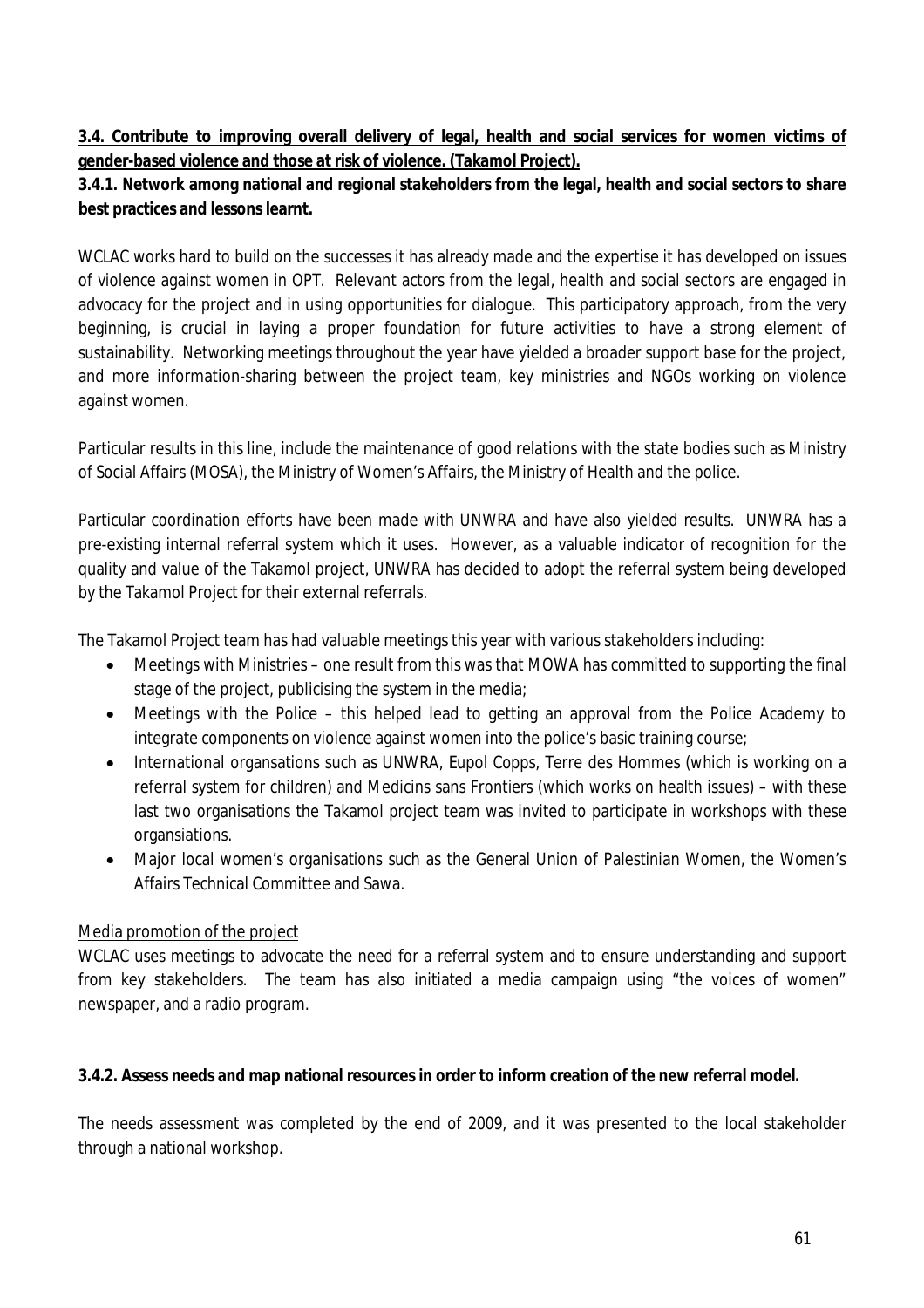**<u>3.4. Contribute to improving overall delivery of legal, health and social services for women victims of gender-based violence and those at risk of violence. (Takamol Project).</u>**

**3.4.1. Network among national and regional stakeholders from the legal, health and social sectors to share best practices and lessons learnt.**

WCLAC works hard to build on the successes it has already made and the expertise it has developed on issues of violence against women in OPT. Relevant actors from the legal, health and social sectors are engaged in advocacy for the project and in using opportunities for dialogue. This participatory approach, from the very beginning, is crucial in laying a proper foundation for future activities to have a strong element of sustainability. Networking meetings throughout the year have yielded a broader support base for the project, and more information-sharing between the project team, key ministries and NGOs working on violence against women.

Particular results in this line, include the maintenance of good relations with the state bodies such as Ministry of Social Affairs (MOSA), the Ministry of Women's Affairs, the Ministry of Health and the police.

Particular coordination efforts have been made with UNWRA and have also yielded results. UNWRA has a pre-existing internal referral system which it uses. However, as a valuable indicator of recognition for the quality and value of the Takamol project, UNWRA has decided to adopt the referral system being developed by the Takamol Project for their external referrals.

The Takamol Project team has had valuable meetings this year with various stakeholders including:

- Meetings with Ministries – one result from this was that MOWA has committed to supporting the final stage of the project, publicising the system in the media;
- Meetings with the Police – this helped lead to getting an approval from the Police Academy to integrate components on violence against women into the police's basic training course;
- International organsations such as UNWRA, Eupol Copps, Terre des Hommes (which is working on a referral system for children) and Medicins sans Frontiers (which works on health issues) – with these last two organisations the Takamol project team was invited to participate in workshops with these organsiations.
- Major local women's organisations such as the General Union of Palestinian Women, the Women's Affairs Technical Committee and Sawa.

<u>Media promotion of the project</u>

WCLAC uses meetings to advocate the need for a referral system and to ensure understanding and support from key stakeholders. The team has also initiated a media campaign using "the voices of women" newspaper, and a radio program.

**3.4.2. Assess needs and map national resources in order to inform creation of the new referral model.**

The needs assessment was completed by the end of 2009, and it was presented to the local stakeholder through a national workshop.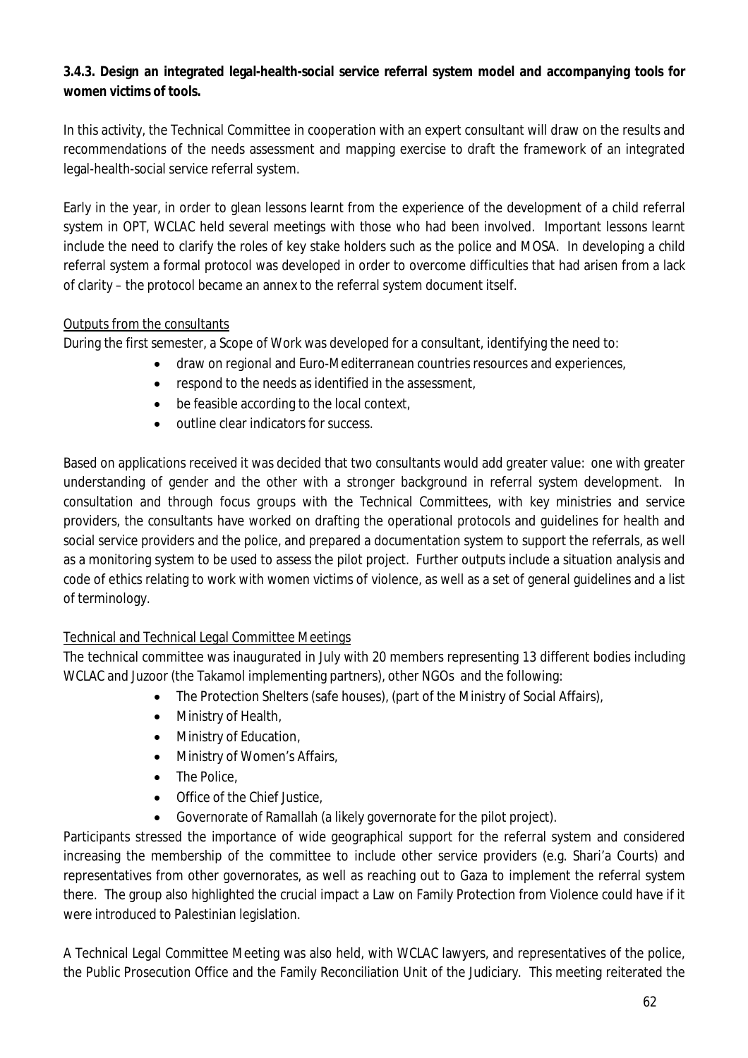**3.4.3. Design an integrated legal-health-social service referral system model and accompanying tools for women victims of tools.**

In this activity, the Technical Committee in cooperation with an expert consultant will draw on the results and recommendations of the needs assessment and mapping exercise to draft the framework of an integrated legal-health-social service referral system.

Early in the year, in order to glean lessons learnt from the experience of the development of a child referral system in OPT, WCLAC held several meetings with those who had been involved. Important lessons learnt include the need to clarify the roles of key stake holders such as the police and MOSA. In developing a child referral system a formal protocol was developed in order to overcome difficulties that had arisen from a lack of clarity – the protocol became an annex to the referral system document itself.

Outputs from the consultants

During the first semester, a Scope of Work was developed for a consultant, identifying the need to:

- draw on regional and Euro-Mediterranean countries resources and experiences,
- respond to the needs as identified in the assessment,
- be feasible according to the local context,
- outline clear indicators for success.

Based on applications received it was decided that two consultants would add greater value: one with greater understanding of gender and the other with a stronger background in referral system development. In consultation and through focus groups with the Technical Committees, with key ministries and service providers, the consultants have worked on drafting the operational protocols and guidelines for health and social service providers and the police, and prepared a documentation system to support the referrals, as well as a monitoring system to be used to assess the pilot project. Further outputs include a situation analysis and code of ethics relating to work with women victims of violence, as well as a set of general guidelines and a list of terminology.

Technical and Technical Legal Committee Meetings

The technical committee was inaugurated in July with 20 members representing 13 different bodies including WCLAC and Juzoor (the Takamol implementing partners), other NGOs and the following:

- The Protection Shelters (safe houses), (part of the Ministry of Social Affairs),
- Ministry of Health,
- Ministry of Education,
- Ministry of Women's Affairs,
- The Police,
- Office of the Chief Justice,
- Governorate of Ramallah (a likely governorate for the pilot project).

Participants stressed the importance of wide geographical support for the referral system and considered increasing the membership of the committee to include other service providers (e.g. Shari'a Courts) and representatives from other governorates, as well as reaching out to Gaza to implement the referral system there. The group also highlighted the crucial impact a Law on Family Protection from Violence could have if it were introduced to Palestinian legislation.

A Technical Legal Committee Meeting was also held, with WCLAC lawyers, and representatives of the police, the Public Prosecution Office and the Family Reconciliation Unit of the Judiciary. This meeting reiterated the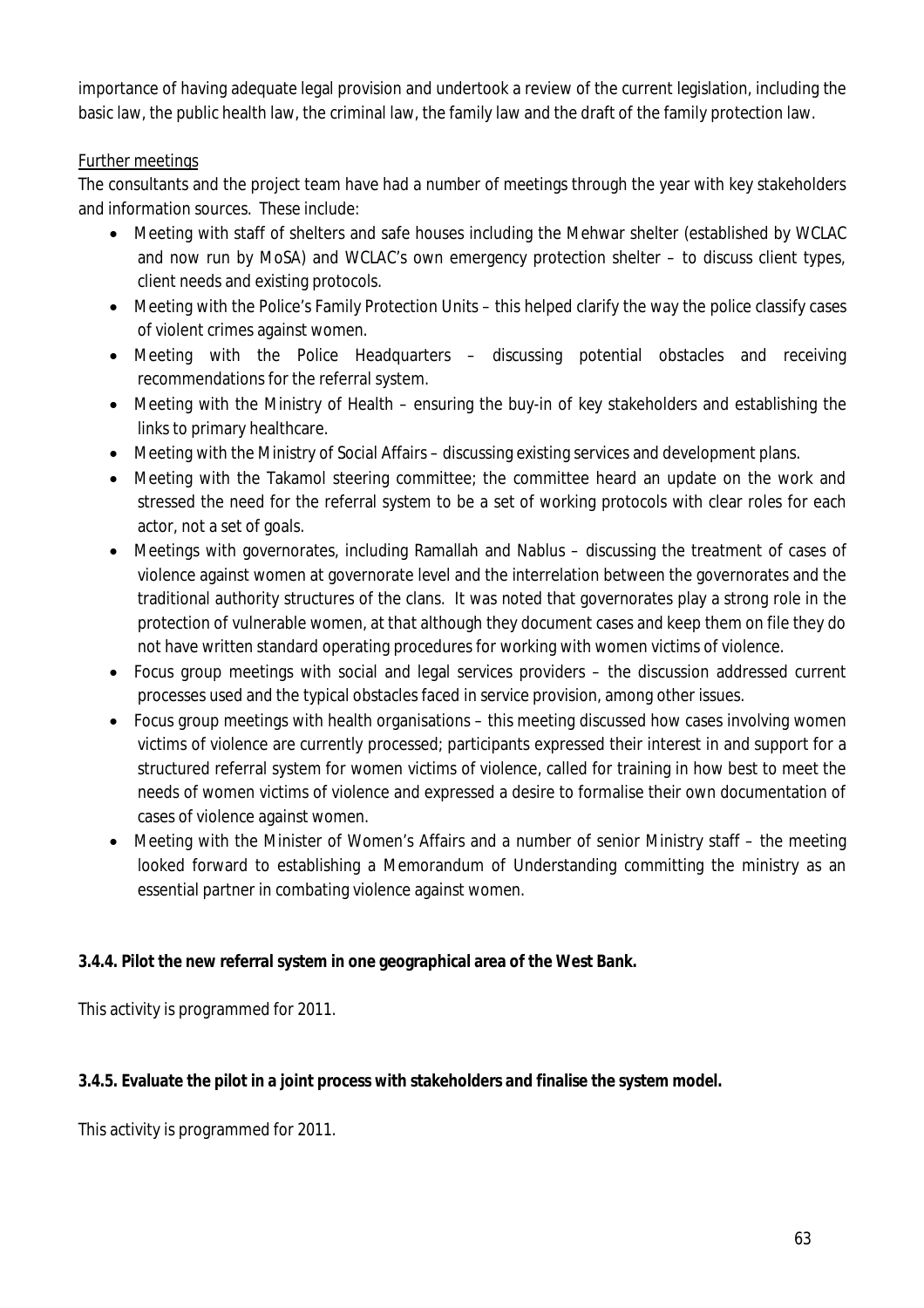importance of having adequate legal provision and undertook a review of the current legislation, including the basic law, the public health law, the criminal law, the family law and the draft of the family protection law.

Further meetings

The consultants and the project team have had a number of meetings through the year with key stakeholders and information sources. These include:

- Meeting with staff of shelters and safe houses including the Mehwar shelter (established by WCLAC and now run by MoSA) and WCLAC's own emergency protection shelter – to discuss client types, client needs and existing protocols.
- Meeting with the Police's Family Protection Units – this helped clarify the way the police classify cases of violent crimes against women.
- Meeting with the Police Headquarters – discussing potential obstacles and receiving recommendations for the referral system.
- Meeting with the Ministry of Health – ensuring the buy-in of key stakeholders and establishing the links to primary healthcare.
- Meeting with the Ministry of Social Affairs – discussing existing services and development plans.
- Meeting with the Takamol steering committee; the committee heard an update on the work and stressed the need for the referral system to be a set of working protocols with clear roles for each actor, not a set of goals.
- Meetings with governorates, including Ramallah and Nablus – discussing the treatment of cases of violence against women at governorate level and the interrelation between the governorates and the traditional authority structures of the clans. It was noted that governorates play a strong role in the protection of vulnerable women, at that although they document cases and keep them on file they do not have written standard operating procedures for working with women victims of violence.
- Focus group meetings with social and legal services providers – the discussion addressed current processes used and the typical obstacles faced in service provision, among other issues.
- Focus group meetings with health organisations – this meeting discussed how cases involving women victims of violence are currently processed; participants expressed their interest in and support for a structured referral system for women victims of violence, called for training in how best to meet the needs of women victims of violence and expressed a desire to formalise their own documentation of cases of violence against women.
- Meeting with the Minister of Women's Affairs and a number of senior Ministry staff – the meeting looked forward to establishing a Memorandum of Understanding committing the ministry as an essential partner in combating violence against women.

**3.4.4. Pilot the new referral system in one geographical area of the West Bank.**

This activity is programmed for 2011.

**3.4.5. Evaluate the pilot in a joint process with stakeholders and finalise the system model.**

This activity is programmed for 2011.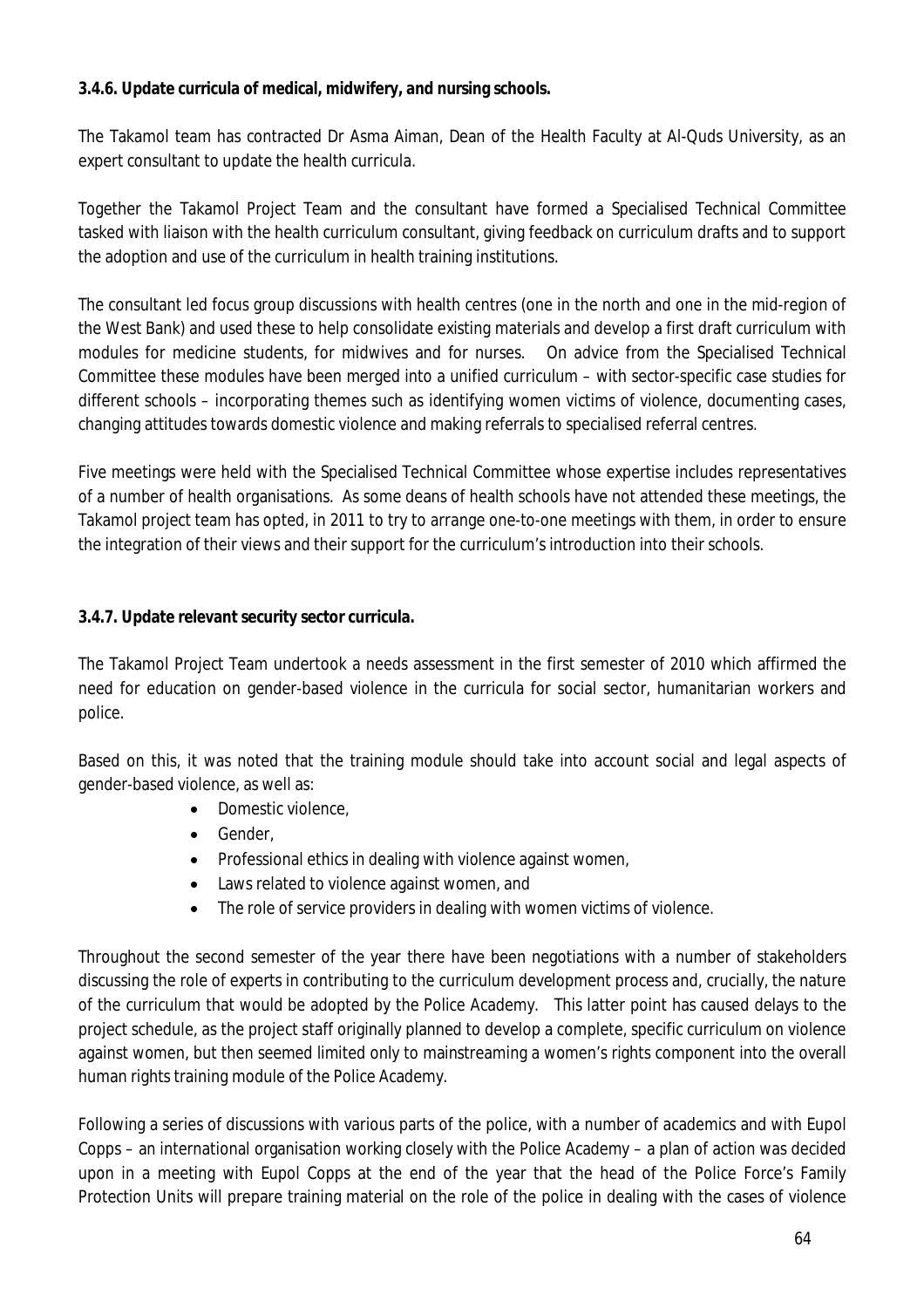**3.4.6. Update curricula of medical, midwifery, and nursing schools.**

The Takamol team has contracted Dr Asma Aiman, Dean of the Health Faculty at Al-Quds University, as an expert consultant to update the health curricula.

Together the Takamol Project Team and the consultant have formed a Specialised Technical Committee tasked with liaison with the health curriculum consultant, giving feedback on curriculum drafts and to support the adoption and use of the curriculum in health training institutions.

The consultant led focus group discussions with health centres (one in the north and one in the mid-region of the West Bank) and used these to help consolidate existing materials and develop a first draft curriculum with modules for medicine students, for midwives and for nurses. On advice from the Specialised Technical Committee these modules have been merged into a unified curriculum – with sector-specific case studies for different schools – incorporating themes such as identifying women victims of violence, documenting cases, changing attitudes towards domestic violence and making referrals to specialised referral centres.

Five meetings were held with the Specialised Technical Committee whose expertise includes representatives of a number of health organisations. As some deans of health schools have not attended these meetings, the Takamol project team has opted, in 2011 to try to arrange one-to-one meetings with them, in order to ensure the integration of their views and their support for the curriculum's introduction into their schools.

**3.4.7. Update relevant security sector curricula.**

The Takamol Project Team undertook a needs assessment in the first semester of 2010 which affirmed the need for education on gender-based violence in the curricula for social sector, humanitarian workers and police.

Based on this, it was noted that the training module should take into account social and legal aspects of gender-based violence, as well as:

- Domestic violence,
- Gender,
- Professional ethics in dealing with violence against women,
- Laws related to violence against women, and
- The role of service providers in dealing with women victims of violence.

Throughout the second semester of the year there have been negotiations with a number of stakeholders discussing the role of experts in contributing to the curriculum development process and, crucially, the nature of the curriculum that would be adopted by the Police Academy. This latter point has caused delays to the project schedule, as the project staff originally planned to develop a complete, specific curriculum on violence against women, but then seemed limited only to mainstreaming a women's rights component into the overall human rights training module of the Police Academy.

Following a series of discussions with various parts of the police, with a number of academics and with Eupol Copps – an international organisation working closely with the Police Academy – a plan of action was decided upon in a meeting with Eupol Copps at the end of the year that the head of the Police Force's Family Protection Units will prepare training material on the role of the police in dealing with the cases of violence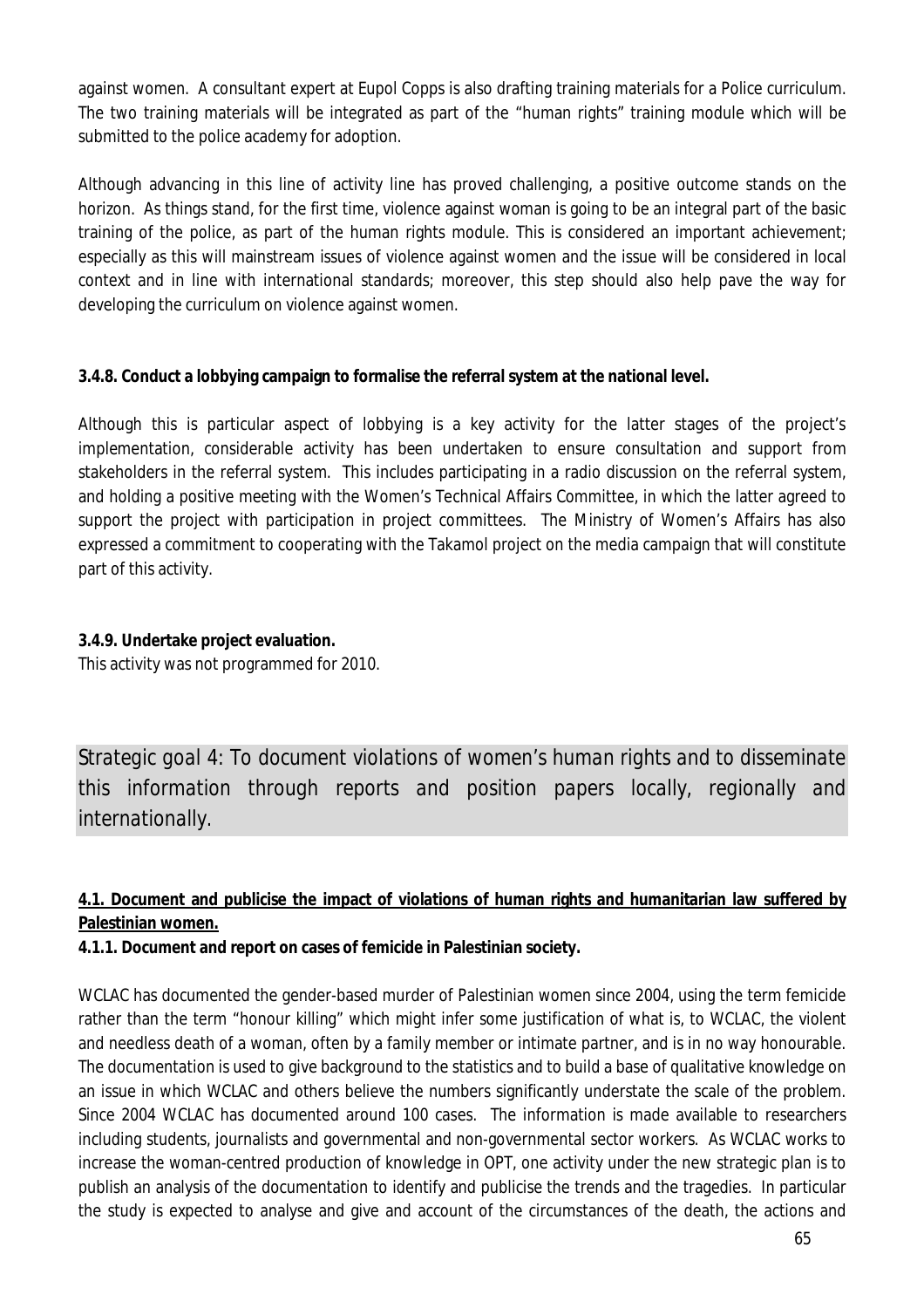against women. A consultant expert at Eupol Copps is also drafting training materials for a Police curriculum. The two training materials will be integrated as part of the "human rights" training module which will be submitted to the police academy for adoption.

Although advancing in this line of activity line has proved challenging, a positive outcome stands on the horizon. As things stand, for the first time, violence against woman is going to be an integral part of the basic training of the police, as part of the human rights module. This is considered an important achievement; especially as this will mainstream issues of violence against women and the issue will be considered in local context and in line with international standards; moreover, this step should also help pave the way for developing the curriculum on violence against women.

**3.4.8. Conduct a lobbying campaign to formalise the referral system at the national level.**

Although this is particular aspect of lobbying is a key activity for the latter stages of the project's implementation, considerable activity has been undertaken to ensure consultation and support from stakeholders in the referral system. This includes participating in a radio discussion on the referral system, and holding a positive meeting with the Women's Technical Affairs Committee, in which the latter agreed to support the project with participation in project committees. The Ministry of Women's Affairs has also expressed a commitment to cooperating with the Takamol project on the media campaign that will constitute part of this activity.

**3.4.9. Undertake project evaluation.**

This activity was not programmed for 2010.

## Strategic goal 4: To document violations of women's human rights and to disseminate this information through reports and position papers locally, regionally and internationally.

**4.1. Document and publicise the impact of violations of human rights and humanitarian law suffered by Palestinian women.**

**4.1.1. Document and report on cases of femicide in Palestinian society.**

WCLAC has documented the gender-based murder of Palestinian women since 2004, using the term femicide rather than the term "honour killing" which might infer some justification of what is, to WCLAC, the violent and needless death of a woman, often by a family member or intimate partner, and is in no way honourable. The documentation is used to give background to the statistics and to build a base of qualitative knowledge on an issue in which WCLAC and others believe the numbers significantly understate the scale of the problem. Since 2004 WCLAC has documented around 100 cases. The information is made available to researchers including students, journalists and governmental and non-governmental sector workers. As WCLAC works to increase the woman-centred production of knowledge in OPT, one activity under the new strategic plan is to publish an analysis of the documentation to identify and publicise the trends and the tragedies. In particular the study is expected to analyse and give and account of the circumstances of the death, the actions and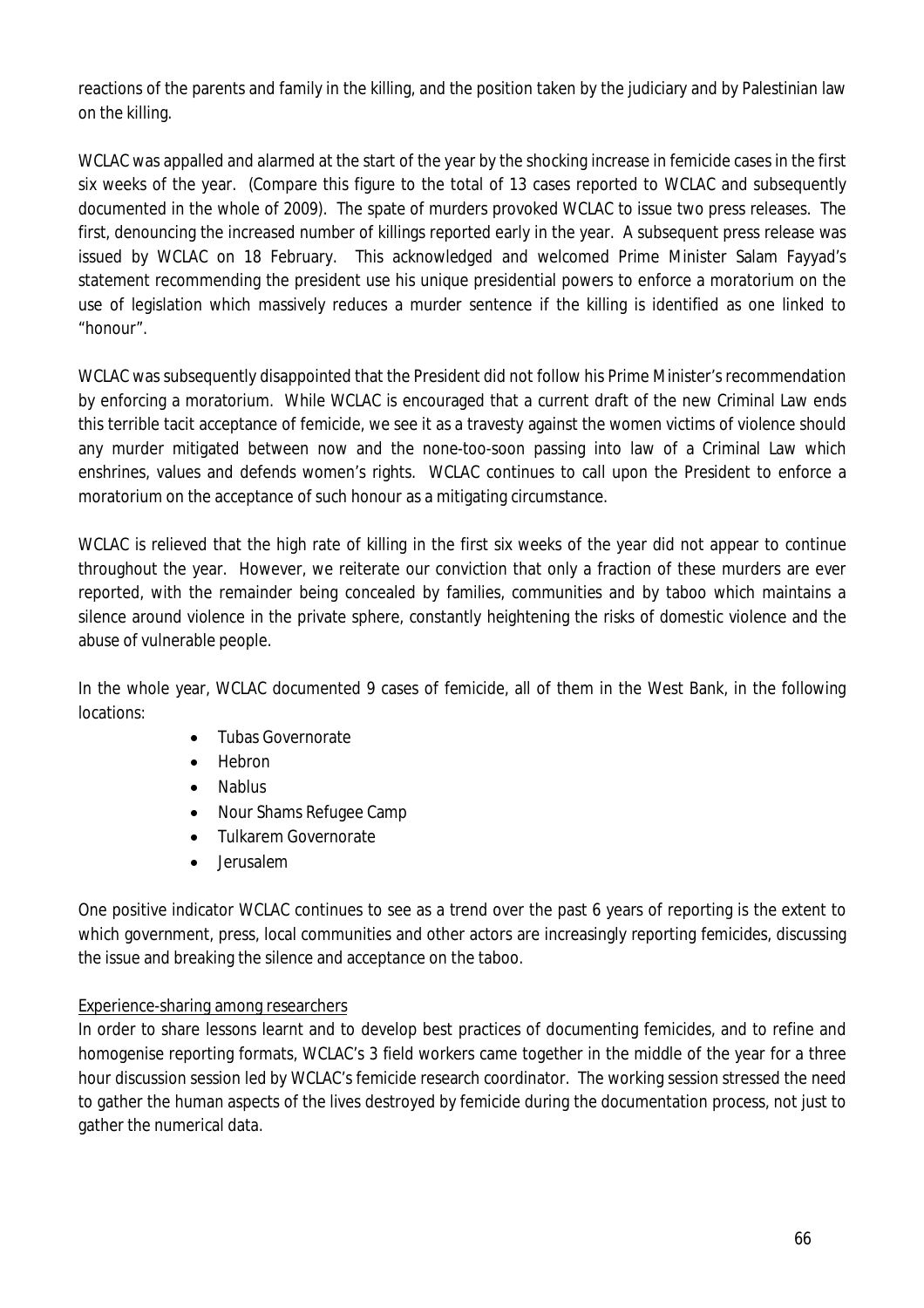reactions of the parents and family in the killing, and the position taken by the judiciary and by Palestinian law on the killing.

WCLAC was appalled and alarmed at the start of the year by the shocking increase in femicide cases in the first six weeks of the year. (Compare this figure to the total of 13 cases reported to WCLAC and subsequently documented in the whole of 2009). The spate of murders provoked WCLAC to issue two press releases. The first, denouncing the increased number of killings reported early in the year. A subsequent press release was issued by WCLAC on 18 February. This acknowledged and welcomed Prime Minister Salam Fayyad's statement recommending the president use his unique presidential powers to enforce a moratorium on the use of legislation which massively reduces a murder sentence if the killing is identified as one linked to "honour".

WCLAC was subsequently disappointed that the President did not follow his Prime Minister's recommendation by enforcing a moratorium. While WCLAC is encouraged that a current draft of the new Criminal Law ends this terrible tacit acceptance of femicide, we see it as a travesty against the women victims of violence should any murder mitigated between now and the none-too-soon passing into law of a Criminal Law which enshrines, values and defends women's rights. WCLAC continues to call upon the President to enforce a moratorium on the acceptance of such honour as a mitigating circumstance.

WCLAC is relieved that the high rate of killing in the first six weeks of the year did not appear to continue throughout the year. However, we reiterate our conviction that only a fraction of these murders are ever reported, with the remainder being concealed by families, communities and by taboo which maintains a silence around violence in the private sphere, constantly heightening the risks of domestic violence and the abuse of vulnerable people.

In the whole year, WCLAC documented 9 cases of femicide, all of them in the West Bank, in the following locations:

- Tubas Governorate
- Hebron
- Nablus
- Nour Shams Refugee Camp
- Tulkarem Governorate
- Jerusalem

One positive indicator WCLAC continues to see as a trend over the past 6 years of reporting is the extent to which government, press, local communities and other actors are increasingly reporting femicides, discussing the issue and breaking the silence and acceptance on the taboo.

<u>Experience-sharing among researchers</u>

In order to share lessons learnt and to develop best practices of documenting femicides, and to refine and homogenise reporting formats, WCLAC's 3 field workers came together in the middle of the year for a three hour discussion session led by WCLAC's femicide research coordinator. The working session stressed the need to gather the human aspects of the lives destroyed by femicide during the documentation process, not just to gather the numerical data.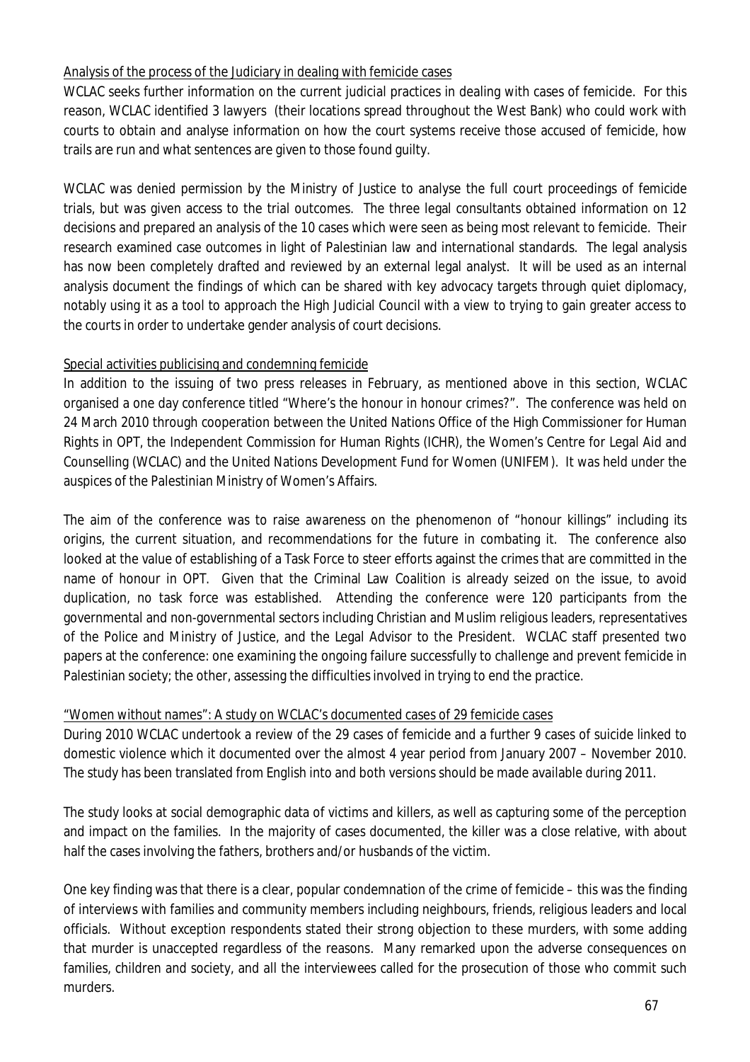Analysis of the process of the Judiciary in dealing with femicide cases

WCLAC seeks further information on the current judicial practices in dealing with cases of femicide. For this reason, WCLAC identified 3 lawyers (their locations spread throughout the West Bank) who could work with courts to obtain and analyse information on how the court systems receive those accused of femicide, how trails are run and what sentences are given to those found guilty.

WCLAC was denied permission by the Ministry of Justice to analyse the full court proceedings of femicide trials, but was given access to the trial outcomes. The three legal consultants obtained information on 12 decisions and prepared an analysis of the 10 cases which were seen as being most relevant to femicide. Their research examined case outcomes in light of Palestinian law and international standards. The legal analysis has now been completely drafted and reviewed by an external legal analyst. It will be used as an internal analysis document the findings of which can be shared with key advocacy targets through quiet diplomacy, notably using it as a tool to approach the High Judicial Council with a view to trying to gain greater access to the courts in order to undertake gender analysis of court decisions.

Special activities publicising and condemning femicide

In addition to the issuing of two press releases in February, as mentioned above in this section, WCLAC organised a one day conference titled "Where's the honour in honour crimes?". The conference was held on 24 March 2010 through cooperation between the United Nations Office of the High Commissioner for Human Rights in OPT, the Independent Commission for Human Rights (ICHR), the Women's Centre for Legal Aid and Counselling (WCLAC) and the United Nations Development Fund for Women (UNIFEM). It was held under the auspices of the Palestinian Ministry of Women's Affairs.

The aim of the conference was to raise awareness on the phenomenon of "honour killings" including its origins, the current situation, and recommendations for the future in combating it. The conference also looked at the value of establishing of a Task Force to steer efforts against the crimes that are committed in the name of honour in OPT. Given that the Criminal Law Coalition is already seized on the issue, to avoid duplication, no task force was established. Attending the conference were 120 participants from the governmental and non-governmental sectors including Christian and Muslim religious leaders, representatives of the Police and Ministry of Justice, and the Legal Advisor to the President. WCLAC staff presented two papers at the conference: one examining the ongoing failure successfully to challenge and prevent femicide in Palestinian society; the other, assessing the difficulties involved in trying to end the practice.

"Women without names": A study on WCLAC's documented cases of 29 femicide cases

During 2010 WCLAC undertook a review of the 29 cases of femicide and a further 9 cases of suicide linked to domestic violence which it documented over the almost 4 year period from January 2007 – November 2010. The study has been translated from English into and both versions should be made available during 2011.

The study looks at social demographic data of victims and killers, as well as capturing some of the perception and impact on the families. In the majority of cases documented, the killer was a close relative, with about half the cases involving the fathers, brothers and/or husbands of the victim.

One key finding was that there is a clear, popular condemnation of the crime of femicide – this was the finding of interviews with families and community members including neighbours, friends, religious leaders and local officials. Without exception respondents stated their strong objection to these murders, with some adding that murder is unaccepted regardless of the reasons. Many remarked upon the adverse consequences on families, children and society, and all the interviewees called for the prosecution of those who commit such murders.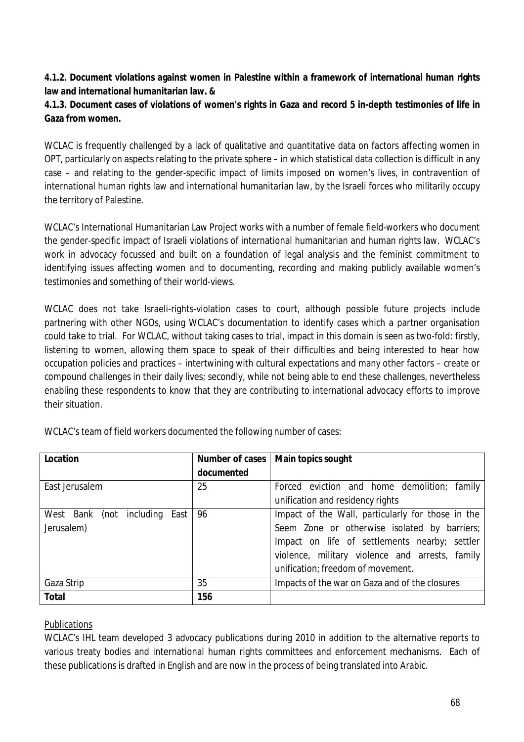**4.1.2. Document violations against women in Palestine within a framework of international human rights law and international humanitarian law. &**

**4.1.3. Document cases of violations of women's rights in Gaza and record 5 in-depth testimonies of life in Gaza from women.**

WCLAC is frequently challenged by a lack of qualitative and quantitative data on factors affecting women in OPT, particularly on aspects relating to the private sphere – in which statistical data collection is difficult in any case – and relating to the gender-specific impact of limits imposed on women's lives, in contravention of international human rights law and international humanitarian law, by the Israeli forces who militarily occupy the territory of Palestine.

WCLAC's International Humanitarian Law Project works with a number of female field-workers who document the gender-specific impact of Israeli violations of international humanitarian and human rights law. WCLAC's work in advocacy focussed and built on a foundation of legal analysis and the feminist commitment to identifying issues affecting women and to documenting, recording and making publicly available women's testimonies and something of their world-views.

WCLAC does not take Israeli-rights-violation cases to court, although possible future projects include partnering with other NGOs, using WCLAC's documentation to identify cases which a partner organisation could take to trial. For WCLAC, without taking cases to trial, impact in this domain is seen as two-fold: firstly, listening to women, allowing them space to speak of their difficulties and being interested to hear how occupation policies and practices – intertwining with cultural expectations and many other factors – create or compound challenges in their daily lives; secondly, while not being able to end these challenges, nevertheless enabling these respondents to know that they are contributing to international advocacy efforts to improve their situation.

WCLAC's team of field workers documented the following number of cases:

| Location | Number of cases documented | Main topics sought |
|---|---|---|
| East Jerusalem | 25 | Forced eviction and home demolition; family unification and residency rights |
| West Bank (not including East Jerusalem) | 96 | Impact of the Wall, particularly for those in the Seem Zone or otherwise isolated by barriers; Impact on life of settlements nearby; settler violence, military violence and arrests, family unification; freedom of movement. |
| Gaza Strip | 35 | Impacts of the war on Gaza and of the closures |
| **Total** | **156** | |

Publications

WCLAC's IHL team developed 3 advocacy publications during 2010 in addition to the alternative reports to various treaty bodies and international human rights committees and enforcement mechanisms. Each of these publications is drafted in English and are now in the process of being translated into Arabic.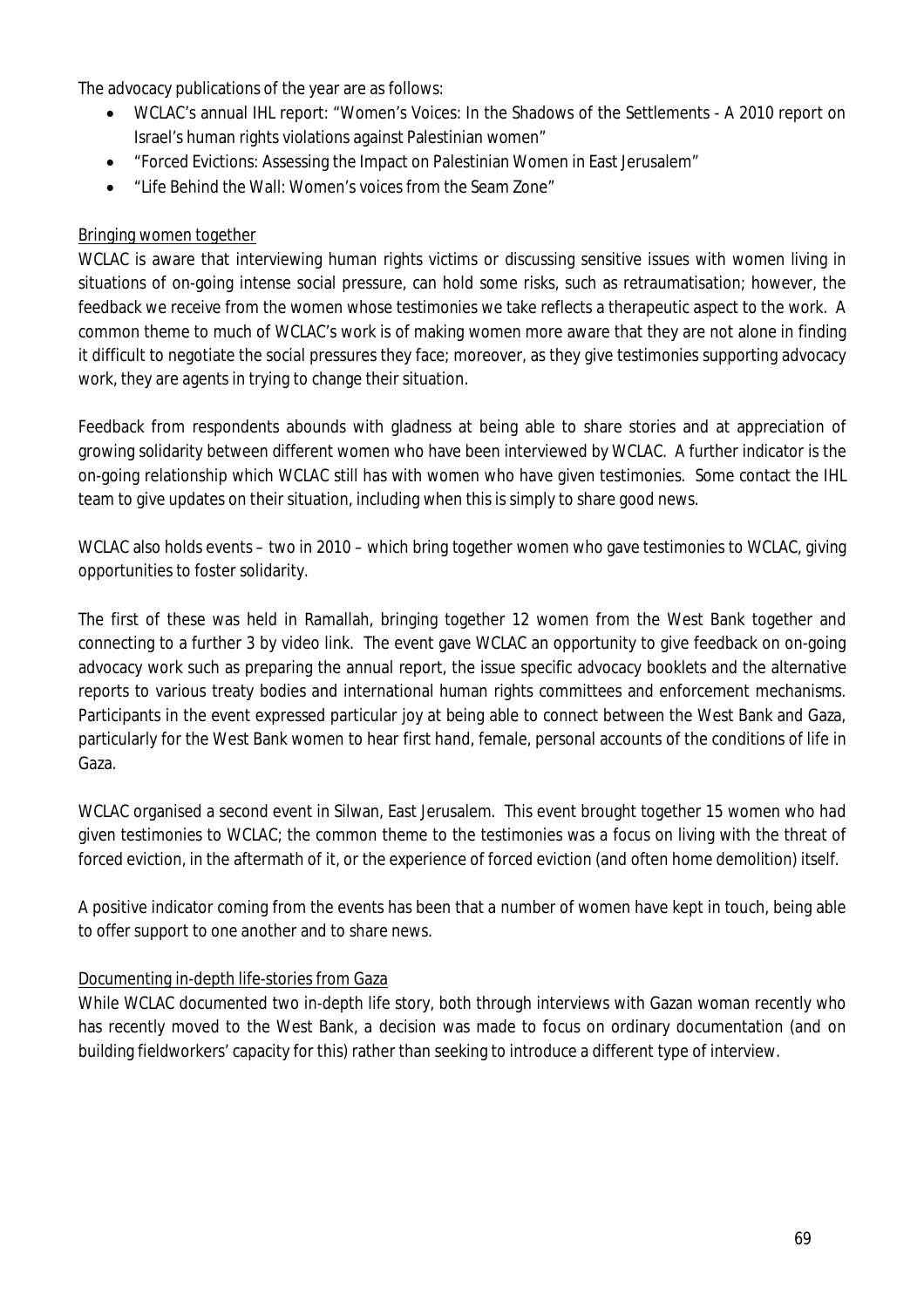The advocacy publications of the year are as follows:

- WCLAC's annual IHL report: "Women's Voices: In the Shadows of the Settlements - A 2010 report on Israel's human rights violations against Palestinian women"
- "Forced Evictions: Assessing the Impact on Palestinian Women in East Jerusalem"
- "Life Behind the Wall: Women's voices from the Seam Zone"

<u>Bringing women together</u>

WCLAC is aware that interviewing human rights victims or discussing sensitive issues with women living in situations of on-going intense social pressure, can hold some risks, such as retraumatisation; however, the feedback we receive from the women whose testimonies we take reflects a therapeutic aspect to the work. A common theme to much of WCLAC's work is of making women more aware that they are not alone in finding it difficult to negotiate the social pressures they face; moreover, as they give testimonies supporting advocacy work, they are agents in trying to change their situation.

Feedback from respondents abounds with gladness at being able to share stories and at appreciation of growing solidarity between different women who have been interviewed by WCLAC. A further indicator is the on-going relationship which WCLAC still has with women who have given testimonies. Some contact the IHL team to give updates on their situation, including when this is simply to share good news.

WCLAC also holds events – two in 2010 – which bring together women who gave testimonies to WCLAC, giving opportunities to foster solidarity.

The first of these was held in Ramallah, bringing together 12 women from the West Bank together and connecting to a further 3 by video link. The event gave WCLAC an opportunity to give feedback on on-going advocacy work such as preparing the annual report, the issue specific advocacy booklets and the alternative reports to various treaty bodies and international human rights committees and enforcement mechanisms. Participants in the event expressed particular joy at being able to connect between the West Bank and Gaza, particularly for the West Bank women to hear first hand, female, personal accounts of the conditions of life in Gaza.

WCLAC organised a second event in Silwan, East Jerusalem. This event brought together 15 women who had given testimonies to WCLAC; the common theme to the testimonies was a focus on living with the threat of forced eviction, in the aftermath of it, or the experience of forced eviction (and often home demolition) itself.

A positive indicator coming from the events has been that a number of women have kept in touch, being able to offer support to one another and to share news.

<u>Documenting in-depth life-stories from Gaza</u>

While WCLAC documented two in-depth life story, both through interviews with Gazan woman recently who has recently moved to the West Bank, a decision was made to focus on ordinary documentation (and on building fieldworkers' capacity for this) rather than seeking to introduce a different type of interview.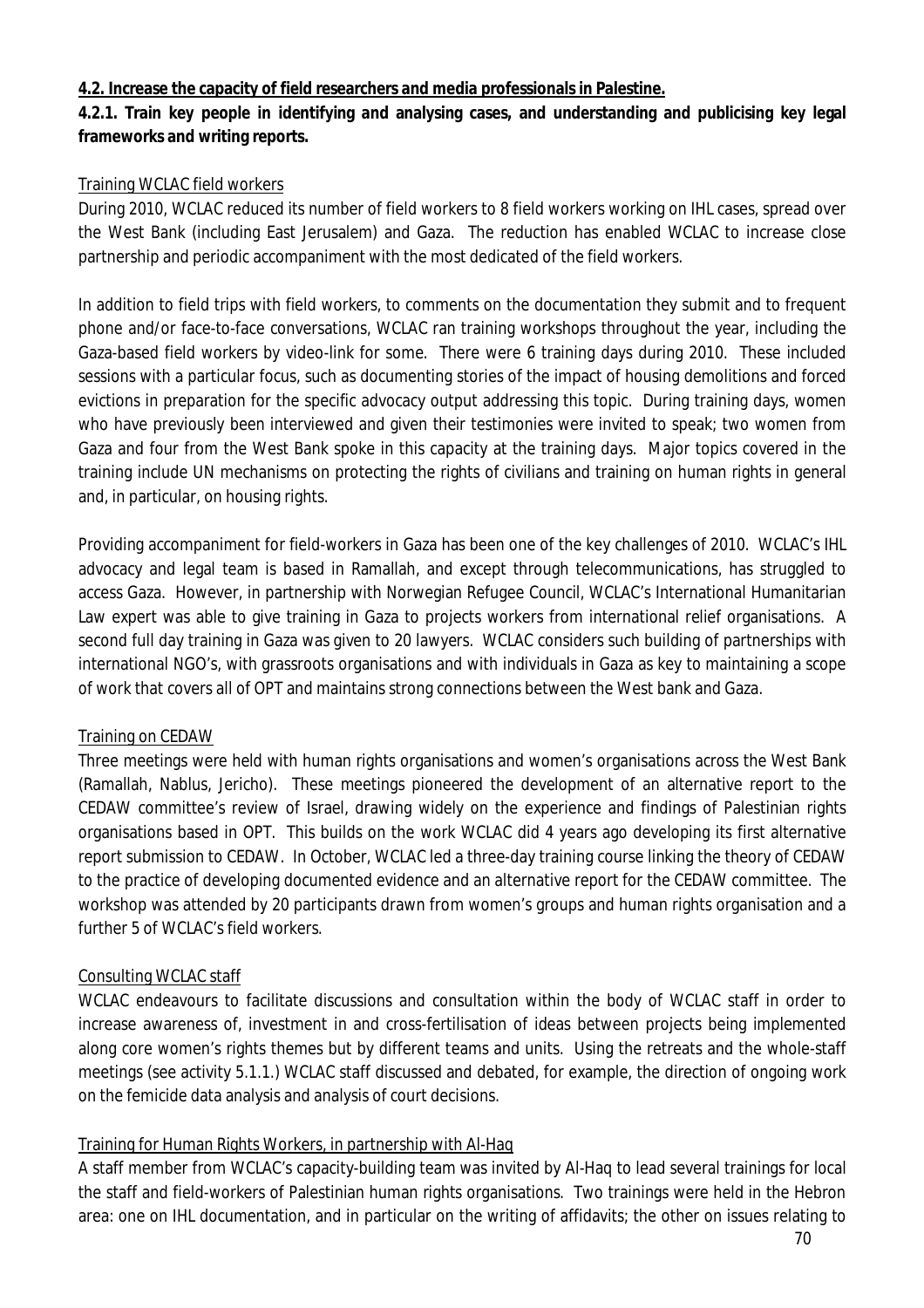**4.2. Increase the capacity of field researchers and media professionals in Palestine.**

**4.2.1. Train key people in identifying and analysing cases, and understanding and publicising key legal frameworks and writing reports.**

Training WCLAC field workers

During 2010, WCLAC reduced its number of field workers to 8 field workers working on IHL cases, spread over the West Bank (including East Jerusalem) and Gaza. The reduction has enabled WCLAC to increase close partnership and periodic accompaniment with the most dedicated of the field workers.

In addition to field trips with field workers, to comments on the documentation they submit and to frequent phone and/or face-to-face conversations, WCLAC ran training workshops throughout the year, including the Gaza-based field workers by video-link for some. There were 6 training days during 2010. These included sessions with a particular focus, such as documenting stories of the impact of housing demolitions and forced evictions in preparation for the specific advocacy output addressing this topic. During training days, women who have previously been interviewed and given their testimonies were invited to speak; two women from Gaza and four from the West Bank spoke in this capacity at the training days. Major topics covered in the training include UN mechanisms on protecting the rights of civilians and training on human rights in general and, in particular, on housing rights.

Providing accompaniment for field-workers in Gaza has been one of the key challenges of 2010. WCLAC's IHL advocacy and legal team is based in Ramallah, and except through telecommunications, has struggled to access Gaza. However, in partnership with Norwegian Refugee Council, WCLAC's International Humanitarian Law expert was able to give training in Gaza to projects workers from international relief organisations. A second full day training in Gaza was given to 20 lawyers. WCLAC considers such building of partnerships with international NGO's, with grassroots organisations and with individuals in Gaza as key to maintaining a scope of work that covers all of OPT and maintains strong connections between the West bank and Gaza.

Training on CEDAW

Three meetings were held with human rights organisations and women's organisations across the West Bank (Ramallah, Nablus, Jericho). These meetings pioneered the development of an alternative report to the CEDAW committee's review of Israel, drawing widely on the experience and findings of Palestinian rights organisations based in OPT. This builds on the work WCLAC did 4 years ago developing its first alternative report submission to CEDAW. In October, WCLAC led a three-day training course linking the theory of CEDAW to the practice of developing documented evidence and an alternative report for the CEDAW committee. The workshop was attended by 20 participants drawn from women's groups and human rights organisation and a further 5 of WCLAC's field workers.

Consulting WCLAC staff

WCLAC endeavours to facilitate discussions and consultation within the body of WCLAC staff in order to increase awareness of, investment in and cross-fertilisation of ideas between projects being implemented along core women's rights themes but by different teams and units. Using the retreats and the whole-staff meetings (see activity 5.1.1.) WCLAC staff discussed and debated, for example, the direction of ongoing work on the femicide data analysis and analysis of court decisions.

Training for Human Rights Workers, in partnership with Al-Haq

A staff member from WCLAC's capacity-building team was invited by Al-Haq to lead several trainings for local the staff and field-workers of Palestinian human rights organisations. Two trainings were held in the Hebron area: one on IHL documentation, and in particular on the writing of affidavits; the other on issues relating to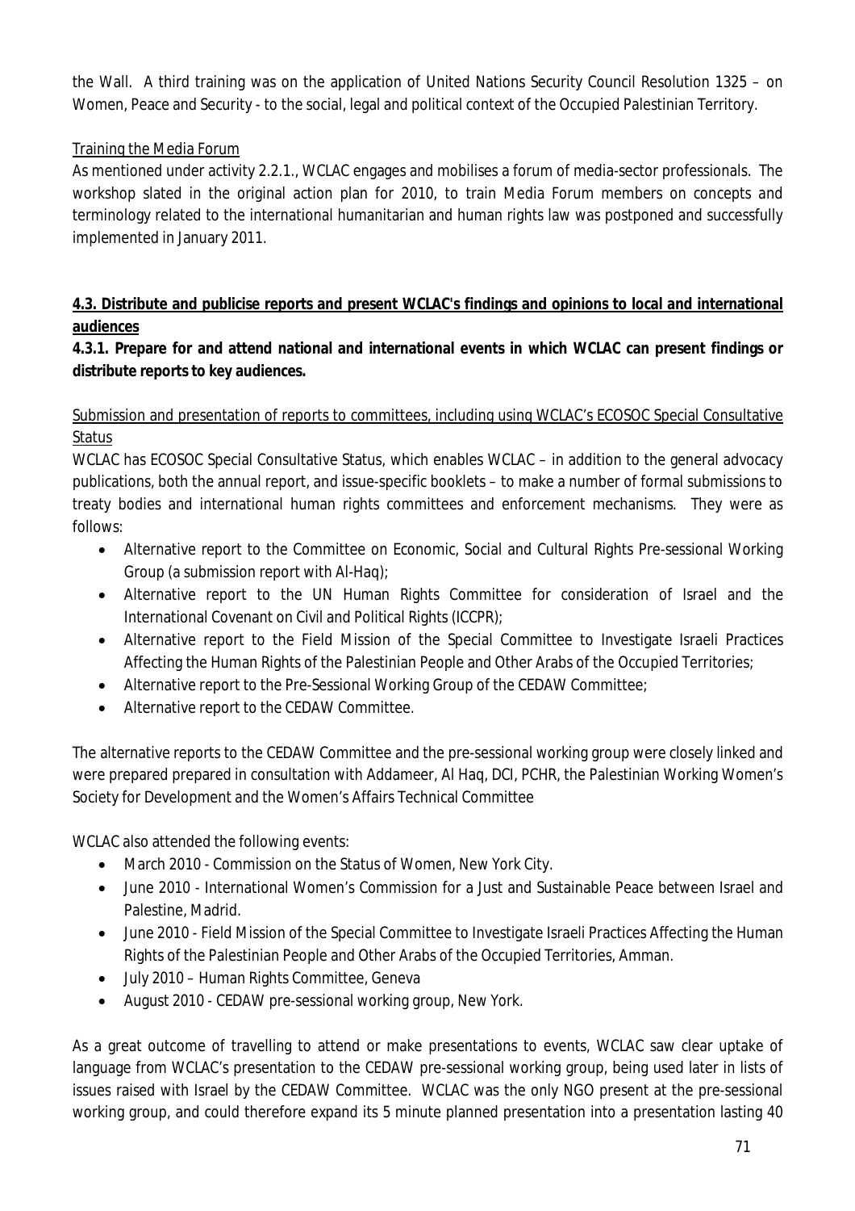the Wall. A third training was on the application of United Nations Security Council Resolution 1325 – on Women, Peace and Security - to the social, legal and political context of the Occupied Palestinian Territory.

Training the Media Forum

As mentioned under activity 2.2.1., WCLAC engages and mobilises a forum of media-sector professionals. The workshop slated in the original action plan for 2010, to train Media Forum members on concepts and terminology related to the international humanitarian and human rights law was postponed and successfully implemented in January 2011.

**4.3. Distribute and publicise reports and present WCLAC's findings and opinions to local and international audiences**

**4.3.1. Prepare for and attend national and international events in which WCLAC can present findings or distribute reports to key audiences.**

Submission and presentation of reports to committees, including using WCLAC's ECOSOC Special Consultative Status

WCLAC has ECOSOC Special Consultative Status, which enables WCLAC – in addition to the general advocacy publications, both the annual report, and issue-specific booklets – to make a number of formal submissions to treaty bodies and international human rights committees and enforcement mechanisms. They were as follows:

- Alternative report to the Committee on Economic, Social and Cultural Rights Pre-sessional Working Group (a submission report with Al-Haq);
- Alternative report to the UN Human Rights Committee for consideration of Israel and the International Covenant on Civil and Political Rights (ICCPR);
- Alternative report to the Field Mission of the Special Committee to Investigate Israeli Practices Affecting the Human Rights of the Palestinian People and Other Arabs of the Occupied Territories;
- Alternative report to the Pre-Sessional Working Group of the CEDAW Committee;
- Alternative report to the CEDAW Committee.

The alternative reports to the CEDAW Committee and the pre-sessional working group were closely linked and were prepared prepared in consultation with Addameer, Al Haq, DCI, PCHR, the Palestinian Working Women's Society for Development and the Women's Affairs Technical Committee

WCLAC also attended the following events:

- March 2010 - Commission on the Status of Women, New York City.
- June 2010 - International Women's Commission for a Just and Sustainable Peace between Israel and Palestine, Madrid.
- June 2010 - Field Mission of the Special Committee to Investigate Israeli Practices Affecting the Human Rights of the Palestinian People and Other Arabs of the Occupied Territories, Amman.
- July 2010 – Human Rights Committee, Geneva
- August 2010 - CEDAW pre-sessional working group, New York.

As a great outcome of travelling to attend or make presentations to events, WCLAC saw clear uptake of language from WCLAC's presentation to the CEDAW pre-sessional working group, being used later in lists of issues raised with Israel by the CEDAW Committee. WCLAC was the only NGO present at the pre-sessional working group, and could therefore expand its 5 minute planned presentation into a presentation lasting 40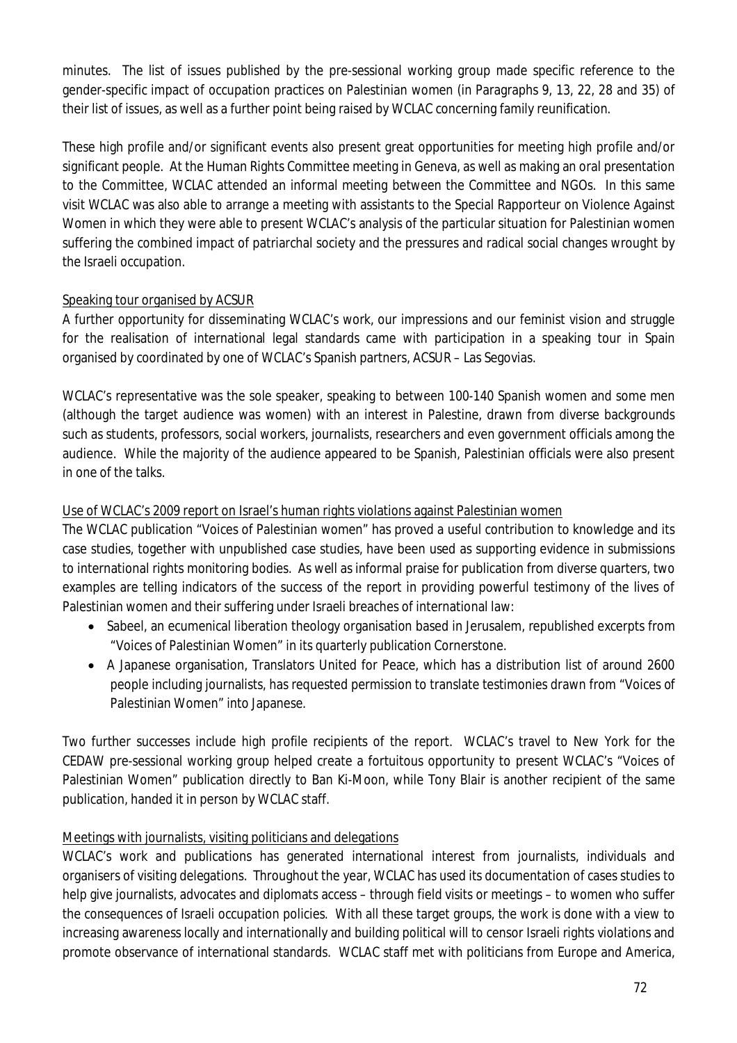minutes. The list of issues published by the pre-sessional working group made specific reference to the gender-specific impact of occupation practices on Palestinian women (in Paragraphs 9, 13, 22, 28 and 35) of their list of issues, as well as a further point being raised by WCLAC concerning family reunification.

These high profile and/or significant events also present great opportunities for meeting high profile and/or significant people. At the Human Rights Committee meeting in Geneva, as well as making an oral presentation to the Committee, WCLAC attended an informal meeting between the Committee and NGOs. In this same visit WCLAC was also able to arrange a meeting with assistants to the Special Rapporteur on Violence Against Women in which they were able to present WCLAC's analysis of the particular situation for Palestinian women suffering the combined impact of patriarchal society and the pressures and radical social changes wrought by the Israeli occupation.

Speaking tour organised by ACSUR

A further opportunity for disseminating WCLAC's work, our impressions and our feminist vision and struggle for the realisation of international legal standards came with participation in a speaking tour in Spain organised by coordinated by one of WCLAC's Spanish partners, ACSUR – Las Segovias.

WCLAC's representative was the sole speaker, speaking to between 100-140 Spanish women and some men (although the target audience was women) with an interest in Palestine, drawn from diverse backgrounds such as students, professors, social workers, journalists, researchers and even government officials among the audience. While the majority of the audience appeared to be Spanish, Palestinian officials were also present in one of the talks.

Use of WCLAC's 2009 report on Israel's human rights violations against Palestinian women

The WCLAC publication "Voices of Palestinian women" has proved a useful contribution to knowledge and its case studies, together with unpublished case studies, have been used as supporting evidence in submissions to international rights monitoring bodies. As well as informal praise for publication from diverse quarters, two examples are telling indicators of the success of the report in providing powerful testimony of the lives of Palestinian women and their suffering under Israeli breaches of international law:

- Sabeel, an ecumenical liberation theology organisation based in Jerusalem, republished excerpts from "Voices of Palestinian Women" in its quarterly publication Cornerstone.
- A Japanese organisation, Translators United for Peace, which has a distribution list of around 2600 people including journalists, has requested permission to translate testimonies drawn from "Voices of Palestinian Women" into Japanese.

Two further successes include high profile recipients of the report. WCLAC's travel to New York for the CEDAW pre-sessional working group helped create a fortuitous opportunity to present WCLAC's "Voices of Palestinian Women" publication directly to Ban Ki-Moon, while Tony Blair is another recipient of the same publication, handed it in person by WCLAC staff.

Meetings with journalists, visiting politicians and delegations

WCLAC's work and publications has generated international interest from journalists, individuals and organisers of visiting delegations. Throughout the year, WCLAC has used its documentation of cases studies to help give journalists, advocates and diplomats access – through field visits or meetings – to women who suffer the consequences of Israeli occupation policies. With all these target groups, the work is done with a view to increasing awareness locally and internationally and building political will to censor Israeli rights violations and promote observance of international standards. WCLAC staff met with politicians from Europe and America,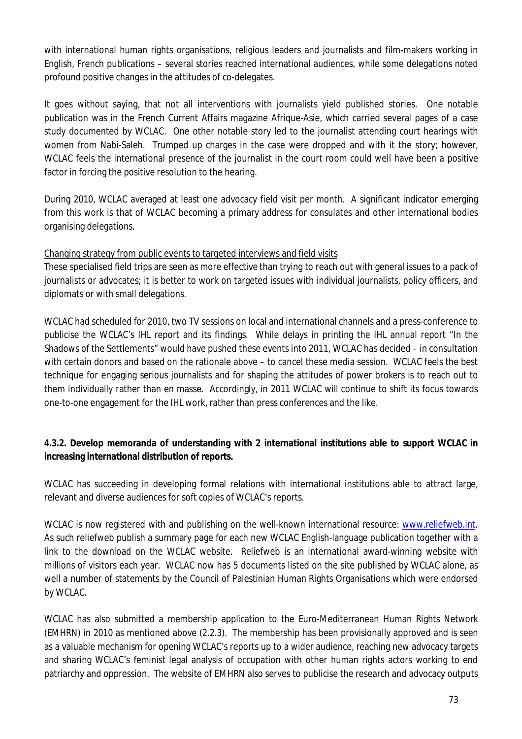with international human rights organisations, religious leaders and journalists and film-makers working in English, French publications – several stories reached international audiences, while some delegations noted profound positive changes in the attitudes of co-delegates.

It goes without saying, that not all interventions with journalists yield published stories. One notable publication was in the French Current Affairs magazine Afrique-Asie, which carried several pages of a case study documented by WCLAC. One other notable story led to the journalist attending court hearings with women from Nabi-Saleh. Trumped up charges in the case were dropped and with it the story; however, WCLAC feels the international presence of the journalist in the court room could well have been a positive factor in forcing the positive resolution to the hearing.

During 2010, WCLAC averaged at least one advocacy field visit per month. A significant indicator emerging from this work is that of WCLAC becoming a primary address for consulates and other international bodies organising delegations.

Changing strategy from public events to targeted interviews and field visits

These specialised field trips are seen as more effective than trying to reach out with general issues to a pack of journalists or advocates; it is better to work on targeted issues with individual journalists, policy officers, and diplomats or with small delegations.

WCLAC had scheduled for 2010, two TV sessions on local and international channels and a press-conference to publicise the WCLAC's IHL report and its findings. While delays in printing the IHL annual report "In the Shadows of the Settlements" would have pushed these events into 2011, WCLAC has decided – in consultation with certain donors and based on the rationale above – to cancel these media session. WCLAC feels the best technique for engaging serious journalists and for shaping the attitudes of power brokers is to reach out to them individually rather than en masse. Accordingly, in 2011 WCLAC will continue to shift its focus towards one-to-one engagement for the IHL work, rather than press conferences and the like.

**4.3.2. Develop memoranda of understanding with 2 international institutions able to support WCLAC in increasing international distribution of reports.**

WCLAC has succeeding in developing formal relations with international institutions able to attract large, relevant and diverse audiences for soft copies of WCLAC's reports.

WCLAC is now registered with and publishing on the well-known international resource: www.reliefweb.int. As such reliefweb publish a summary page for each new WCLAC English-language publication together with a link to the download on the WCLAC website. Reliefweb is an international award-winning website with millions of visitors each year. WCLAC now has 5 documents listed on the site published by WCLAC alone, as well a number of statements by the Council of Palestinian Human Rights Organisations which were endorsed by WCLAC.

WCLAC has also submitted a membership application to the Euro-Mediterranean Human Rights Network (EMHRN) in 2010 as mentioned above (2.2.3). The membership has been provisionally approved and is seen as a valuable mechanism for opening WCLAC's reports up to a wider audience, reaching new advocacy targets and sharing WCLAC's feminist legal analysis of occupation with other human rights actors working to end patriarchy and oppression. The website of EMHRN also serves to publicise the research and advocacy outputs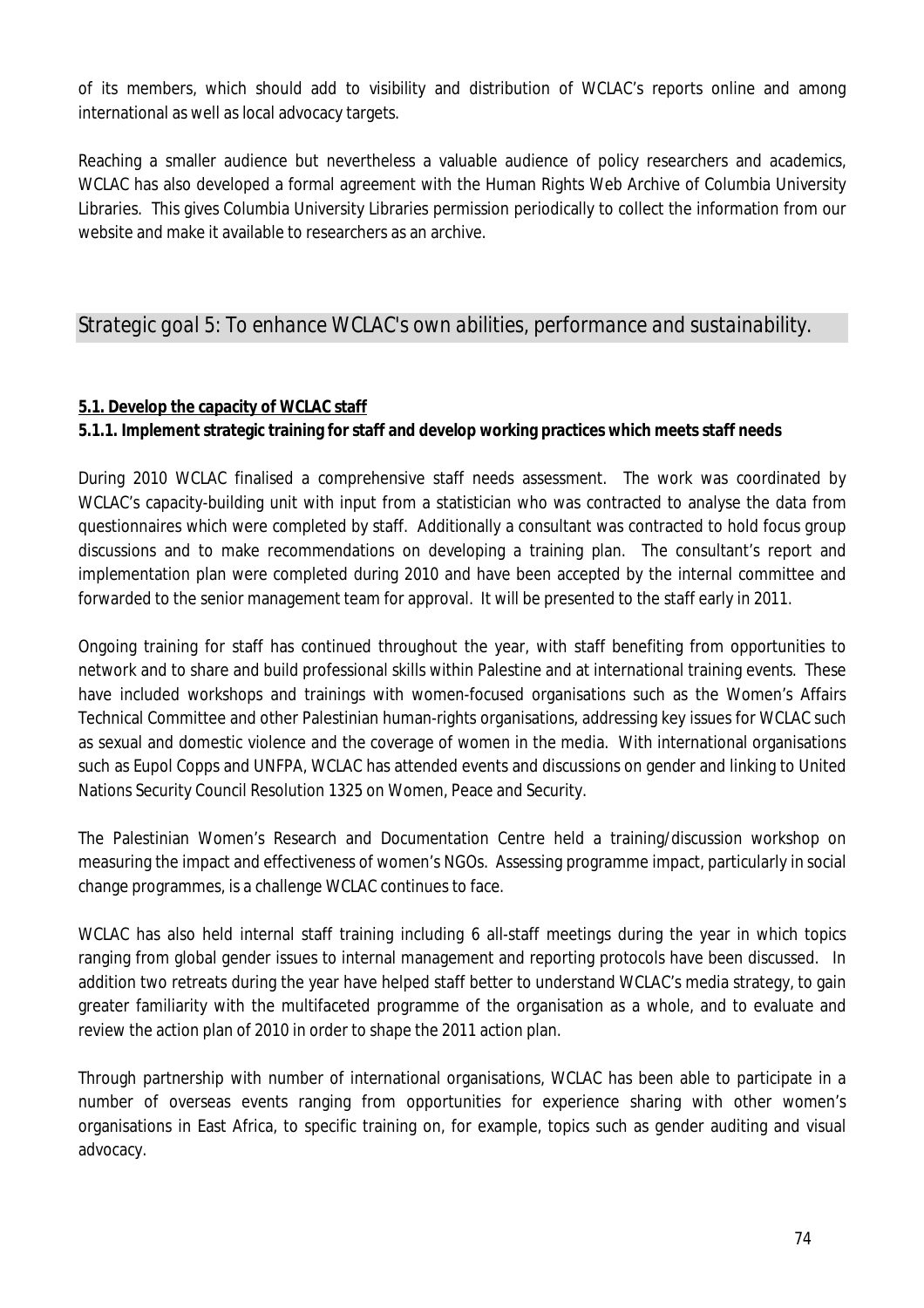of its members, which should add to visibility and distribution of WCLAC's reports online and among international as well as local advocacy targets.

Reaching a smaller audience but nevertheless a valuable audience of policy researchers and academics, WCLAC has also developed a formal agreement with the Human Rights Web Archive of Columbia University Libraries. This gives Columbia University Libraries permission periodically to collect the information from our website and make it available to researchers as an archive.

## *Strategic goal 5: To enhance WCLAC's own abilities, performance and sustainability.*

**5.1. Develop the capacity of WCLAC staff**

**5.1.1. Implement strategic training for staff and develop working practices which meets staff needs**

During 2010 WCLAC finalised a comprehensive staff needs assessment. The work was coordinated by WCLAC's capacity-building unit with input from a statistician who was contracted to analyse the data from questionnaires which were completed by staff. Additionally a consultant was contracted to hold focus group discussions and to make recommendations on developing a training plan. The consultant's report and implementation plan were completed during 2010 and have been accepted by the internal committee and forwarded to the senior management team for approval. It will be presented to the staff early in 2011.

Ongoing training for staff has continued throughout the year, with staff benefiting from opportunities to network and to share and build professional skills within Palestine and at international training events. These have included workshops and trainings with women-focused organisations such as the Women's Affairs Technical Committee and other Palestinian human-rights organisations, addressing key issues for WCLAC such as sexual and domestic violence and the coverage of women in the media. With international organisations such as Eupol Copps and UNFPA, WCLAC has attended events and discussions on gender and linking to United Nations Security Council Resolution 1325 on Women, Peace and Security.

The Palestinian Women's Research and Documentation Centre held a training/discussion workshop on measuring the impact and effectiveness of women's NGOs. Assessing programme impact, particularly in social change programmes, is a challenge WCLAC continues to face.

WCLAC has also held internal staff training including 6 all-staff meetings during the year in which topics ranging from global gender issues to internal management and reporting protocols have been discussed. In addition two retreats during the year have helped staff better to understand WCLAC's media strategy, to gain greater familiarity with the multifaceted programme of the organisation as a whole, and to evaluate and review the action plan of 2010 in order to shape the 2011 action plan.

Through partnership with number of international organisations, WCLAC has been able to participate in a number of overseas events ranging from opportunities for experience sharing with other women's organisations in East Africa, to specific training on, for example, topics such as gender auditing and visual advocacy.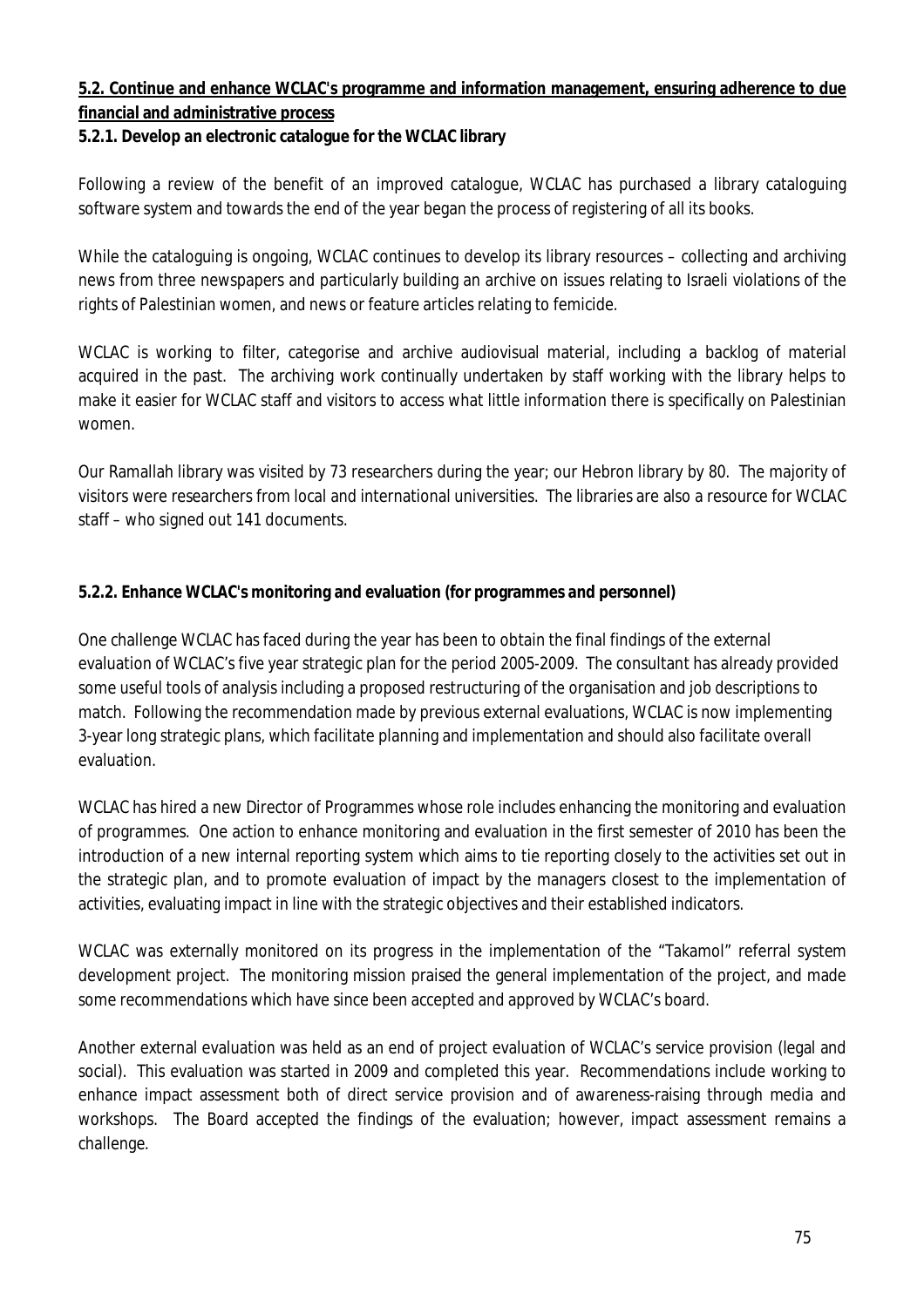## 5.2. Continue and enhance WCLAC's programme and information management, ensuring adherence to due financial and administrative process

### 5.2.1. Develop an electronic catalogue for the WCLAC library

Following a review of the benefit of an improved catalogue, WCLAC has purchased a library cataloguing software system and towards the end of the year began the process of registering of all its books.

While the cataloguing is ongoing, WCLAC continues to develop its library resources – collecting and archiving news from three newspapers and particularly building an archive on issues relating to Israeli violations of the rights of Palestinian women, and news or feature articles relating to femicide.

WCLAC is working to filter, categorise and archive audiovisual material, including a backlog of material acquired in the past. The archiving work continually undertaken by staff working with the library helps to make it easier for WCLAC staff and visitors to access what little information there is specifically on Palestinian women.

Our Ramallah library was visited by 73 researchers during the year; our Hebron library by 80. The majority of visitors were researchers from local and international universities. The libraries are also a resource for WCLAC staff – who signed out 141 documents.

### 5.2.2. Enhance WCLAC's monitoring and evaluation (for programmes and personnel)

One challenge WCLAC has faced during the year has been to obtain the final findings of the external evaluation of WCLAC's five year strategic plan for the period 2005-2009. The consultant has already provided some useful tools of analysis including a proposed restructuring of the organisation and job descriptions to match. Following the recommendation made by previous external evaluations, WCLAC is now implementing 3-year long strategic plans, which facilitate planning and implementation and should also facilitate overall evaluation.

WCLAC has hired a new Director of Programmes whose role includes enhancing the monitoring and evaluation of programmes. One action to enhance monitoring and evaluation in the first semester of 2010 has been the introduction of a new internal reporting system which aims to tie reporting closely to the activities set out in the strategic plan, and to promote evaluation of impact by the managers closest to the implementation of activities, evaluating impact in line with the strategic objectives and their established indicators.

WCLAC was externally monitored on its progress in the implementation of the "Takamol" referral system development project. The monitoring mission praised the general implementation of the project, and made some recommendations which have since been accepted and approved by WCLAC's board.

Another external evaluation was held as an end of project evaluation of WCLAC's service provision (legal and social). This evaluation was started in 2009 and completed this year. Recommendations include working to enhance impact assessment both of direct service provision and of awareness-raising through media and workshops. The Board accepted the findings of the evaluation; however, impact assessment remains a challenge.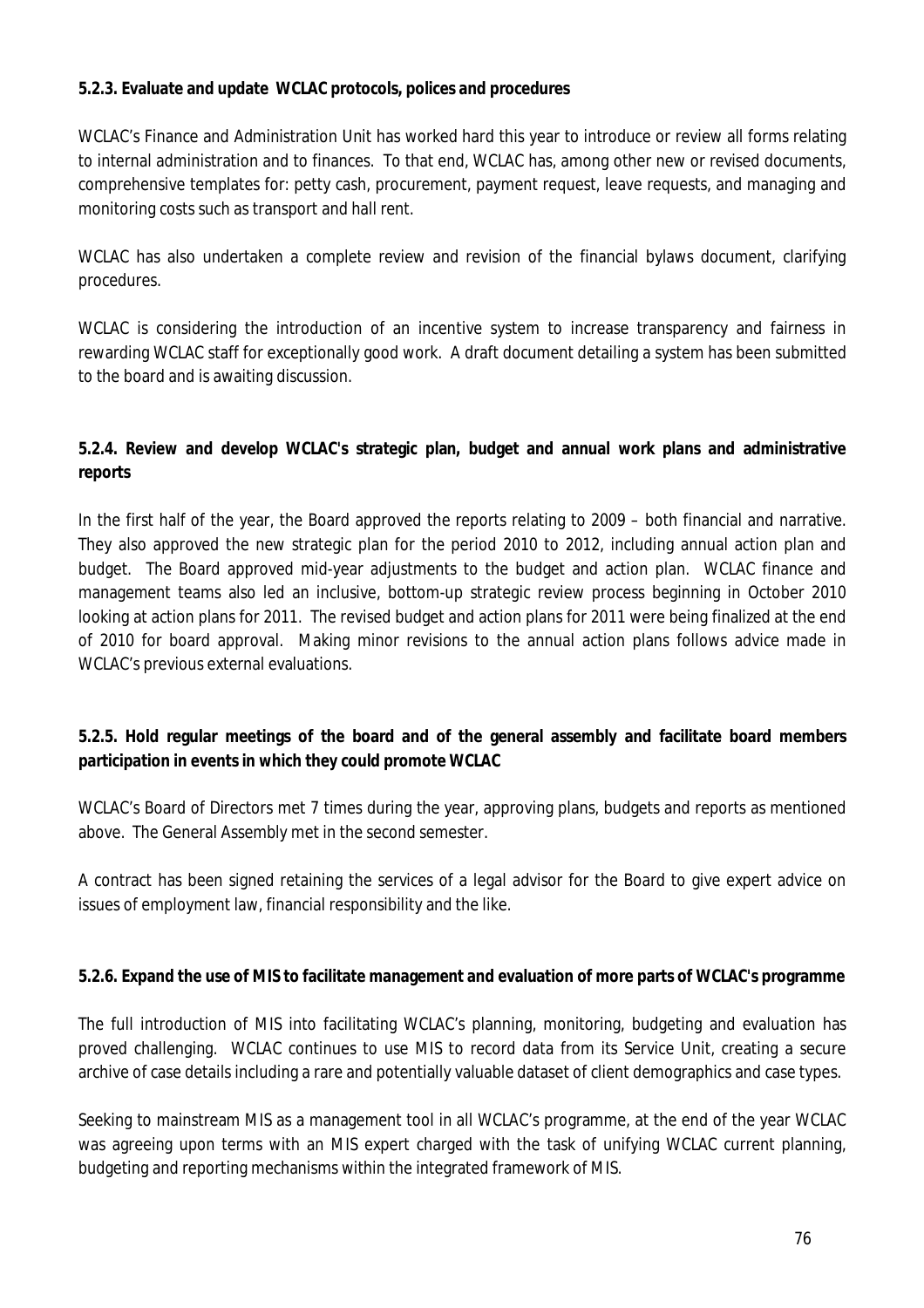**5.2.3. Evaluate and update WCLAC protocols, polices and procedures**

WCLAC's Finance and Administration Unit has worked hard this year to introduce or review all forms relating to internal administration and to finances. To that end, WCLAC has, among other new or revised documents, comprehensive templates for: petty cash, procurement, payment request, leave requests, and managing and monitoring costs such as transport and hall rent.

WCLAC has also undertaken a complete review and revision of the financial bylaws document, clarifying procedures.

WCLAC is considering the introduction of an incentive system to increase transparency and fairness in rewarding WCLAC staff for exceptionally good work. A draft document detailing a system has been submitted to the board and is awaiting discussion.

**5.2.4. Review and develop WCLAC's strategic plan, budget and annual work plans and administrative reports**

In the first half of the year, the Board approved the reports relating to 2009 – both financial and narrative. They also approved the new strategic plan for the period 2010 to 2012, including annual action plan and budget. The Board approved mid-year adjustments to the budget and action plan. WCLAC finance and management teams also led an inclusive, bottom-up strategic review process beginning in October 2010 looking at action plans for 2011. The revised budget and action plans for 2011 were being finalized at the end of 2010 for board approval. Making minor revisions to the annual action plans follows advice made in WCLAC's previous external evaluations.

**5.2.5. Hold regular meetings of the board and of the general assembly and facilitate board members participation in events in which they could promote WCLAC**

WCLAC's Board of Directors met 7 times during the year, approving plans, budgets and reports as mentioned above. The General Assembly met in the second semester.

A contract has been signed retaining the services of a legal advisor for the Board to give expert advice on issues of employment law, financial responsibility and the like.

**5.2.6. Expand the use of MIS to facilitate management and evaluation of more parts of WCLAC's programme**

The full introduction of MIS into facilitating WCLAC's planning, monitoring, budgeting and evaluation has proved challenging. WCLAC continues to use MIS to record data from its Service Unit, creating a secure archive of case details including a rare and potentially valuable dataset of client demographics and case types.

Seeking to mainstream MIS as a management tool in all WCLAC's programme, at the end of the year WCLAC was agreeing upon terms with an MIS expert charged with the task of unifying WCLAC current planning, budgeting and reporting mechanisms within the integrated framework of MIS.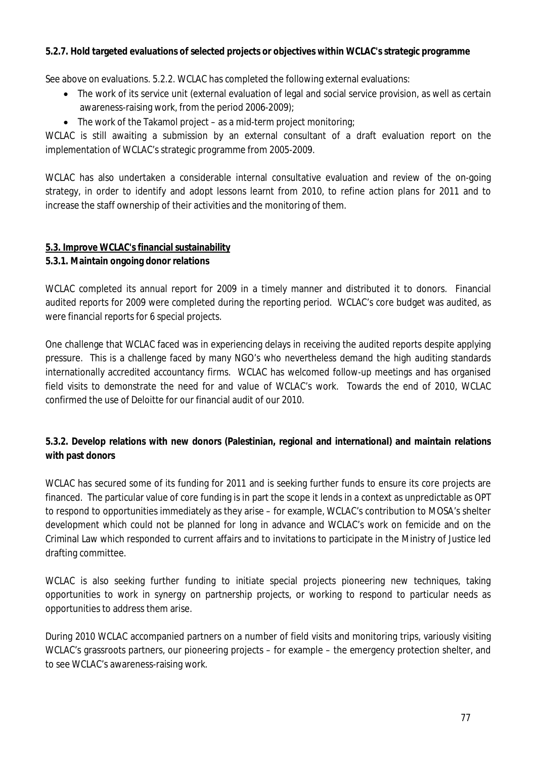**5.2.7. Hold targeted evaluations of selected projects or objectives within WCLAC's strategic programme**

See above on evaluations. 5.2.2. WCLAC has completed the following external evaluations:

- The work of its service unit (external evaluation of legal and social service provision, as well as certain awareness-raising work, from the period 2006-2009);
- The work of the Takamol project – as a mid-term project monitoring;

WCLAC is still awaiting a submission by an external consultant of a draft evaluation report on the implementation of WCLAC's strategic programme from 2005-2009.

WCLAC has also undertaken a considerable internal consultative evaluation and review of the on-going strategy, in order to identify and adopt lessons learnt from 2010, to refine action plans for 2011 and to increase the staff ownership of their activities and the monitoring of them.

**5.3. Improve WCLAC's financial sustainability**

**5.3.1. Maintain ongoing donor relations**

WCLAC completed its annual report for 2009 in a timely manner and distributed it to donors. Financial audited reports for 2009 were completed during the reporting period. WCLAC's core budget was audited, as were financial reports for 6 special projects.

One challenge that WCLAC faced was in experiencing delays in receiving the audited reports despite applying pressure. This is a challenge faced by many NGO's who nevertheless demand the high auditing standards internationally accredited accountancy firms. WCLAC has welcomed follow-up meetings and has organised field visits to demonstrate the need for and value of WCLAC's work. Towards the end of 2010, WCLAC confirmed the use of Deloitte for our financial audit of our 2010.

**5.3.2. Develop relations with new donors (Palestinian, regional and international) and maintain relations with past donors**

WCLAC has secured some of its funding for 2011 and is seeking further funds to ensure its core projects are financed. The particular value of core funding is in part the scope it lends in a context as unpredictable as OPT to respond to opportunities immediately as they arise – for example, WCLAC's contribution to MOSA's shelter development which could not be planned for long in advance and WCLAC's work on femicide and on the Criminal Law which responded to current affairs and to invitations to participate in the Ministry of Justice led drafting committee.

WCLAC is also seeking further funding to initiate special projects pioneering new techniques, taking opportunities to work in synergy on partnership projects, or working to respond to particular needs as opportunities to address them arise.

During 2010 WCLAC accompanied partners on a number of field visits and monitoring trips, variously visiting WCLAC's grassroots partners, our pioneering projects – for example – the emergency protection shelter, and to see WCLAC's awareness-raising work.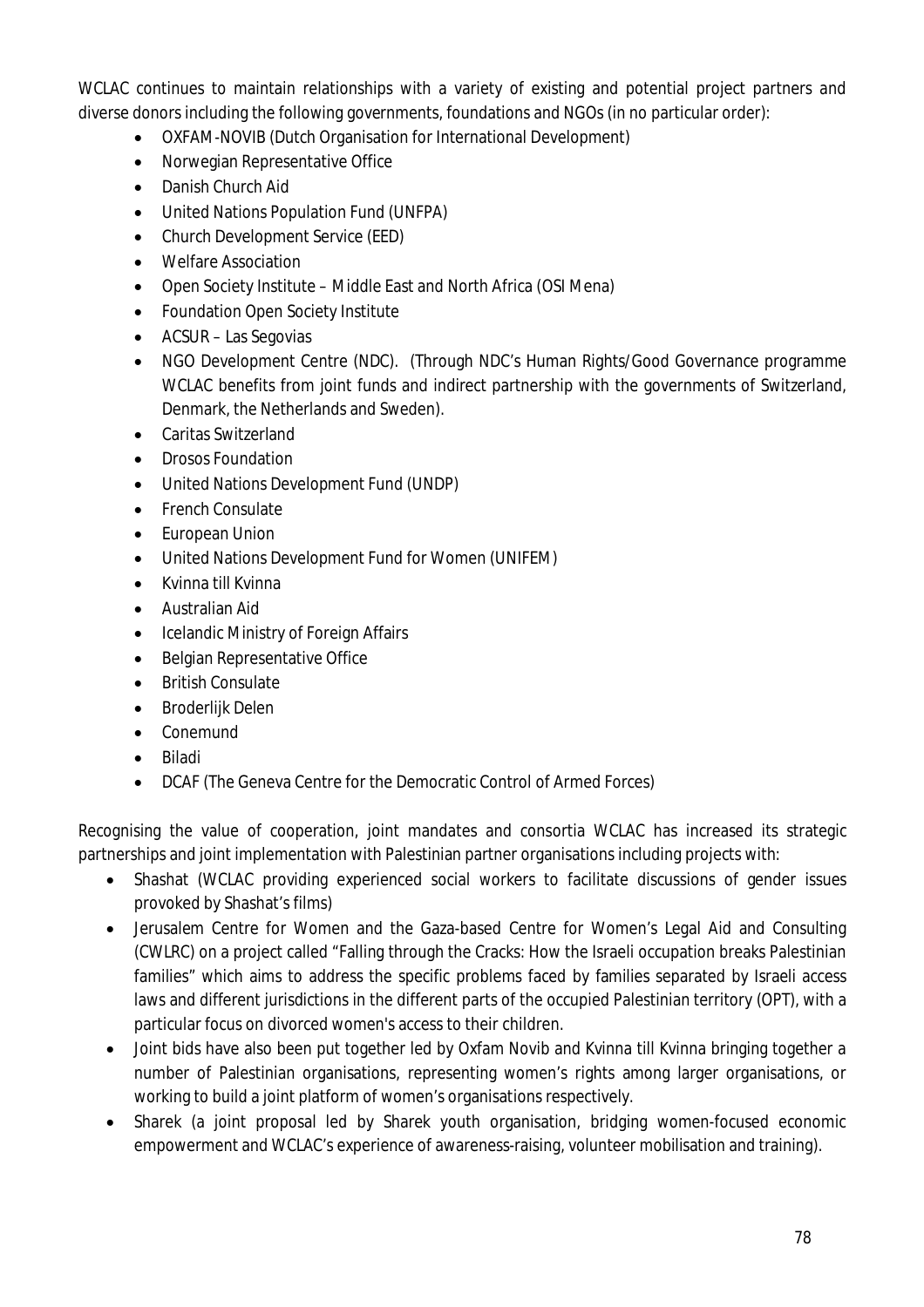WCLAC continues to maintain relationships with a variety of existing and potential project partners and diverse donors including the following governments, foundations and NGOs (in no particular order):

- OXFAM-NOVIB (Dutch Organisation for International Development)
- Norwegian Representative Office
- Danish Church Aid
- United Nations Population Fund (UNFPA)
- Church Development Service (EED)
- Welfare Association
- Open Society Institute – Middle East and North Africa (OSI Mena)
- Foundation Open Society Institute
- ACSUR – Las Segovias
- NGO Development Centre (NDC). (Through NDC's Human Rights/Good Governance programme WCLAC benefits from joint funds and indirect partnership with the governments of Switzerland, Denmark, the Netherlands and Sweden).
- Caritas Switzerland
- Drosos Foundation
- United Nations Development Fund (UNDP)
- French Consulate
- European Union
- United Nations Development Fund for Women (UNIFEM)
- Kvinna till Kvinna
- Australian Aid
- Icelandic Ministry of Foreign Affairs
- Belgian Representative Office
- British Consulate
- Broderlijk Delen
- Conemund
- Biladi
- DCAF (The Geneva Centre for the Democratic Control of Armed Forces)

Recognising the value of cooperation, joint mandates and consortia WCLAC has increased its strategic partnerships and joint implementation with Palestinian partner organisations including projects with:

- Shashat (WCLAC providing experienced social workers to facilitate discussions of gender issues provoked by Shashat's films)
- Jerusalem Centre for Women and the Gaza-based Centre for Women's Legal Aid and Consulting (CWLRC) on a project called "Falling through the Cracks: How the Israeli occupation breaks Palestinian families" which aims to address the specific problems faced by families separated by Israeli access laws and different jurisdictions in the different parts of the occupied Palestinian territory (OPT), with a particular focus on divorced women's access to their children.
- Joint bids have also been put together led by Oxfam Novib and Kvinna till Kvinna bringing together a number of Palestinian organisations, representing women's rights among larger organisations, or working to build a joint platform of women's organisations respectively.
- Sharek (a joint proposal led by Sharek youth organisation, bridging women-focused economic empowerment and WCLAC's experience of awareness-raising, volunteer mobilisation and training).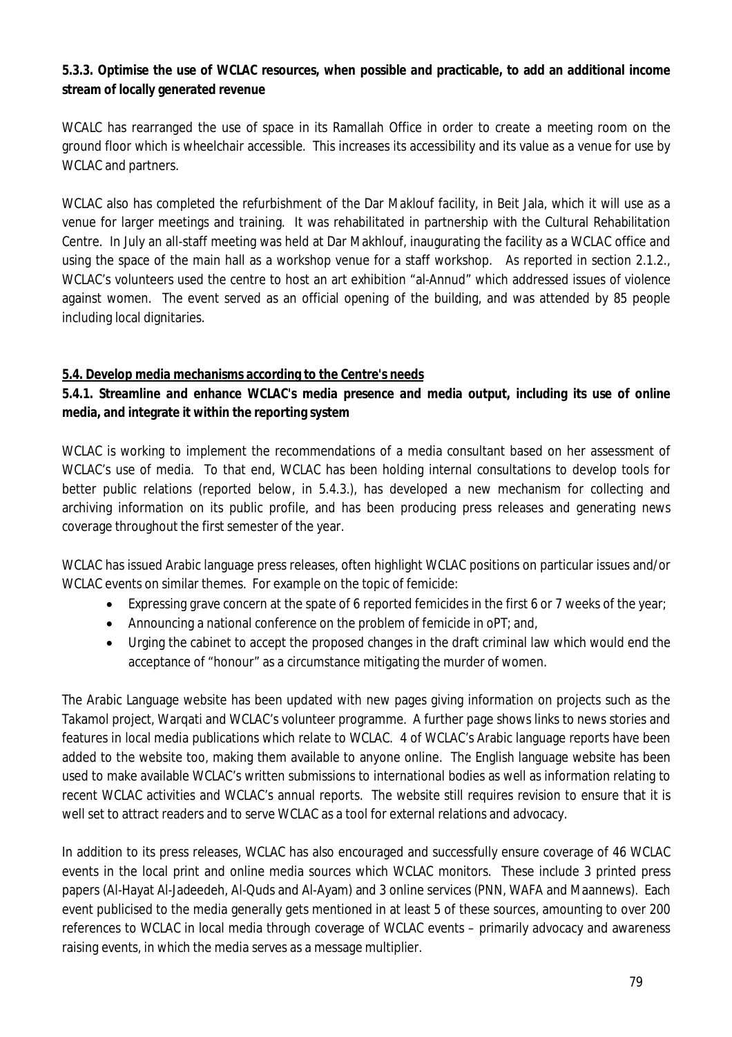**5.3.3. Optimise the use of WCLAC resources, when possible and practicable, to add an additional income stream of locally generated revenue**

WCALC has rearranged the use of space in its Ramallah Office in order to create a meeting room on the ground floor which is wheelchair accessible. This increases its accessibility and its value as a venue for use by WCLAC and partners.

WCLAC also has completed the refurbishment of the Dar Maklouf facility, in Beit Jala, which it will use as a venue for larger meetings and training. It was rehabilitated in partnership with the Cultural Rehabilitation Centre. In July an all-staff meeting was held at Dar Makhlouf, inaugurating the facility as a WCLAC office and using the space of the main hall as a workshop venue for a staff workshop. As reported in section 2.1.2., WCLAC's volunteers used the centre to host an art exhibition "al-Annud" which addressed issues of violence against women. The event served as an official opening of the building, and was attended by 85 people including local dignitaries.

**5.4. Develop media mechanisms according to the Centre's needs**

**5.4.1. Streamline and enhance WCLAC's media presence and media output, including its use of online media, and integrate it within the reporting system**

WCLAC is working to implement the recommendations of a media consultant based on her assessment of WCLAC's use of media. To that end, WCLAC has been holding internal consultations to develop tools for better public relations (reported below, in 5.4.3.), has developed a new mechanism for collecting and archiving information on its public profile, and has been producing press releases and generating news coverage throughout the first semester of the year.

WCLAC has issued Arabic language press releases, often highlight WCLAC positions on particular issues and/or WCLAC events on similar themes. For example on the topic of femicide:

- Expressing grave concern at the spate of 6 reported femicides in the first 6 or 7 weeks of the year;
- Announcing a national conference on the problem of femicide in oPT; and,
- Urging the cabinet to accept the proposed changes in the draft criminal law which would end the acceptance of "honour" as a circumstance mitigating the murder of women.

The Arabic Language website has been updated with new pages giving information on projects such as the Takamol project, Warqati and WCLAC's volunteer programme. A further page shows links to news stories and features in local media publications which relate to WCLAC. 4 of WCLAC's Arabic language reports have been added to the website too, making them available to anyone online. The English language website has been used to make available WCLAC's written submissions to international bodies as well as information relating to recent WCLAC activities and WCLAC's annual reports. The website still requires revision to ensure that it is well set to attract readers and to serve WCLAC as a tool for external relations and advocacy.

In addition to its press releases, WCLAC has also encouraged and successfully ensure coverage of 46 WCLAC events in the local print and online media sources which WCLAC monitors. These include 3 printed press papers (Al-Hayat Al-Jadeedeh, Al-Quds and Al-Ayam) and 3 online services (PNN, WAFA and Maannews). Each event publicised to the media generally gets mentioned in at least 5 of these sources, amounting to over 200 references to WCLAC in local media through coverage of WCLAC events – primarily advocacy and awareness raising events, in which the media serves as a message multiplier.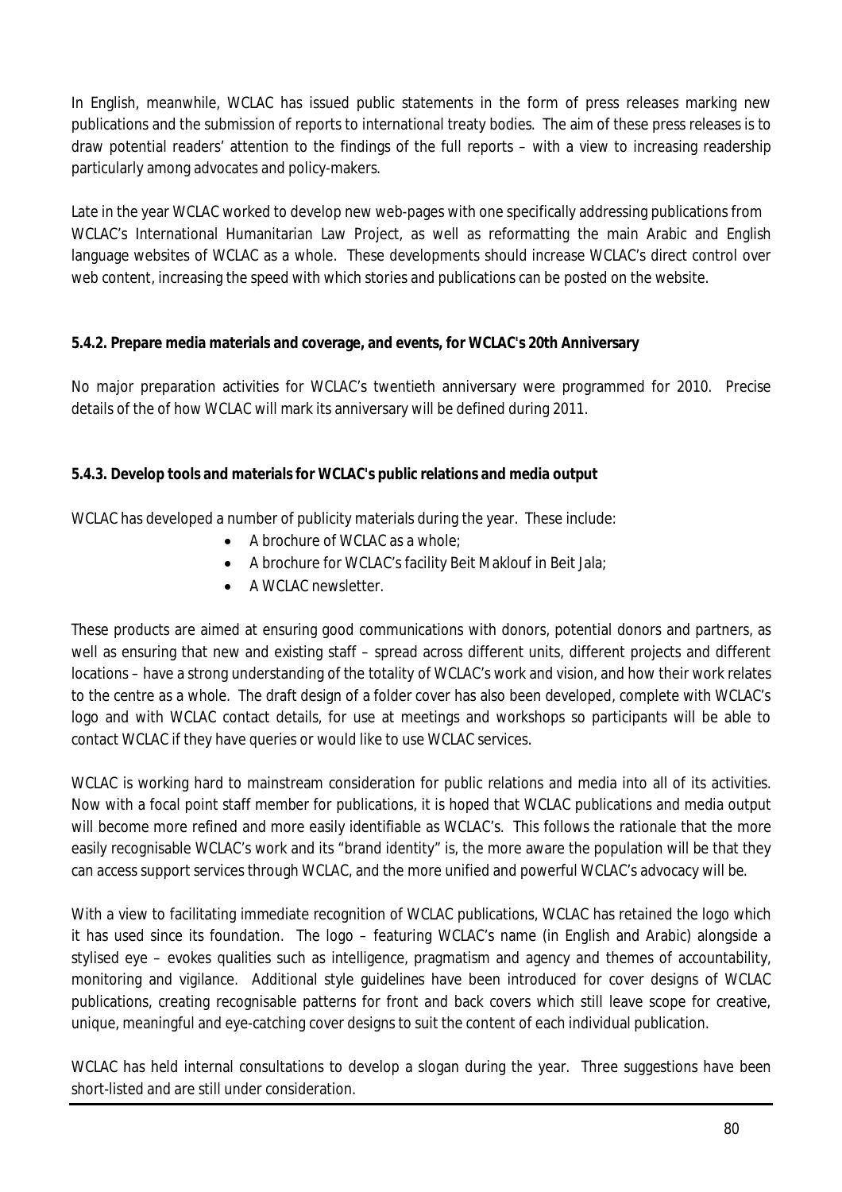In English, meanwhile, WCLAC has issued public statements in the form of press releases marking new publications and the submission of reports to international treaty bodies. The aim of these press releases is to draw potential readers' attention to the findings of the full reports – with a view to increasing readership particularly among advocates and policy-makers.

Late in the year WCLAC worked to develop new web-pages with one specifically addressing publications from WCLAC's International Humanitarian Law Project, as well as reformatting the main Arabic and English language websites of WCLAC as a whole. These developments should increase WCLAC's direct control over web content, increasing the speed with which stories and publications can be posted on the website.

**5.4.2. Prepare media materials and coverage, and events, for WCLAC's 20th Anniversary**

No major preparation activities for WCLAC's twentieth anniversary were programmed for 2010. Precise details of the of how WCLAC will mark its anniversary will be defined during 2011.

**5.4.3. Develop tools and materials for WCLAC's public relations and media output**

WCLAC has developed a number of publicity materials during the year. These include:

- A brochure of WCLAC as a whole;
- A brochure for WCLAC's facility Beit Maklouf in Beit Jala;
- A WCLAC newsletter.

These products are aimed at ensuring good communications with donors, potential donors and partners, as well as ensuring that new and existing staff – spread across different units, different projects and different locations – have a strong understanding of the totality of WCLAC's work and vision, and how their work relates to the centre as a whole. The draft design of a folder cover has also been developed, complete with WCLAC's logo and with WCLAC contact details, for use at meetings and workshops so participants will be able to contact WCLAC if they have queries or would like to use WCLAC services.

WCLAC is working hard to mainstream consideration for public relations and media into all of its activities. Now with a focal point staff member for publications, it is hoped that WCLAC publications and media output will become more refined and more easily identifiable as WCLAC's. This follows the rationale that the more easily recognisable WCLAC's work and its "brand identity" is, the more aware the population will be that they can access support services through WCLAC, and the more unified and powerful WCLAC's advocacy will be.

With a view to facilitating immediate recognition of WCLAC publications, WCLAC has retained the logo which it has used since its foundation. The logo – featuring WCLAC's name (in English and Arabic) alongside a stylised eye – evokes qualities such as intelligence, pragmatism and agency and themes of accountability, monitoring and vigilance. Additional style guidelines have been introduced for cover designs of WCLAC publications, creating recognisable patterns for front and back covers which still leave scope for creative, unique, meaningful and eye-catching cover designs to suit the content of each individual publication.

WCLAC has held internal consultations to develop a slogan during the year. Three suggestions have been short-listed and are still under consideration.